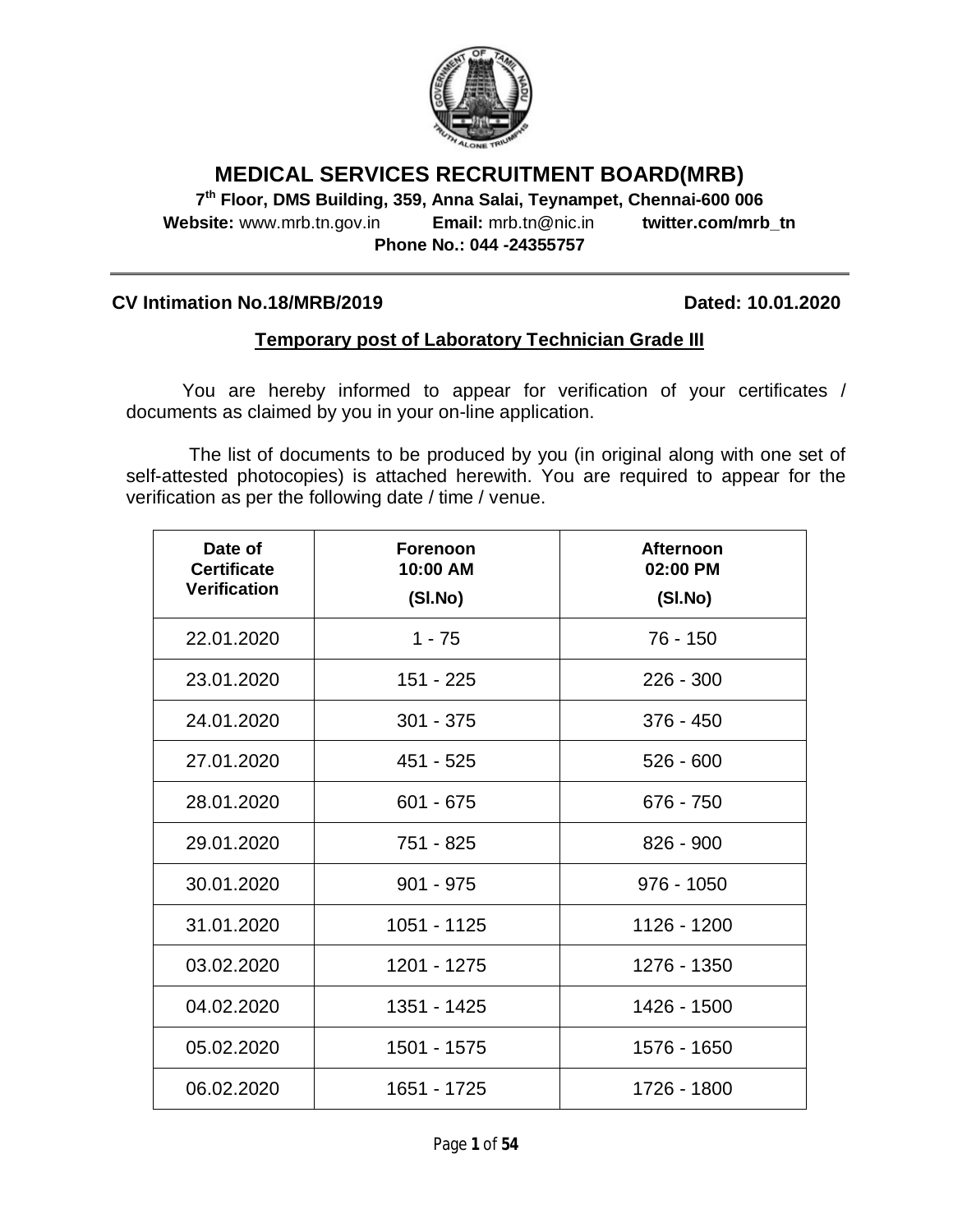# MEDICAL SERVICES RECRUITMENT BOARD(MRB)

**7th Floor, DMS Building, 359, Anna Salai, Teynampet, Chennai-600 006**

**Website:** www.mrb.tn.gov.in **Email:** mrb.tn@nic.in **twitter.com/mrb_tn**

**Phone No.: 044 -24355757**

---

**CV Intimation No.18/MRB/2019** **Dated: 10.01.2020**

## Temporary post of Laboratory Technician Grade III

You are hereby informed to appear for verification of your certificates / documents as claimed by you in your on-line application.

The list of documents to be produced by you (in original along with one set of self-attested photocopies) is attached herewith. You are required to appear for the verification as per the following date / time / venue.

| Date of Certificate Verification | Forenoon 10:00 AM (Sl.No) | Afternoon 02:00 PM (Sl.No) |
|---|---|---|
| 22.01.2020 | 1 - 75 | 76 - 150 |
| 23.01.2020 | 151 - 225 | 226 - 300 |
| 24.01.2020 | 301 - 375 | 376 - 450 |
| 27.01.2020 | 451 - 525 | 526 - 600 |
| 28.01.2020 | 601 - 675 | 676 - 750 |
| 29.01.2020 | 751 - 825 | 826 - 900 |
| 30.01.2020 | 901 - 975 | 976 - 1050 |
| 31.01.2020 | 1051 - 1125 | 1126 - 1200 |
| 03.02.2020 | 1201 - 1275 | 1276 - 1350 |
| 04.02.2020 | 1351 - 1425 | 1426 - 1500 |
| 05.02.2020 | 1501 - 1575 | 1576 - 1650 |
| 06.02.2020 | 1651 - 1725 | 1726 - 1800 |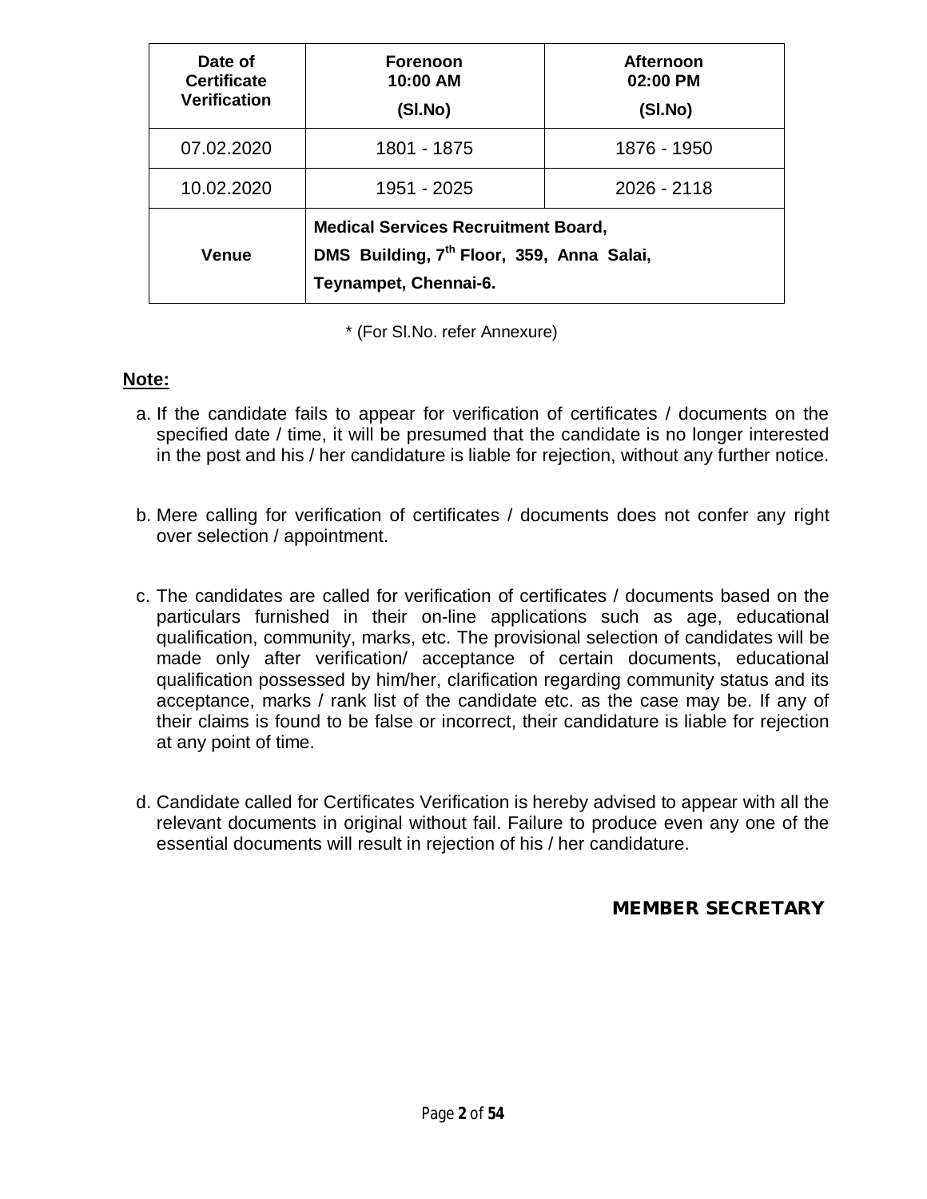| Date of Certificate Verification | Forenoon 10:00 AM (Sl.No) | Afternoon 02:00 PM (Sl.No) |
|---|---|---|
| 07.02.2020 | 1801 - 1875 | 1876 - 1950 |
| 10.02.2020 | 1951 - 2025 | 2026 - 2118 |
| **Venue** | **Medical Services Recruitment Board, DMS Building, 7th Floor, 359, Anna Salai, Teynampet, Chennai-6.** | |

\* (For Sl.No. refer Annexure)

**Note:**

a. If the candidate fails to appear for verification of certificates / documents on the specified date / time, it will be presumed that the candidate is no longer interested in the post and his / her candidature is liable for rejection, without any further notice.

b. Mere calling for verification of certificates / documents does not confer any right over selection / appointment.

c. The candidates are called for verification of certificates / documents based on the particulars furnished in their on-line applications such as age, educational qualification, community, marks, etc. The provisional selection of candidates will be made only after verification/ acceptance of certain documents, educational qualification possessed by him/her, clarification regarding community status and its acceptance, marks / rank list of the candidate etc. as the case may be. If any of their claims is found to be false or incorrect, their candidature is liable for rejection at any point of time.

d. Candidate called for Certificates Verification is hereby advised to appear with all the relevant documents in original without fail. Failure to produce even any one of the essential documents will result in rejection of his / her candidature.

**MEMBER SECRETARY**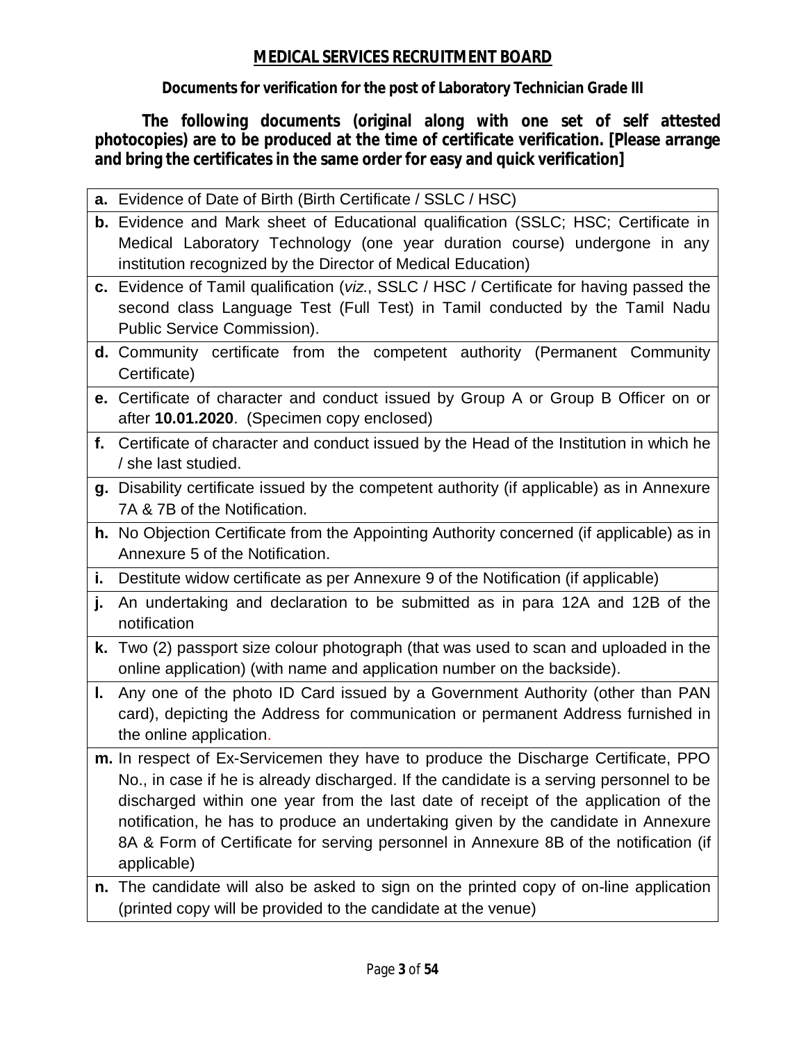# MEDICAL SERVICES RECRUITMENT BOARD

**Documents for verification for the post of Laboratory Technician Grade III**

**The following documents (original along with one set of self attested photocopies) are to be produced at the time of certificate verification. [Please arrange and bring the certificates in the same order for easy and quick verification]**

| |
|---|
| **a.** Evidence of Date of Birth (Birth Certificate / SSLC / HSC) |
| **b.** Evidence and Mark sheet of Educational qualification (SSLC; HSC; Certificate in Medical Laboratory Technology (one year duration course) undergone in any institution recognized by the Director of Medical Education) |
| **c.** Evidence of Tamil qualification (*viz.*, SSLC / HSC / Certificate for having passed the second class Language Test (Full Test) in Tamil conducted by the Tamil Nadu Public Service Commission). |
| **d.** Community certificate from the competent authority (Permanent Community Certificate) |
| **e.** Certificate of character and conduct issued by Group A or Group B Officer on or after **10.01.2020**. (Specimen copy enclosed) |
| **f.** Certificate of character and conduct issued by the Head of the Institution in which he / she last studied. |
| **g.** Disability certificate issued by the competent authority (if applicable) as in Annexure 7A & 7B of the Notification. |
| **h.** No Objection Certificate from the Appointing Authority concerned (if applicable) as in Annexure 5 of the Notification. |
| **i.** Destitute widow certificate as per Annexure 9 of the Notification (if applicable) |
| **j.** An undertaking and declaration to be submitted as in para 12A and 12B of the notification |
| **k.** Two (2) passport size colour photograph (that was used to scan and uploaded in the online application) (with name and application number on the backside). |
| **l.** Any one of the photo ID Card issued by a Government Authority (other than PAN card), depicting the Address for communication or permanent Address furnished in the online application. |
| **m.** In respect of Ex-Servicemen they have to produce the Discharge Certificate, PPO No., in case if he is already discharged. If the candidate is a serving personnel to be discharged within one year from the last date of receipt of the application of the notification, he has to produce an undertaking given by the candidate in Annexure 8A & Form of Certificate for serving personnel in Annexure 8B of the notification (if applicable) |
| **n.** The candidate will also be asked to sign on the printed copy of on-line application (printed copy will be provided to the candidate at the venue) |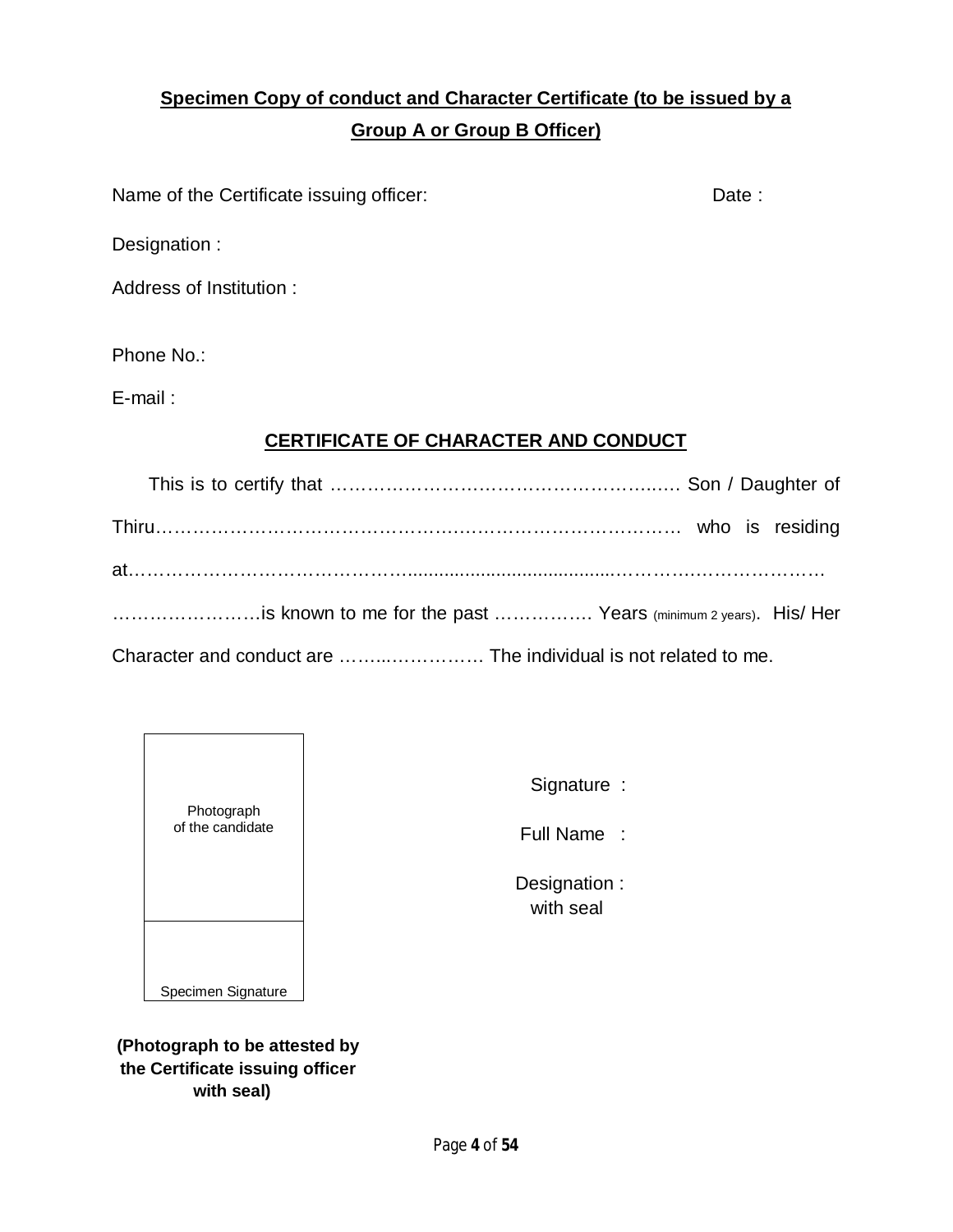**Specimen Copy of conduct and Character Certificate (to be issued by a Group A or Group B Officer)**

Name of the Certificate issuing officer: Date :

Designation :

Address of Institution :

Phone No.:

E-mail :

**CERTIFICATE OF CHARACTER AND CONDUCT**

This is to certify that …………………………………………………… Son / Daughter of Thiru…………………………………………………………………………… who is residing at…………………………………………………………………………………………………… ……………………is known to me for the past ……………. Years (minimum 2 years). His/ Her Character and conduct are ……..…………… The individual is not related to me.

| Photograph of the candidate |
|---|
| Specimen Signature |

**(Photograph to be attested by the Certificate issuing officer with seal)**

Signature :

Full Name :

Designation : with seal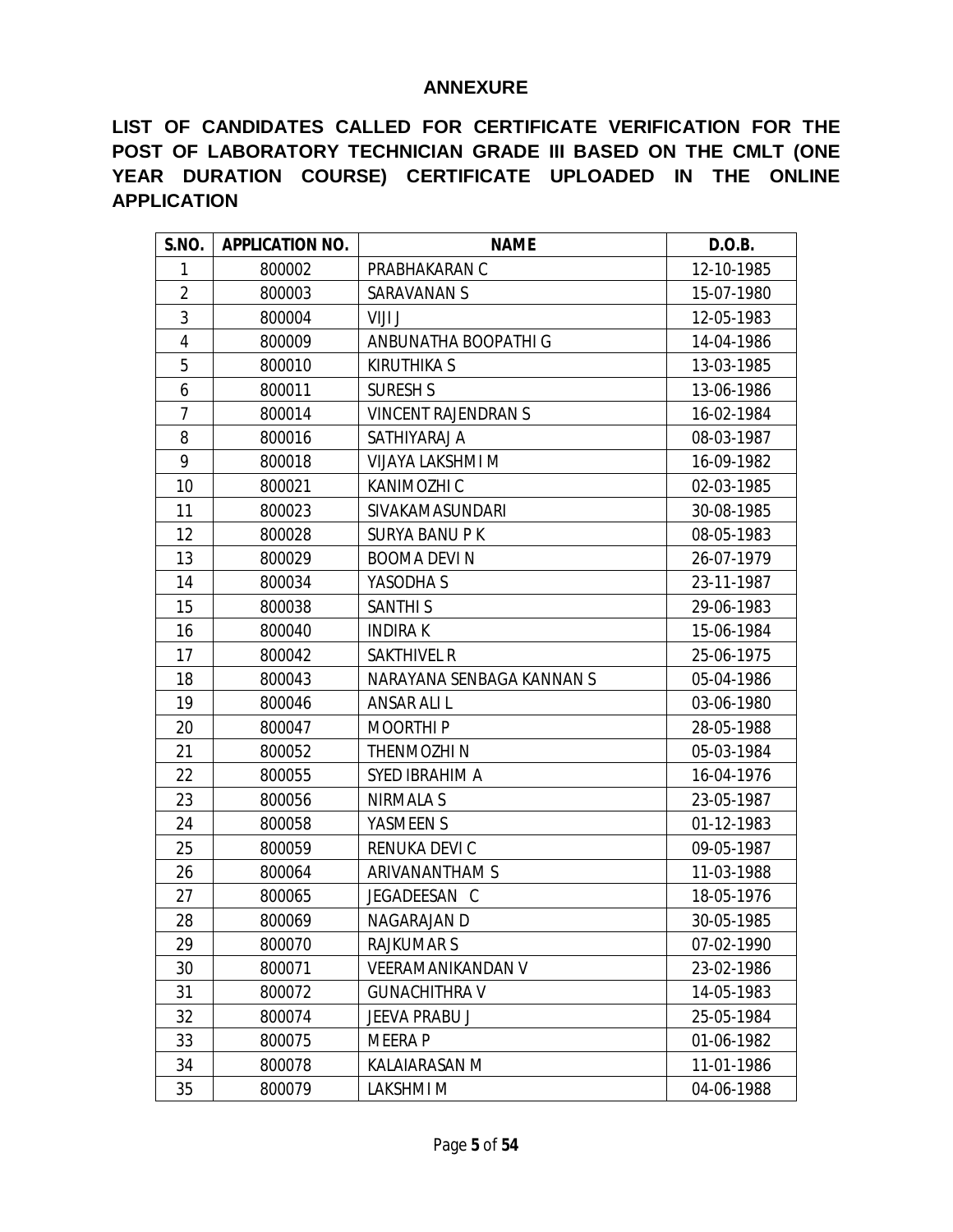## ANNEXURE

**LIST OF CANDIDATES CALLED FOR CERTIFICATE VERIFICATION FOR THE POST OF LABORATORY TECHNICIAN GRADE III BASED ON THE CMLT (ONE YEAR DURATION COURSE) CERTIFICATE UPLOADED IN THE ONLINE APPLICATION**

| S.NO. | APPLICATION NO. | NAME | D.O.B. |
|---|---|---|---|
| 1 | 800002 | PRABHAKARAN C | 12-10-1985 |
| 2 | 800003 | SARAVANAN S | 15-07-1980 |
| 3 | 800004 | VIJI J | 12-05-1983 |
| 4 | 800009 | ANBUNATHA BOOPATHI G | 14-04-1986 |
| 5 | 800010 | KIRUTHIKA S | 13-03-1985 |
| 6 | 800011 | SURESH S | 13-06-1986 |
| 7 | 800014 | VINCENT RAJENDRAN S | 16-02-1984 |
| 8 | 800016 | SATHIYARAJ A | 08-03-1987 |
| 9 | 800018 | VIJAYA LAKSHMI M | 16-09-1982 |
| 10 | 800021 | KANIMOZHI C | 02-03-1985 |
| 11 | 800023 | SIVAKAMASUNDARI | 30-08-1985 |
| 12 | 800028 | SURYA BANU P K | 08-05-1983 |
| 13 | 800029 | BOOMA DEVI N | 26-07-1979 |
| 14 | 800034 | YASODHA S | 23-11-1987 |
| 15 | 800038 | SANTHI S | 29-06-1983 |
| 16 | 800040 | INDIRA K | 15-06-1984 |
| 17 | 800042 | SAKTHIVEL R | 25-06-1975 |
| 18 | 800043 | NARAYANA SENBAGA KANNAN S | 05-04-1986 |
| 19 | 800046 | ANSAR ALI L | 03-06-1980 |
| 20 | 800047 | MOORTHI P | 28-05-1988 |
| 21 | 800052 | THENMOZHI N | 05-03-1984 |
| 22 | 800055 | SYED IBRAHIM A | 16-04-1976 |
| 23 | 800056 | NIRMALA S | 23-05-1987 |
| 24 | 800058 | YASMEEN S | 01-12-1983 |
| 25 | 800059 | RENUKA DEVI C | 09-05-1987 |
| 26 | 800064 | ARIVANANTHAM S | 11-03-1988 |
| 27 | 800065 | JEGADEESAN C | 18-05-1976 |
| 28 | 800069 | NAGARAJAN D | 30-05-1985 |
| 29 | 800070 | RAJKUMAR S | 07-02-1990 |
| 30 | 800071 | VEERAMANIKANDAN V | 23-02-1986 |
| 31 | 800072 | GUNACHITHRA V | 14-05-1983 |
| 32 | 800074 | JEEVA PRABU J | 25-05-1984 |
| 33 | 800075 | MEERA P | 01-06-1982 |
| 34 | 800078 | KALAIARASAN M | 11-01-1986 |
| 35 | 800079 | LAKSHMI M | 04-06-1988 |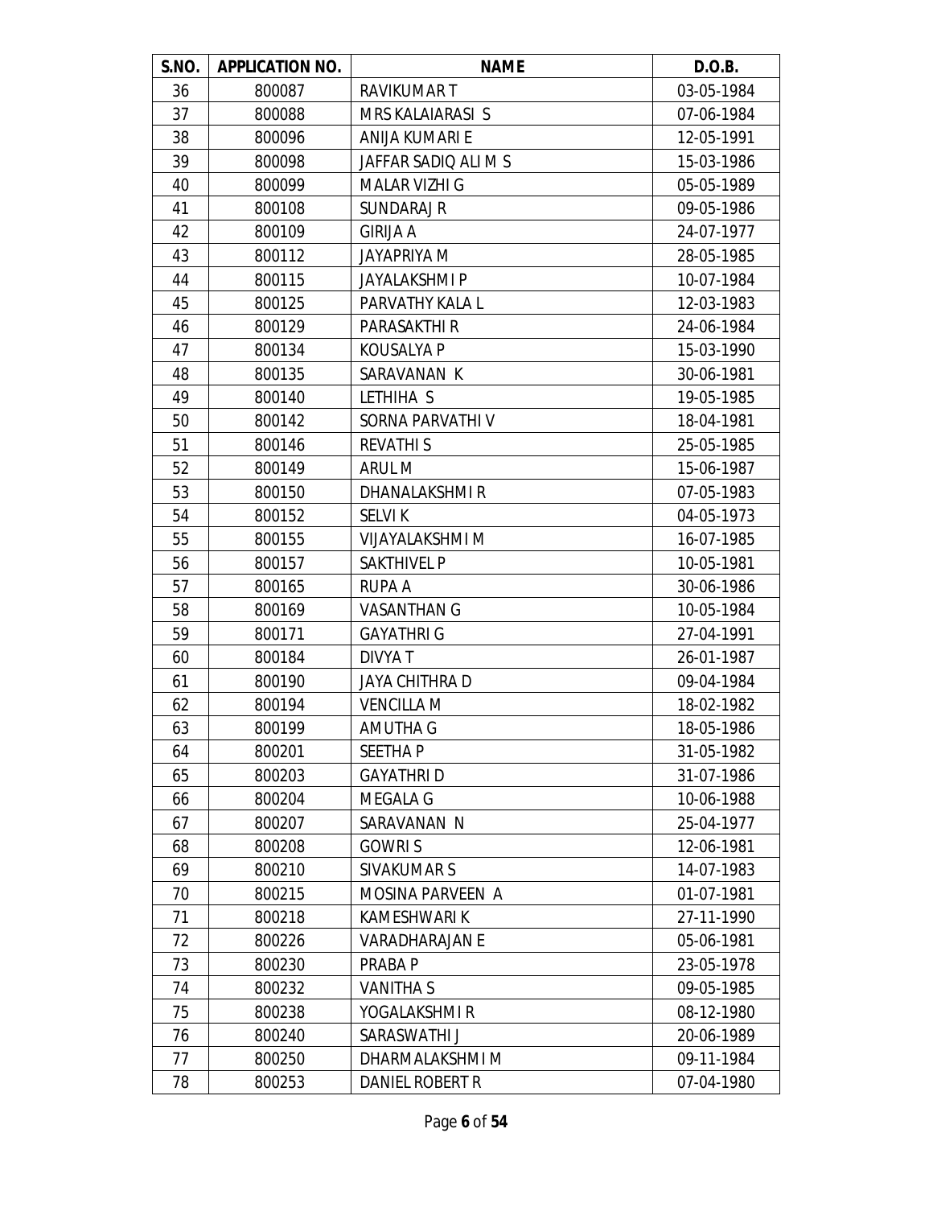| S.NO. | APPLICATION NO. | NAME | D.O.B. |
|---|---|---|---|
| 36 | 800087 | RAVIKUMAR T | 03-05-1984 |
| 37 | 800088 | MRS KALAIARASI S | 07-06-1984 |
| 38 | 800096 | ANIJA KUMARI E | 12-05-1991 |
| 39 | 800098 | JAFFAR SADIQ ALI M S | 15-03-1986 |
| 40 | 800099 | MALAR VIZHI G | 05-05-1989 |
| 41 | 800108 | SUNDARAJ R | 09-05-1986 |
| 42 | 800109 | GIRIJA A | 24-07-1977 |
| 43 | 800112 | JAYAPRIYA M | 28-05-1985 |
| 44 | 800115 | JAYALAKSHMI P | 10-07-1984 |
| 45 | 800125 | PARVATHY KALA L | 12-03-1983 |
| 46 | 800129 | PARASAKTHI R | 24-06-1984 |
| 47 | 800134 | KOUSALYA P | 15-03-1990 |
| 48 | 800135 | SARAVANAN K | 30-06-1981 |
| 49 | 800140 | LETHIHA S | 19-05-1985 |
| 50 | 800142 | SORNA PARVATHI V | 18-04-1981 |
| 51 | 800146 | REVATHI S | 25-05-1985 |
| 52 | 800149 | ARUL M | 15-06-1987 |
| 53 | 800150 | DHANALAKSHMI R | 07-05-1983 |
| 54 | 800152 | SELVI K | 04-05-1973 |
| 55 | 800155 | VIJAYALAKSHMI M | 16-07-1985 |
| 56 | 800157 | SAKTHIVEL P | 10-05-1981 |
| 57 | 800165 | RUPA A | 30-06-1986 |
| 58 | 800169 | VASANTHAN G | 10-05-1984 |
| 59 | 800171 | GAYATHRI G | 27-04-1991 |
| 60 | 800184 | DIVYA T | 26-01-1987 |
| 61 | 800190 | JAYA CHITHRA D | 09-04-1984 |
| 62 | 800194 | VENCILLA M | 18-02-1982 |
| 63 | 800199 | AMUTHA G | 18-05-1986 |
| 64 | 800201 | SEETHA P | 31-05-1982 |
| 65 | 800203 | GAYATHRI D | 31-07-1986 |
| 66 | 800204 | MEGALA G | 10-06-1988 |
| 67 | 800207 | SARAVANAN N | 25-04-1977 |
| 68 | 800208 | GOWRI S | 12-06-1981 |
| 69 | 800210 | SIVAKUMAR S | 14-07-1983 |
| 70 | 800215 | MOSINA PARVEEN A | 01-07-1981 |
| 71 | 800218 | KAMESHWARI K | 27-11-1990 |
| 72 | 800226 | VARADHARAJAN E | 05-06-1981 |
| 73 | 800230 | PRABA P | 23-05-1978 |
| 74 | 800232 | VANITHA S | 09-05-1985 |
| 75 | 800238 | YOGALAKSHMI R | 08-12-1980 |
| 76 | 800240 | SARASWATHI J | 20-06-1989 |
| 77 | 800250 | DHARMALAKSHMI M | 09-11-1984 |
| 78 | 800253 | DANIEL ROBERT R | 07-04-1980 |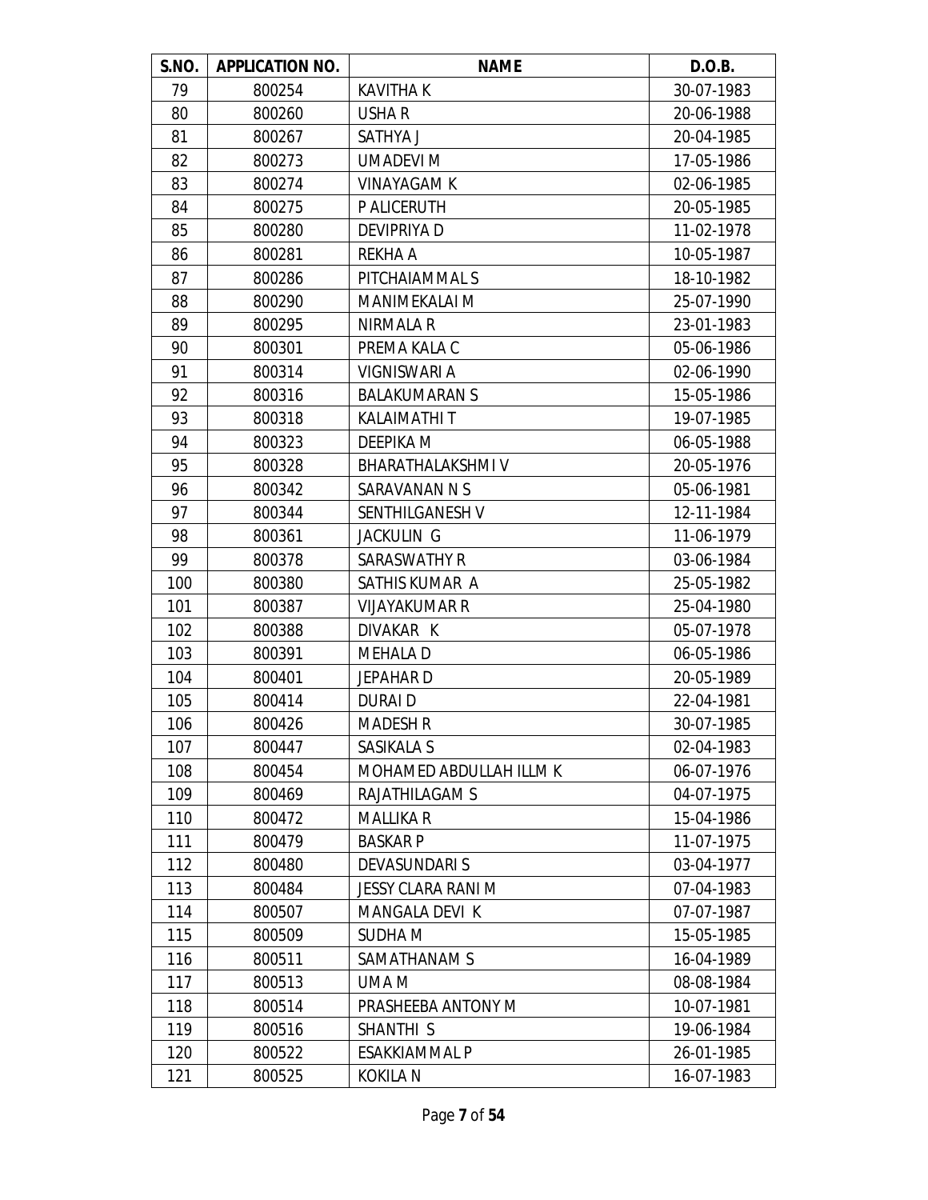| S.NO. | APPLICATION NO. | NAME | D.O.B. |
|---|---|---|---|
| 79 | 800254 | KAVITHA K | 30-07-1983 |
| 80 | 800260 | USHA R | 20-06-1988 |
| 81 | 800267 | SATHYA J | 20-04-1985 |
| 82 | 800273 | UMADEVI M | 17-05-1986 |
| 83 | 800274 | VINAYAGAM K | 02-06-1985 |
| 84 | 800275 | P ALICERUTH | 20-05-1985 |
| 85 | 800280 | DEVIPRIYA D | 11-02-1978 |
| 86 | 800281 | REKHA A | 10-05-1987 |
| 87 | 800286 | PITCHAIAMMAL S | 18-10-1982 |
| 88 | 800290 | MANIMEKALAI M | 25-07-1990 |
| 89 | 800295 | NIRMALA R | 23-01-1983 |
| 90 | 800301 | PREMA KALA C | 05-06-1986 |
| 91 | 800314 | VIGNISWARI A | 02-06-1990 |
| 92 | 800316 | BALAKUMARAN S | 15-05-1986 |
| 93 | 800318 | KALAIMATHI T | 19-07-1985 |
| 94 | 800323 | DEEPIKA M | 06-05-1988 |
| 95 | 800328 | BHARATHALAKSHMI V | 20-05-1976 |
| 96 | 800342 | SARAVANAN N S | 05-06-1981 |
| 97 | 800344 | SENTHILGANESH V | 12-11-1984 |
| 98 | 800361 | JACKULIN G | 11-06-1979 |
| 99 | 800378 | SARASWATHY R | 03-06-1984 |
| 100 | 800380 | SATHIS KUMAR A | 25-05-1982 |
| 101 | 800387 | VIJAYAKUMAR R | 25-04-1980 |
| 102 | 800388 | DIVAKAR K | 05-07-1978 |
| 103 | 800391 | MEHALA D | 06-05-1986 |
| 104 | 800401 | JEPAHAR D | 20-05-1989 |
| 105 | 800414 | DURAI D | 22-04-1981 |
| 106 | 800426 | MADESH R | 30-07-1985 |
| 107 | 800447 | SASIKALA S | 02-04-1983 |
| 108 | 800454 | MOHAMED ABDULLAH ILLM K | 06-07-1976 |
| 109 | 800469 | RAJATHILAGAM S | 04-07-1975 |
| 110 | 800472 | MALLIKA R | 15-04-1986 |
| 111 | 800479 | BASKAR P | 11-07-1975 |
| 112 | 800480 | DEVASUNDARI S | 03-04-1977 |
| 113 | 800484 | JESSY CLARA RANI M | 07-04-1983 |
| 114 | 800507 | MANGALA DEVI K | 07-07-1987 |
| 115 | 800509 | SUDHA M | 15-05-1985 |
| 116 | 800511 | SAMATHANAM S | 16-04-1989 |
| 117 | 800513 | UMA M | 08-08-1984 |
| 118 | 800514 | PRASHEEBA ANTONY M | 10-07-1981 |
| 119 | 800516 | SHANTHI S | 19-06-1984 |
| 120 | 800522 | ESAKKIAMMAL P | 26-01-1985 |
| 121 | 800525 | KOKILA N | 16-07-1983 |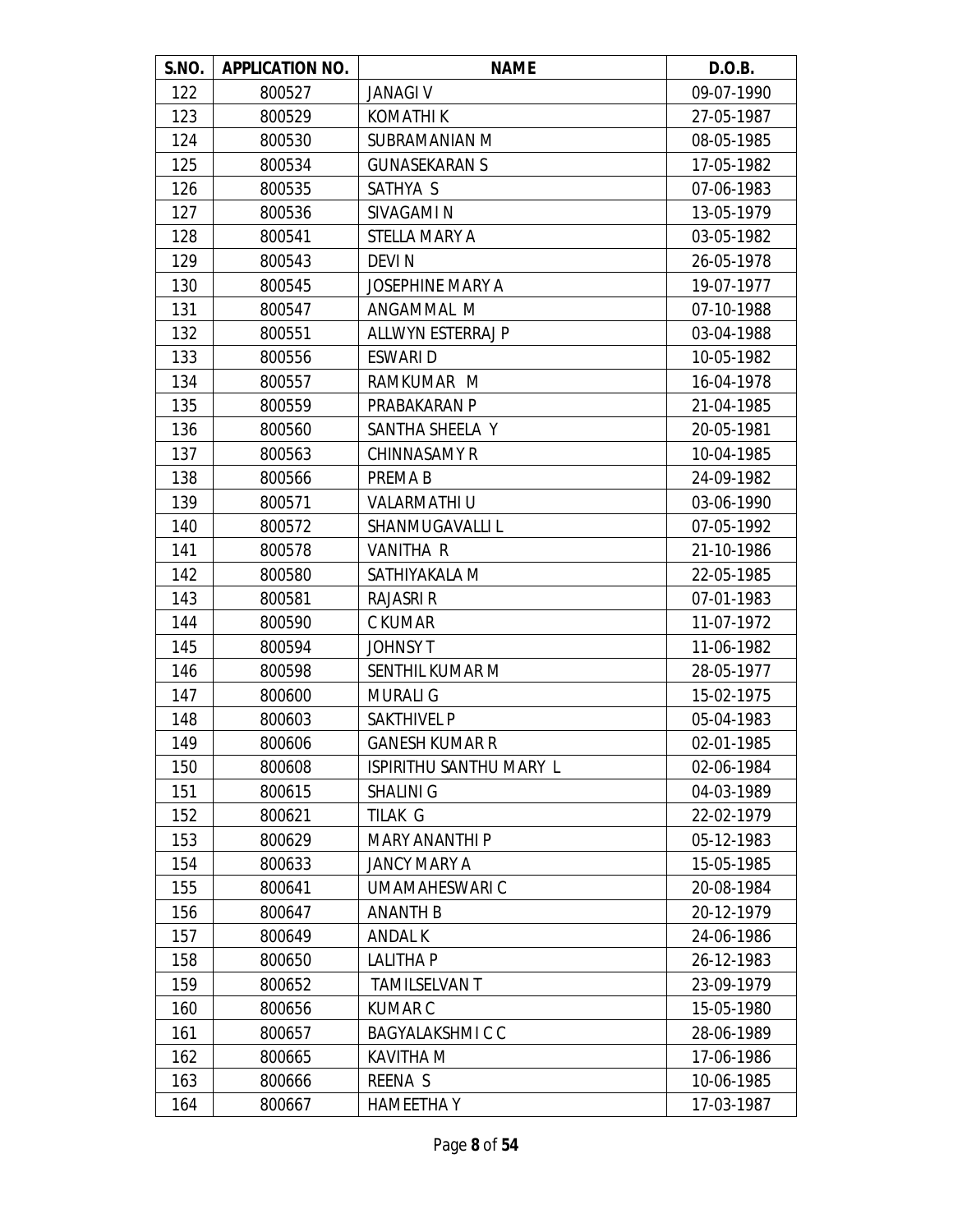| S.NO. | APPLICATION NO. | NAME | D.O.B. |
|---|---|---|---|
| 122 | 800527 | JANAGI V | 09-07-1990 |
| 123 | 800529 | KOMATHI K | 27-05-1987 |
| 124 | 800530 | SUBRAMANIAN M | 08-05-1985 |
| 125 | 800534 | GUNASEKARAN S | 17-05-1982 |
| 126 | 800535 | SATHYA S | 07-06-1983 |
| 127 | 800536 | SIVAGAMI N | 13-05-1979 |
| 128 | 800541 | STELLA MARY A | 03-05-1982 |
| 129 | 800543 | DEVI N | 26-05-1978 |
| 130 | 800545 | JOSEPHINE MARY A | 19-07-1977 |
| 131 | 800547 | ANGAMMAL M | 07-10-1988 |
| 132 | 800551 | ALLWYN ESTERRAJ P | 03-04-1988 |
| 133 | 800556 | ESWARI D | 10-05-1982 |
| 134 | 800557 | RAMKUMAR M | 16-04-1978 |
| 135 | 800559 | PRABAKARAN P | 21-04-1985 |
| 136 | 800560 | SANTHA SHEELA Y | 20-05-1981 |
| 137 | 800563 | CHINNASAMY R | 10-04-1985 |
| 138 | 800566 | PREMA B | 24-09-1982 |
| 139 | 800571 | VALARMATHI U | 03-06-1990 |
| 140 | 800572 | SHANMUGAVALLI L | 07-05-1992 |
| 141 | 800578 | VANITHA R | 21-10-1986 |
| 142 | 800580 | SATHIYAKALA M | 22-05-1985 |
| 143 | 800581 | RAJASRI R | 07-01-1983 |
| 144 | 800590 | C KUMAR | 11-07-1972 |
| 145 | 800594 | JOHNSY T | 11-06-1982 |
| 146 | 800598 | SENTHIL KUMAR M | 28-05-1977 |
| 147 | 800600 | MURALI G | 15-02-1975 |
| 148 | 800603 | SAKTHIVEL P | 05-04-1983 |
| 149 | 800606 | GANESH KUMAR R | 02-01-1985 |
| 150 | 800608 | ISPIRITHU SANTHU MARY L | 02-06-1984 |
| 151 | 800615 | SHALINI G | 04-03-1989 |
| 152 | 800621 | TILAK G | 22-02-1979 |
| 153 | 800629 | MARY ANANTHI P | 05-12-1983 |
| 154 | 800633 | JANCY MARY A | 15-05-1985 |
| 155 | 800641 | UMAMAHESWARI C | 20-08-1984 |
| 156 | 800647 | ANANTH B | 20-12-1979 |
| 157 | 800649 | ANDAL K | 24-06-1986 |
| 158 | 800650 | LALITHA P | 26-12-1983 |
| 159 | 800652 | TAMILSELVAN T | 23-09-1979 |
| 160 | 800656 | KUMAR C | 15-05-1980 |
| 161 | 800657 | BAGYALAKSHMI C C | 28-06-1989 |
| 162 | 800665 | KAVITHA M | 17-06-1986 |
| 163 | 800666 | REENA S | 10-06-1985 |
| 164 | 800667 | HAMEETHA Y | 17-03-1987 |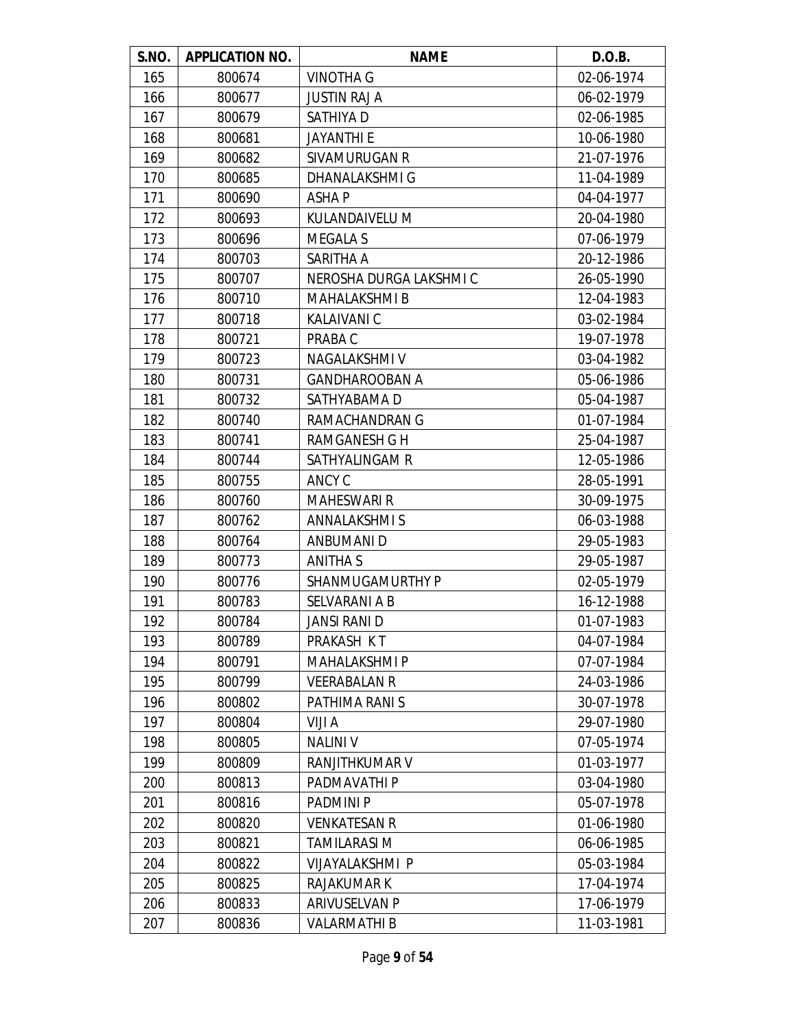| S.NO. | APPLICATION NO. | NAME | D.O.B. |
|---|---|---|---|
| 165 | 800674 | VINOTHA G | 02-06-1974 |
| 166 | 800677 | JUSTIN RAJ A | 06-02-1979 |
| 167 | 800679 | SATHIYA D | 02-06-1985 |
| 168 | 800681 | JAYANTHI E | 10-06-1980 |
| 169 | 800682 | SIVAMURUGAN R | 21-07-1976 |
| 170 | 800685 | DHANALAKSHMI G | 11-04-1989 |
| 171 | 800690 | ASHA P | 04-04-1977 |
| 172 | 800693 | KULANDAIVELU M | 20-04-1980 |
| 173 | 800696 | MEGALA S | 07-06-1979 |
| 174 | 800703 | SARITHA A | 20-12-1986 |
| 175 | 800707 | NEROSHA DURGA LAKSHMI C | 26-05-1990 |
| 176 | 800710 | MAHALAKSHMI B | 12-04-1983 |
| 177 | 800718 | KALAIVANI C | 03-02-1984 |
| 178 | 800721 | PRABA C | 19-07-1978 |
| 179 | 800723 | NAGALAKSHMI V | 03-04-1982 |
| 180 | 800731 | GANDHAROOBAN A | 05-06-1986 |
| 181 | 800732 | SATHYABAMA D | 05-04-1987 |
| 182 | 800740 | RAMACHANDRAN G | 01-07-1984 |
| 183 | 800741 | RAMGANESH G H | 25-04-1987 |
| 184 | 800744 | SATHYALINGAM R | 12-05-1986 |
| 185 | 800755 | ANCY C | 28-05-1991 |
| 186 | 800760 | MAHESWARI R | 30-09-1975 |
| 187 | 800762 | ANNALAKSHMI S | 06-03-1988 |
| 188 | 800764 | ANBUMANI D | 29-05-1983 |
| 189 | 800773 | ANITHA S | 29-05-1987 |
| 190 | 800776 | SHANMUGAMURTHY P | 02-05-1979 |
| 191 | 800783 | SELVARANI A B | 16-12-1988 |
| 192 | 800784 | JANSI RANI D | 01-07-1983 |
| 193 | 800789 | PRAKASH K T | 04-07-1984 |
| 194 | 800791 | MAHALAKSHMI P | 07-07-1984 |
| 195 | 800799 | VEERABALAN R | 24-03-1986 |
| 196 | 800802 | PATHIMA RANI S | 30-07-1978 |
| 197 | 800804 | VIJI A | 29-07-1980 |
| 198 | 800805 | NALINI V | 07-05-1974 |
| 199 | 800809 | RANJITHKUMAR V | 01-03-1977 |
| 200 | 800813 | PADMAVATHI P | 03-04-1980 |
| 201 | 800816 | PADMINI P | 05-07-1978 |
| 202 | 800820 | VENKATESAN R | 01-06-1980 |
| 203 | 800821 | TAMILARASI M | 06-06-1985 |
| 204 | 800822 | VIJAYALAKSHMI P | 05-03-1984 |
| 205 | 800825 | RAJAKUMAR K | 17-04-1974 |
| 206 | 800833 | ARIVUSELVAN P | 17-06-1979 |
| 207 | 800836 | VALARMATHI B | 11-03-1981 |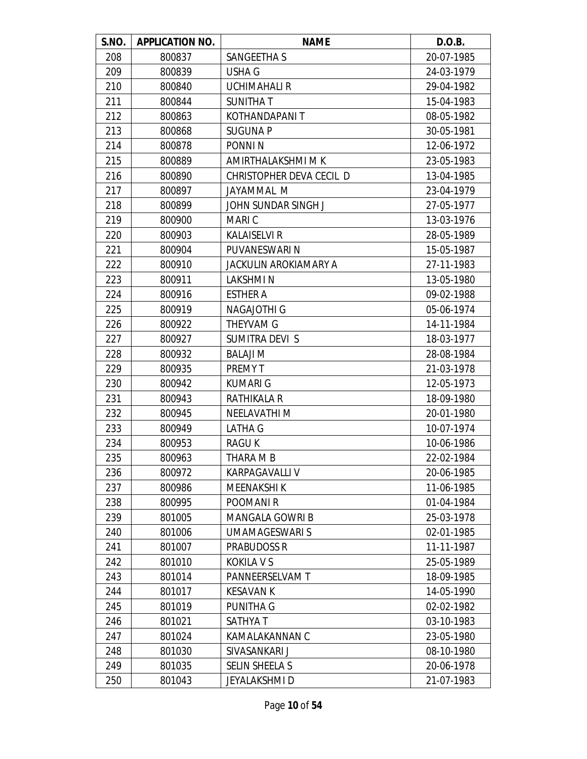| S.NO. | APPLICATION NO. | NAME | D.O.B. |
|---|---|---|---|
| 208 | 800837 | SANGEETHA S | 20-07-1985 |
| 209 | 800839 | USHA G | 24-03-1979 |
| 210 | 800840 | UCHIMAHALI R | 29-04-1982 |
| 211 | 800844 | SUNITHA T | 15-04-1983 |
| 212 | 800863 | KOTHANDAPANI T | 08-05-1982 |
| 213 | 800868 | SUGUNA P | 30-05-1981 |
| 214 | 800878 | PONNI N | 12-06-1972 |
| 215 | 800889 | AMIRTHALAKSHMI M K | 23-05-1983 |
| 216 | 800890 | CHRISTOPHER DEVA CECIL D | 13-04-1985 |
| 217 | 800897 | JAYAMMAL M | 23-04-1979 |
| 218 | 800899 | JOHN SUNDAR SINGH J | 27-05-1977 |
| 219 | 800900 | MARI C | 13-03-1976 |
| 220 | 800903 | KALAISELVI R | 28-05-1989 |
| 221 | 800904 | PUVANESWARI N | 15-05-1987 |
| 222 | 800910 | JACKULIN AROKIAMARY A | 27-11-1983 |
| 223 | 800911 | LAKSHMI N | 13-05-1980 |
| 224 | 800916 | ESTHER A | 09-02-1988 |
| 225 | 800919 | NAGAJOTHI G | 05-06-1974 |
| 226 | 800922 | THEYVAM G | 14-11-1984 |
| 227 | 800927 | SUMITRA DEVI S | 18-03-1977 |
| 228 | 800932 | BALAJI M | 28-08-1984 |
| 229 | 800935 | PREMY T | 21-03-1978 |
| 230 | 800942 | KUMARI G | 12-05-1973 |
| 231 | 800943 | RATHIKALA R | 18-09-1980 |
| 232 | 800945 | NEELAVATHI M | 20-01-1980 |
| 233 | 800949 | LATHA G | 10-07-1974 |
| 234 | 800953 | RAGU K | 10-06-1986 |
| 235 | 800963 | THARA M B | 22-02-1984 |
| 236 | 800972 | KARPAGAVALLI V | 20-06-1985 |
| 237 | 800986 | MEENAKSHI K | 11-06-1985 |
| 238 | 800995 | POOMANI R | 01-04-1984 |
| 239 | 801005 | MANGALA GOWRI B | 25-03-1978 |
| 240 | 801006 | UMAMAGESWARI S | 02-01-1985 |
| 241 | 801007 | PRABUDOSS R | 11-11-1987 |
| 242 | 801010 | KOKILA V S | 25-05-1989 |
| 243 | 801014 | PANNEERSELVAM T | 18-09-1985 |
| 244 | 801017 | KESAVAN K | 14-05-1990 |
| 245 | 801019 | PUNITHA G | 02-02-1982 |
| 246 | 801021 | SATHYA T | 03-10-1983 |
| 247 | 801024 | KAMALAKANNAN C | 23-05-1980 |
| 248 | 801030 | SIVASANKARI J | 08-10-1980 |
| 249 | 801035 | SELIN SHEELA S | 20-06-1978 |
| 250 | 801043 | JEYALAKSHMI D | 21-07-1983 |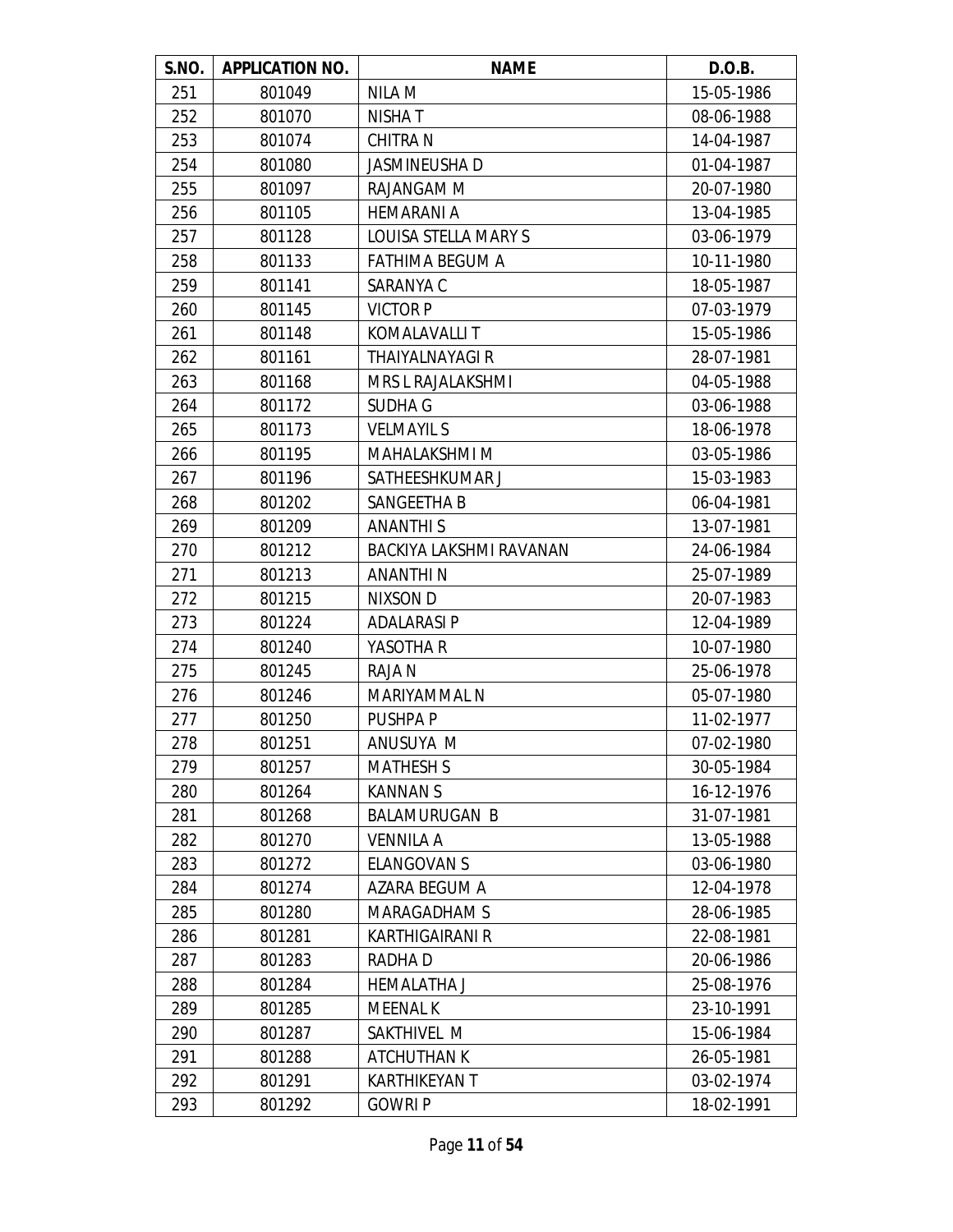| S.NO. | APPLICATION NO. | NAME | D.O.B. |
|---|---|---|---|
| 251 | 801049 | NILA M | 15-05-1986 |
| 252 | 801070 | NISHA T | 08-06-1988 |
| 253 | 801074 | CHITRA N | 14-04-1987 |
| 254 | 801080 | JASMINEUSHA D | 01-04-1987 |
| 255 | 801097 | RAJANGAM M | 20-07-1980 |
| 256 | 801105 | HEMARANI A | 13-04-1985 |
| 257 | 801128 | LOUISA STELLA MARY S | 03-06-1979 |
| 258 | 801133 | FATHIMA BEGUM A | 10-11-1980 |
| 259 | 801141 | SARANYA C | 18-05-1987 |
| 260 | 801145 | VICTOR P | 07-03-1979 |
| 261 | 801148 | KOMALAVALLI T | 15-05-1986 |
| 262 | 801161 | THAIYALNAYAGI R | 28-07-1981 |
| 263 | 801168 | MRS L RAJALAKSHMI | 04-05-1988 |
| 264 | 801172 | SUDHA G | 03-06-1988 |
| 265 | 801173 | VELMAYIL S | 18-06-1978 |
| 266 | 801195 | MAHALAKSHMI M | 03-05-1986 |
| 267 | 801196 | SATHEESHKUMAR J | 15-03-1983 |
| 268 | 801202 | SANGEETHA B | 06-04-1981 |
| 269 | 801209 | ANANTHI S | 13-07-1981 |
| 270 | 801212 | BACKIYA LAKSHMI RAVANAN | 24-06-1984 |
| 271 | 801213 | ANANTHI N | 25-07-1989 |
| 272 | 801215 | NIXSON D | 20-07-1983 |
| 273 | 801224 | ADALARASI P | 12-04-1989 |
| 274 | 801240 | YASOTHA R | 10-07-1980 |
| 275 | 801245 | RAJA N | 25-06-1978 |
| 276 | 801246 | MARIYAMMAL N | 05-07-1980 |
| 277 | 801250 | PUSHPA P | 11-02-1977 |
| 278 | 801251 | ANUSUYA M | 07-02-1980 |
| 279 | 801257 | MATHESH S | 30-05-1984 |
| 280 | 801264 | KANNAN S | 16-12-1976 |
| 281 | 801268 | BALAMURUGAN B | 31-07-1981 |
| 282 | 801270 | VENNILA A | 13-05-1988 |
| 283 | 801272 | ELANGOVAN S | 03-06-1980 |
| 284 | 801274 | AZARA BEGUM A | 12-04-1978 |
| 285 | 801280 | MARAGADHAM S | 28-06-1985 |
| 286 | 801281 | KARTHIGAIRANI R | 22-08-1981 |
| 287 | 801283 | RADHA D | 20-06-1986 |
| 288 | 801284 | HEMALATHA J | 25-08-1976 |
| 289 | 801285 | MEENAL K | 23-10-1991 |
| 290 | 801287 | SAKTHIVEL M | 15-06-1984 |
| 291 | 801288 | ATCHUTHAN K | 26-05-1981 |
| 292 | 801291 | KARTHIKEYAN T | 03-02-1974 |
| 293 | 801292 | GOWRI P | 18-02-1991 |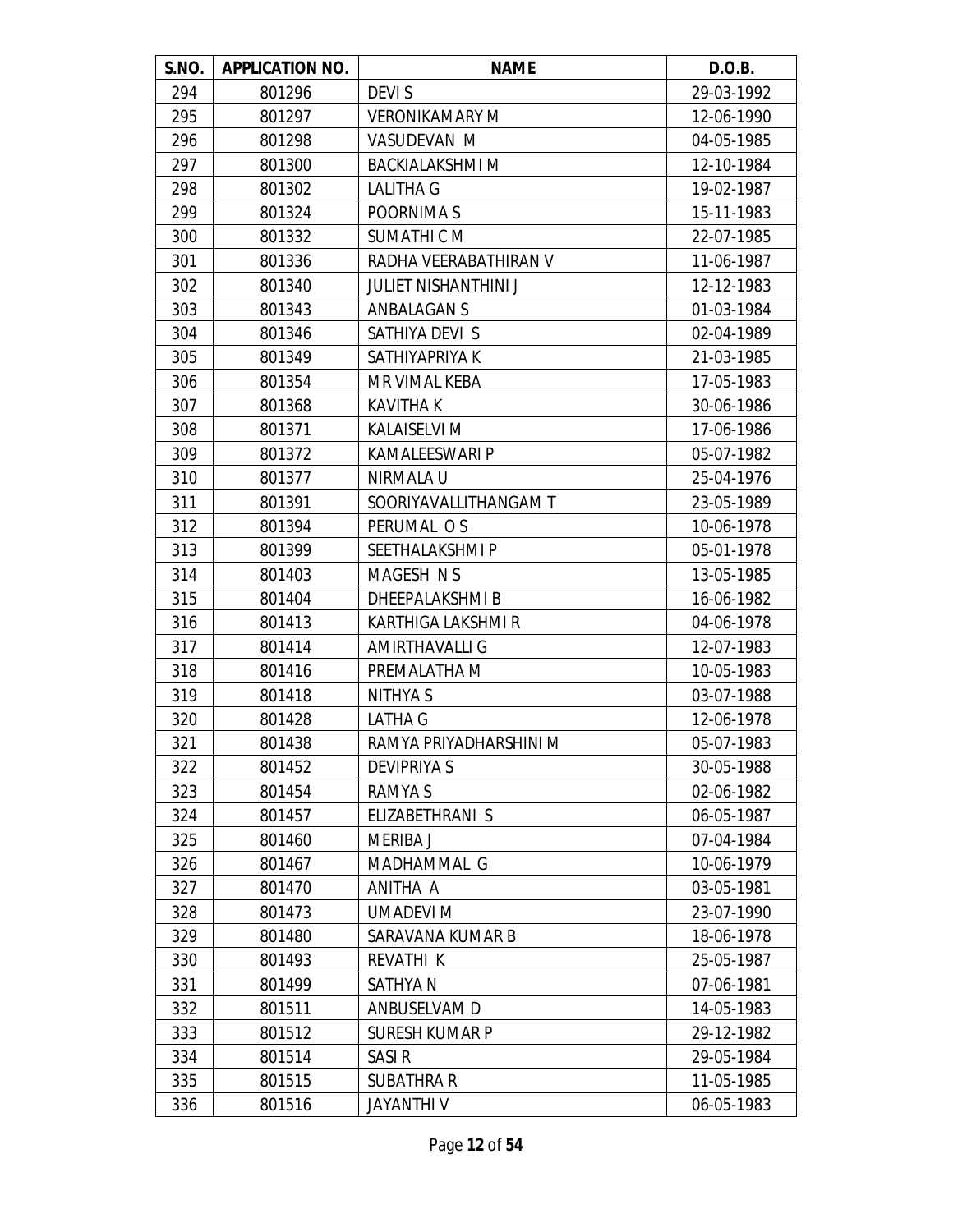| S.NO. | APPLICATION NO. | NAME | D.O.B. |
|---|---|---|---|
| 294 | 801296 | DEVI S | 29-03-1992 |
| 295 | 801297 | VERONIKAMARY M | 12-06-1990 |
| 296 | 801298 | VASUDEVAN M | 04-05-1985 |
| 297 | 801300 | BACKIALAKSHMI M | 12-10-1984 |
| 298 | 801302 | LALITHA G | 19-02-1987 |
| 299 | 801324 | POORNIMA S | 15-11-1983 |
| 300 | 801332 | SUMATHI C M | 22-07-1985 |
| 301 | 801336 | RADHA VEERABATHIRAN V | 11-06-1987 |
| 302 | 801340 | JULIET NISHANTHINI J | 12-12-1983 |
| 303 | 801343 | ANBALAGAN S | 01-03-1984 |
| 304 | 801346 | SATHIYA DEVI S | 02-04-1989 |
| 305 | 801349 | SATHIYAPRIYA K | 21-03-1985 |
| 306 | 801354 | MR VIMAL KEBA | 17-05-1983 |
| 307 | 801368 | KAVITHA K | 30-06-1986 |
| 308 | 801371 | KALAISELVI M | 17-06-1986 |
| 309 | 801372 | KAMALEESWARI P | 05-07-1982 |
| 310 | 801377 | NIRMALA U | 25-04-1976 |
| 311 | 801391 | SOORIYAVALLITHANGAM T | 23-05-1989 |
| 312 | 801394 | PERUMAL O S | 10-06-1978 |
| 313 | 801399 | SEETHALAKSHMI P | 05-01-1978 |
| 314 | 801403 | MAGESH N S | 13-05-1985 |
| 315 | 801404 | DHEEPALAKSHMI B | 16-06-1982 |
| 316 | 801413 | KARTHIGA LAKSHMI R | 04-06-1978 |
| 317 | 801414 | AMIRTHAVALLI G | 12-07-1983 |
| 318 | 801416 | PREMALATHA M | 10-05-1983 |
| 319 | 801418 | NITHYA S | 03-07-1988 |
| 320 | 801428 | LATHA G | 12-06-1978 |
| 321 | 801438 | RAMYA PRIYADHARSHINI M | 05-07-1983 |
| 322 | 801452 | DEVIPRIYA S | 30-05-1988 |
| 323 | 801454 | RAMYA S | 02-06-1982 |
| 324 | 801457 | ELIZABETHRANI S | 06-05-1987 |
| 325 | 801460 | MERIBA J | 07-04-1984 |
| 326 | 801467 | MADHAMMAL G | 10-06-1979 |
| 327 | 801470 | ANITHA A | 03-05-1981 |
| 328 | 801473 | UMADEVI M | 23-07-1990 |
| 329 | 801480 | SARAVANA KUMAR B | 18-06-1978 |
| 330 | 801493 | REVATHI K | 25-05-1987 |
| 331 | 801499 | SATHYA N | 07-06-1981 |
| 332 | 801511 | ANBUSELVAM D | 14-05-1983 |
| 333 | 801512 | SURESH KUMAR P | 29-12-1982 |
| 334 | 801514 | SASI R | 29-05-1984 |
| 335 | 801515 | SUBATHRA R | 11-05-1985 |
| 336 | 801516 | JAYANTHI V | 06-05-1983 |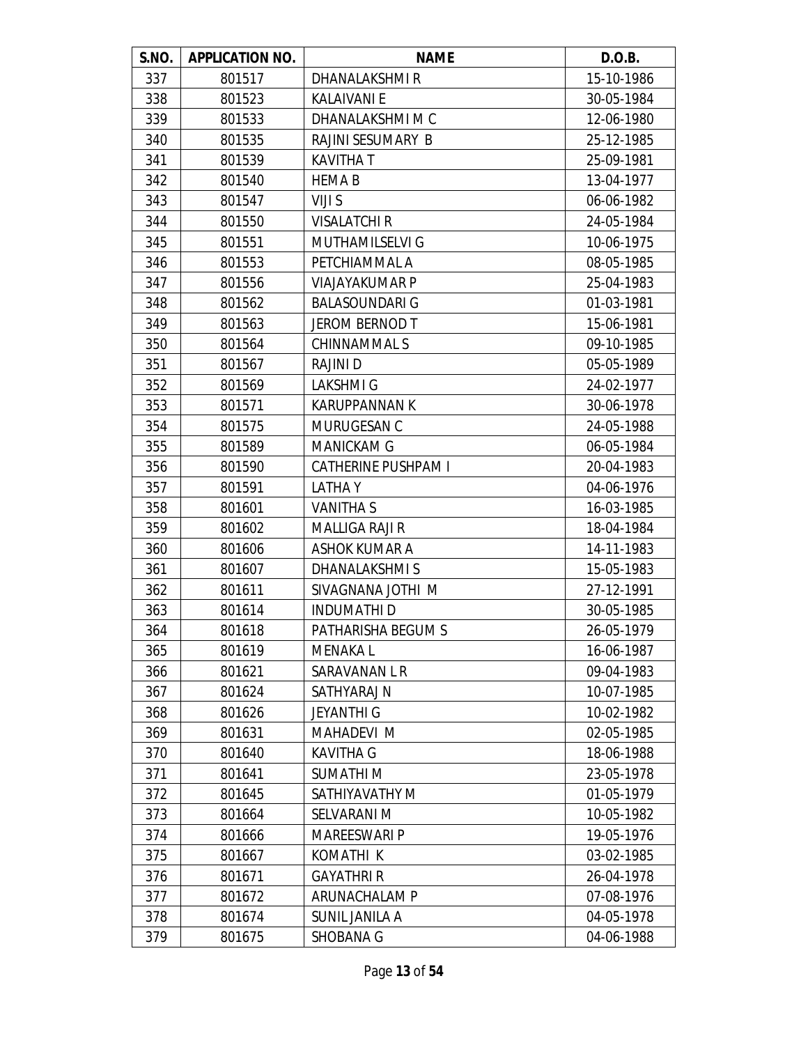| S.NO. | APPLICATION NO. | NAME | D.O.B. |
|---|---|---|---|
| 337 | 801517 | DHANALAKSHMI R | 15-10-1986 |
| 338 | 801523 | KALAIVANI E | 30-05-1984 |
| 339 | 801533 | DHANALAKSHMI M C | 12-06-1980 |
| 340 | 801535 | RAJINI SESUMARY B | 25-12-1985 |
| 341 | 801539 | KAVITHA T | 25-09-1981 |
| 342 | 801540 | HEMA B | 13-04-1977 |
| 343 | 801547 | VIJI S | 06-06-1982 |
| 344 | 801550 | VISALATCHI R | 24-05-1984 |
| 345 | 801551 | MUTHAMILSELVI G | 10-06-1975 |
| 346 | 801553 | PETCHIAMMAL A | 08-05-1985 |
| 347 | 801556 | VIAJAYAKUMAR P | 25-04-1983 |
| 348 | 801562 | BALASOUNDARI G | 01-03-1981 |
| 349 | 801563 | JEROM BERNOD T | 15-06-1981 |
| 350 | 801564 | CHINNAMMAL S | 09-10-1985 |
| 351 | 801567 | RAJINI D | 05-05-1989 |
| 352 | 801569 | LAKSHMI G | 24-02-1977 |
| 353 | 801571 | KARUPPANNAN K | 30-06-1978 |
| 354 | 801575 | MURUGESAN C | 24-05-1988 |
| 355 | 801589 | MANICKAM G | 06-05-1984 |
| 356 | 801590 | CATHERINE PUSHPAM I | 20-04-1983 |
| 357 | 801591 | LATHA Y | 04-06-1976 |
| 358 | 801601 | VANITHA S | 16-03-1985 |
| 359 | 801602 | MALLIGA RAJI R | 18-04-1984 |
| 360 | 801606 | ASHOK KUMAR A | 14-11-1983 |
| 361 | 801607 | DHANALAKSHMI S | 15-05-1983 |
| 362 | 801611 | SIVAGNANA JOTHI M | 27-12-1991 |
| 363 | 801614 | INDUMATHI D | 30-05-1985 |
| 364 | 801618 | PATHARISHA BEGUM S | 26-05-1979 |
| 365 | 801619 | MENAKA L | 16-06-1987 |
| 366 | 801621 | SARAVANAN L R | 09-04-1983 |
| 367 | 801624 | SATHYARAJ N | 10-07-1985 |
| 368 | 801626 | JEYANTHI G | 10-02-1982 |
| 369 | 801631 | MAHADEVI M | 02-05-1985 |
| 370 | 801640 | KAVITHA G | 18-06-1988 |
| 371 | 801641 | SUMATHI M | 23-05-1978 |
| 372 | 801645 | SATHIYAVATHY M | 01-05-1979 |
| 373 | 801664 | SELVARANI M | 10-05-1982 |
| 374 | 801666 | MAREESWARI P | 19-05-1976 |
| 375 | 801667 | KOMATHI K | 03-02-1985 |
| 376 | 801671 | GAYATHRI R | 26-04-1978 |
| 377 | 801672 | ARUNACHALAM P | 07-08-1976 |
| 378 | 801674 | SUNIL JANILA A | 04-05-1978 |
| 379 | 801675 | SHOBANA G | 04-06-1988 |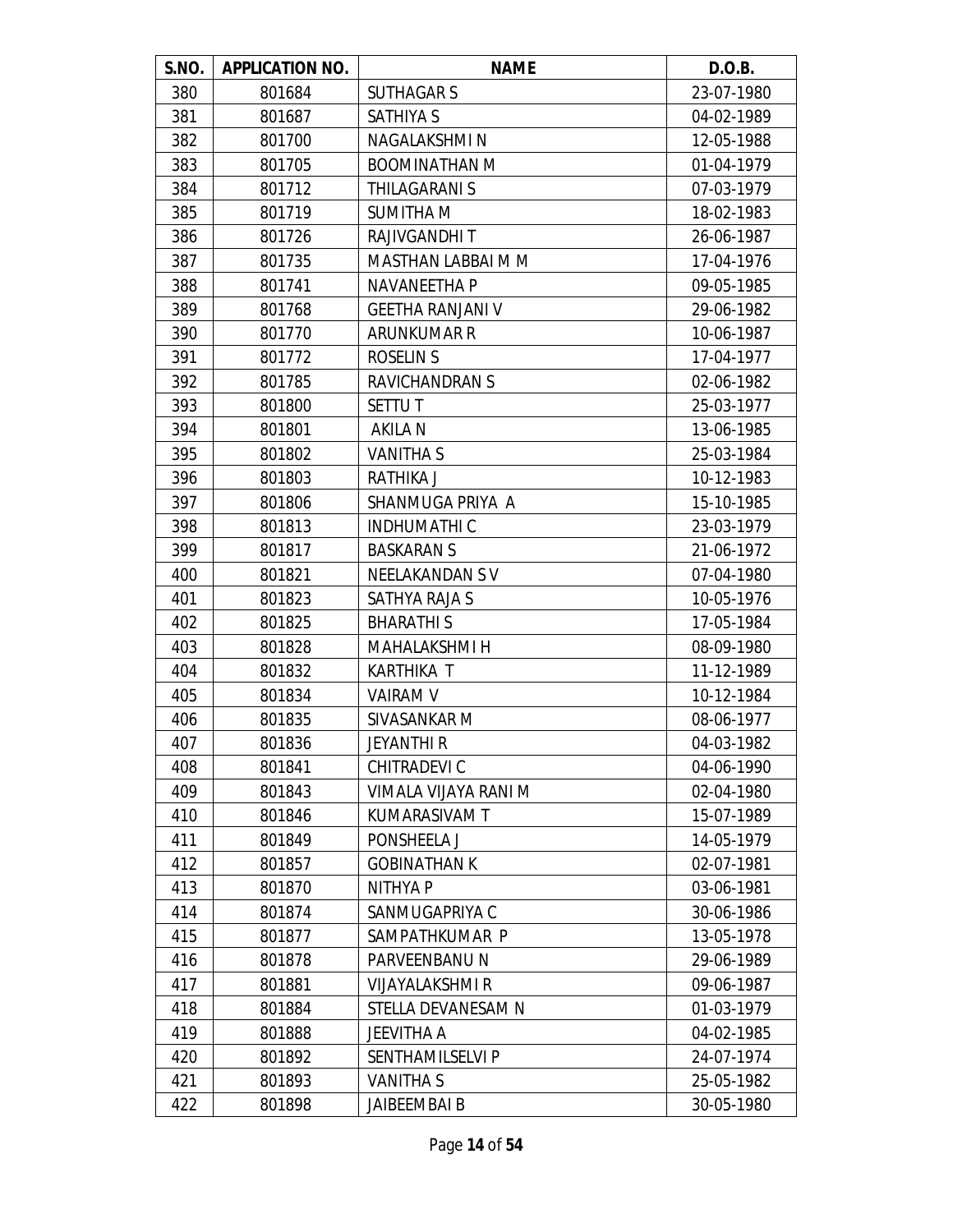| S.NO. | APPLICATION NO. | NAME | D.O.B. |
|---|---|---|---|
| 380 | 801684 | SUTHAGAR S | 23-07-1980 |
| 381 | 801687 | SATHIYA S | 04-02-1989 |
| 382 | 801700 | NAGALAKSHMI N | 12-05-1988 |
| 383 | 801705 | BOOMINATHAN M | 01-04-1979 |
| 384 | 801712 | THILAGARANI S | 07-03-1979 |
| 385 | 801719 | SUMITHA M | 18-02-1983 |
| 386 | 801726 | RAJIVGANDHI T | 26-06-1987 |
| 387 | 801735 | MASTHAN LABBAI M M | 17-04-1976 |
| 388 | 801741 | NAVANEETHA P | 09-05-1985 |
| 389 | 801768 | GEETHA RANJANI V | 29-06-1982 |
| 390 | 801770 | ARUNKUMAR R | 10-06-1987 |
| 391 | 801772 | ROSELIN S | 17-04-1977 |
| 392 | 801785 | RAVICHANDRAN S | 02-06-1982 |
| 393 | 801800 | SETTU T | 25-03-1977 |
| 394 | 801801 | AKILA N | 13-06-1985 |
| 395 | 801802 | VANITHA S | 25-03-1984 |
| 396 | 801803 | RATHIKA J | 10-12-1983 |
| 397 | 801806 | SHANMUGA PRIYA A | 15-10-1985 |
| 398 | 801813 | INDHUMATHI C | 23-03-1979 |
| 399 | 801817 | BASKARAN S | 21-06-1972 |
| 400 | 801821 | NEELAKANDAN S V | 07-04-1980 |
| 401 | 801823 | SATHYA RAJA S | 10-05-1976 |
| 402 | 801825 | BHARATHI S | 17-05-1984 |
| 403 | 801828 | MAHALAKSHMI H | 08-09-1980 |
| 404 | 801832 | KARTHIKA T | 11-12-1989 |
| 405 | 801834 | VAIRAM V | 10-12-1984 |
| 406 | 801835 | SIVASANKAR M | 08-06-1977 |
| 407 | 801836 | JEYANTHI R | 04-03-1982 |
| 408 | 801841 | CHITRADEVI C | 04-06-1990 |
| 409 | 801843 | VIMALA VIJAYA RANI M | 02-04-1980 |
| 410 | 801846 | KUMARASIVAM T | 15-07-1989 |
| 411 | 801849 | PONSHEELA J | 14-05-1979 |
| 412 | 801857 | GOBINATHAN K | 02-07-1981 |
| 413 | 801870 | NITHYA P | 03-06-1981 |
| 414 | 801874 | SANMUGAPRIYA C | 30-06-1986 |
| 415 | 801877 | SAMPATHKUMAR P | 13-05-1978 |
| 416 | 801878 | PARVEENBANU N | 29-06-1989 |
| 417 | 801881 | VIJAYALAKSHMI R | 09-06-1987 |
| 418 | 801884 | STELLA DEVANESAM N | 01-03-1979 |
| 419 | 801888 | JEEVITHA A | 04-02-1985 |
| 420 | 801892 | SENTHAMILSELVI P | 24-07-1974 |
| 421 | 801893 | VANITHA S | 25-05-1982 |
| 422 | 801898 | JAIBEEMBAI B | 30-05-1980 |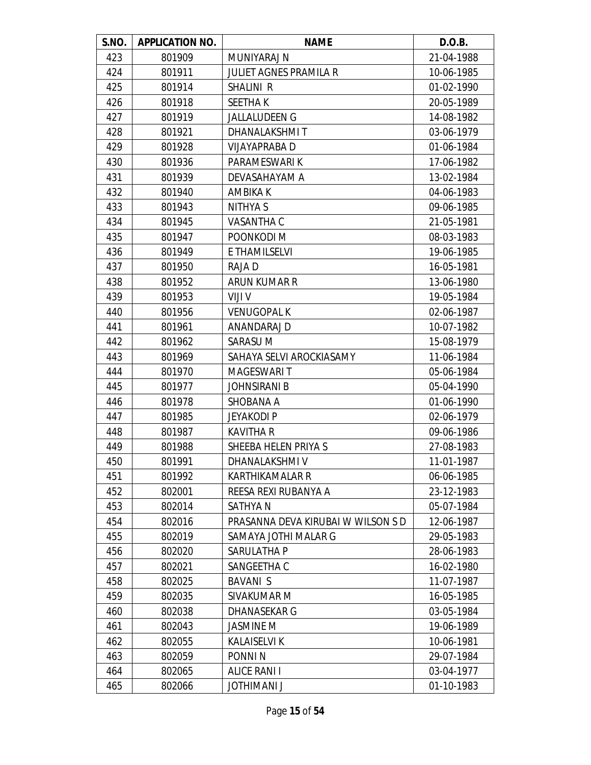| S.NO. | APPLICATION NO. | NAME | D.O.B. |
|---|---|---|---|
| 423 | 801909 | MUNIYARAJ N | 21-04-1988 |
| 424 | 801911 | JULIET AGNES PRAMILA R | 10-06-1985 |
| 425 | 801914 | SHALINI R | 01-02-1990 |
| 426 | 801918 | SEETHA K | 20-05-1989 |
| 427 | 801919 | JALLALUDEEN G | 14-08-1982 |
| 428 | 801921 | DHANALAKSHMI T | 03-06-1979 |
| 429 | 801928 | VIJAYAPRABA D | 01-06-1984 |
| 430 | 801936 | PARAMESWARI K | 17-06-1982 |
| 431 | 801939 | DEVASAHAYAM A | 13-02-1984 |
| 432 | 801940 | AMBIKA K | 04-06-1983 |
| 433 | 801943 | NITHYA S | 09-06-1985 |
| 434 | 801945 | VASANTHA C | 21-05-1981 |
| 435 | 801947 | POONKODI M | 08-03-1983 |
| 436 | 801949 | E THAMILSELVI | 19-06-1985 |
| 437 | 801950 | RAJA D | 16-05-1981 |
| 438 | 801952 | ARUN KUMAR R | 13-06-1980 |
| 439 | 801953 | VIJI V | 19-05-1984 |
| 440 | 801956 | VENUGOPAL K | 02-06-1987 |
| 441 | 801961 | ANANDARAJ D | 10-07-1982 |
| 442 | 801962 | SARASU M | 15-08-1979 |
| 443 | 801969 | SAHAYA SELVI AROCKIASAMY | 11-06-1984 |
| 444 | 801970 | MAGESWARI T | 05-06-1984 |
| 445 | 801977 | JOHNSIRANI B | 05-04-1990 |
| 446 | 801978 | SHOBANA A | 01-06-1990 |
| 447 | 801985 | JEYAKODI P | 02-06-1979 |
| 448 | 801987 | KAVITHA R | 09-06-1986 |
| 449 | 801988 | SHEEBA HELEN PRIYA S | 27-08-1983 |
| 450 | 801991 | DHANALAKSHMI V | 11-01-1987 |
| 451 | 801992 | KARTHIKAMALAR R | 06-06-1985 |
| 452 | 802001 | REESA REXI RUBANYA A | 23-12-1983 |
| 453 | 802014 | SATHYA N | 05-07-1984 |
| 454 | 802016 | PRASANNA DEVA KIRUBAI W WILSON S D | 12-06-1987 |
| 455 | 802019 | SAMAYA JOTHI MALAR G | 29-05-1983 |
| 456 | 802020 | SARULATHA P | 28-06-1983 |
| 457 | 802021 | SANGEETHA C | 16-02-1980 |
| 458 | 802025 | BAVANI S | 11-07-1987 |
| 459 | 802035 | SIVAKUMAR M | 16-05-1985 |
| 460 | 802038 | DHANASEKAR G | 03-05-1984 |
| 461 | 802043 | JASMINE M | 19-06-1989 |
| 462 | 802055 | KALAISELVI K | 10-06-1981 |
| 463 | 802059 | PONNI N | 29-07-1984 |
| 464 | 802065 | ALICE RANI I | 03-04-1977 |
| 465 | 802066 | JOTHIMANI J | 01-10-1983 |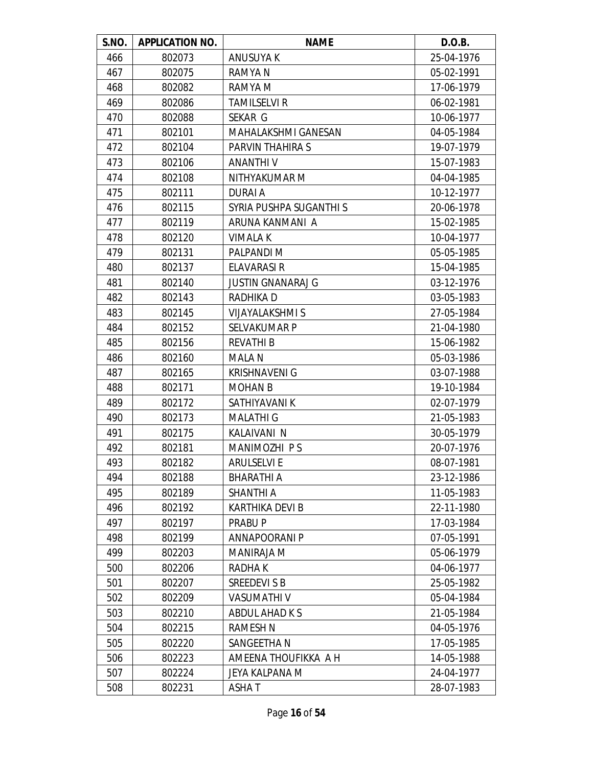| S.NO. | APPLICATION NO. | NAME | D.O.B. |
|---|---|---|---|
| 466 | 802073 | ANUSUYA K | 25-04-1976 |
| 467 | 802075 | RAMYA N | 05-02-1991 |
| 468 | 802082 | RAMYA M | 17-06-1979 |
| 469 | 802086 | TAMILSELVI R | 06-02-1981 |
| 470 | 802088 | SEKAR G | 10-06-1977 |
| 471 | 802101 | MAHALAKSHMI GANESAN | 04-05-1984 |
| 472 | 802104 | PARVIN THAHIRA S | 19-07-1979 |
| 473 | 802106 | ANANTHI V | 15-07-1983 |
| 474 | 802108 | NITHYAKUMAR M | 04-04-1985 |
| 475 | 802111 | DURAI A | 10-12-1977 |
| 476 | 802115 | SYRIA PUSHPA SUGANTHI S | 20-06-1978 |
| 477 | 802119 | ARUNA KANMANI A | 15-02-1985 |
| 478 | 802120 | VIMALA K | 10-04-1977 |
| 479 | 802131 | PALPANDI M | 05-05-1985 |
| 480 | 802137 | ELAVARASI R | 15-04-1985 |
| 481 | 802140 | JUSTIN GNANARAJ G | 03-12-1976 |
| 482 | 802143 | RADHIKA D | 03-05-1983 |
| 483 | 802145 | VIJAYALAKSHMI S | 27-05-1984 |
| 484 | 802152 | SELVAKUMAR P | 21-04-1980 |
| 485 | 802156 | REVATHI B | 15-06-1982 |
| 486 | 802160 | MALA N | 05-03-1986 |
| 487 | 802165 | KRISHNAVENI G | 03-07-1988 |
| 488 | 802171 | MOHAN B | 19-10-1984 |
| 489 | 802172 | SATHIYAVANI K | 02-07-1979 |
| 490 | 802173 | MALATHI G | 21-05-1983 |
| 491 | 802175 | KALAIVANI N | 30-05-1979 |
| 492 | 802181 | MANIMOZHI P S | 20-07-1976 |
| 493 | 802182 | ARULSELVI E | 08-07-1981 |
| 494 | 802188 | BHARATHI A | 23-12-1986 |
| 495 | 802189 | SHANTHI A | 11-05-1983 |
| 496 | 802192 | KARTHIKA DEVI B | 22-11-1980 |
| 497 | 802197 | PRABU P | 17-03-1984 |
| 498 | 802199 | ANNAPOORANI P | 07-05-1991 |
| 499 | 802203 | MANIRAJA M | 05-06-1979 |
| 500 | 802206 | RADHA K | 04-06-1977 |
| 501 | 802207 | SREEDEVI S B | 25-05-1982 |
| 502 | 802209 | VASUMATHI V | 05-04-1984 |
| 503 | 802210 | ABDUL AHAD K S | 21-05-1984 |
| 504 | 802215 | RAMESH N | 04-05-1976 |
| 505 | 802220 | SANGEETHA N | 17-05-1985 |
| 506 | 802223 | AMEENA THOUFIKKA A H | 14-05-1988 |
| 507 | 802224 | JEYA KALPANA M | 24-04-1977 |
| 508 | 802231 | ASHA T | 28-07-1983 |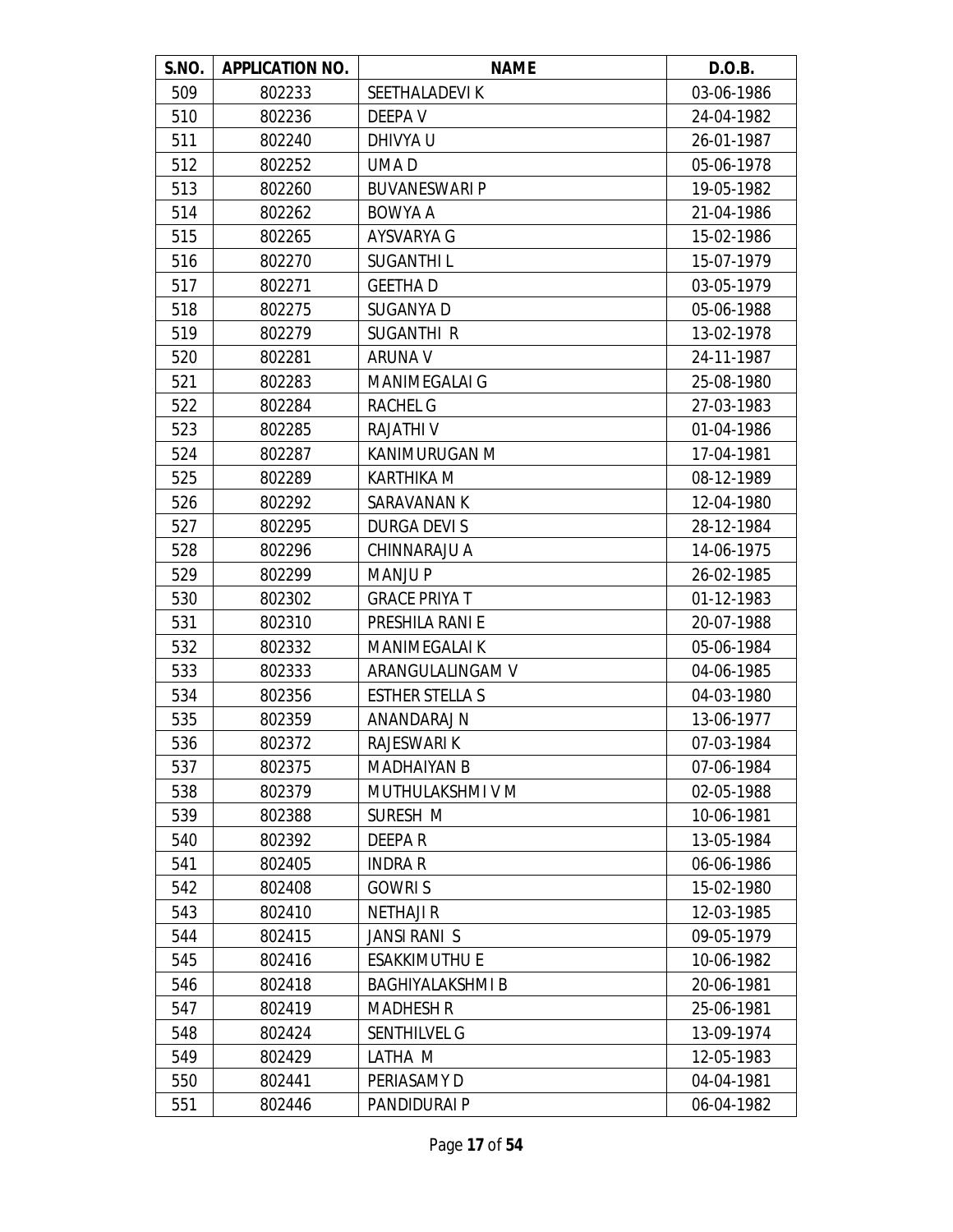| S.NO. | APPLICATION NO. | NAME | D.O.B. |
|---|---|---|---|
| 509 | 802233 | SEETHALADEVI K | 03-06-1986 |
| 510 | 802236 | DEEPA V | 24-04-1982 |
| 511 | 802240 | DHIVYA U | 26-01-1987 |
| 512 | 802252 | UMA D | 05-06-1978 |
| 513 | 802260 | BUVANESWARI P | 19-05-1982 |
| 514 | 802262 | BOWYA A | 21-04-1986 |
| 515 | 802265 | AYSVARYA G | 15-02-1986 |
| 516 | 802270 | SUGANTHI L | 15-07-1979 |
| 517 | 802271 | GEETHA D | 03-05-1979 |
| 518 | 802275 | SUGANYA D | 05-06-1988 |
| 519 | 802279 | SUGANTHI R | 13-02-1978 |
| 520 | 802281 | ARUNA V | 24-11-1987 |
| 521 | 802283 | MANIMEGALAI G | 25-08-1980 |
| 522 | 802284 | RACHEL G | 27-03-1983 |
| 523 | 802285 | RAJATHI V | 01-04-1986 |
| 524 | 802287 | KANIMURUGAN M | 17-04-1981 |
| 525 | 802289 | KARTHIKA M | 08-12-1989 |
| 526 | 802292 | SARAVANAN K | 12-04-1980 |
| 527 | 802295 | DURGA DEVI S | 28-12-1984 |
| 528 | 802296 | CHINNARAJU A | 14-06-1975 |
| 529 | 802299 | MANJU P | 26-02-1985 |
| 530 | 802302 | GRACE PRIYA T | 01-12-1983 |
| 531 | 802310 | PRESHILA RANI E | 20-07-1988 |
| 532 | 802332 | MANIMEGALAI K | 05-06-1984 |
| 533 | 802333 | ARANGULALINGAM V | 04-06-1985 |
| 534 | 802356 | ESTHER STELLA S | 04-03-1980 |
| 535 | 802359 | ANANDARAJ N | 13-06-1977 |
| 536 | 802372 | RAJESWARI K | 07-03-1984 |
| 537 | 802375 | MADHAIYAN B | 07-06-1984 |
| 538 | 802379 | MUTHULAKSHMI V M | 02-05-1988 |
| 539 | 802388 | SURESH M | 10-06-1981 |
| 540 | 802392 | DEEPA R | 13-05-1984 |
| 541 | 802405 | INDRA R | 06-06-1986 |
| 542 | 802408 | GOWRI S | 15-02-1980 |
| 543 | 802410 | NETHAJI R | 12-03-1985 |
| 544 | 802415 | JANSI RANI S | 09-05-1979 |
| 545 | 802416 | ESAKKIMUTHU E | 10-06-1982 |
| 546 | 802418 | BAGHIYALAKSHMI B | 20-06-1981 |
| 547 | 802419 | MADHESH R | 25-06-1981 |
| 548 | 802424 | SENTHILVEL G | 13-09-1974 |
| 549 | 802429 | LATHA M | 12-05-1983 |
| 550 | 802441 | PERIASAMY D | 04-04-1981 |
| 551 | 802446 | PANDIDURAI P | 06-04-1982 |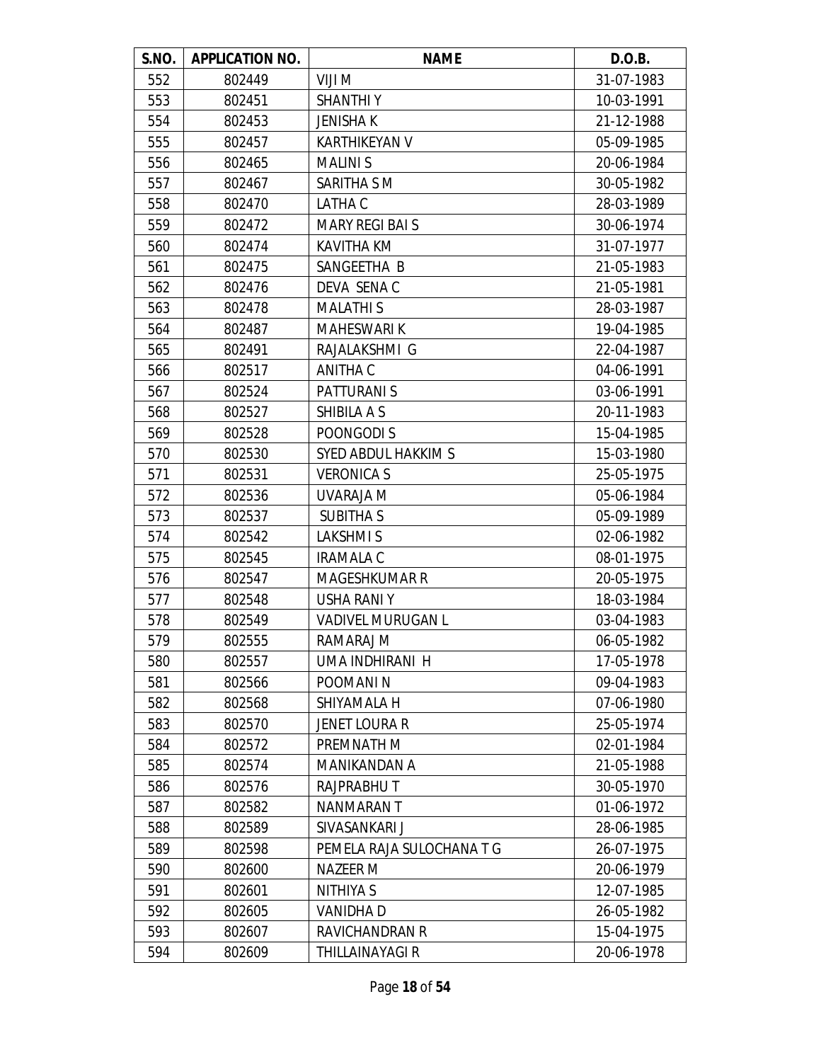| S.NO. | APPLICATION NO. | NAME | D.O.B. |
| --- | --- | --- | --- |
| 552 | 802449 | VIJI M | 31-07-1983 |
| 553 | 802451 | SHANTHI Y | 10-03-1991 |
| 554 | 802453 | JENISHA K | 21-12-1988 |
| 555 | 802457 | KARTHIKEYAN V | 05-09-1985 |
| 556 | 802465 | MALINI S | 20-06-1984 |
| 557 | 802467 | SARITHA S M | 30-05-1982 |
| 558 | 802470 | LATHA C | 28-03-1989 |
| 559 | 802472 | MARY REGI BAI S | 30-06-1974 |
| 560 | 802474 | KAVITHA KM | 31-07-1977 |
| 561 | 802475 | SANGEETHA B | 21-05-1983 |
| 562 | 802476 | DEVA SENA C | 21-05-1981 |
| 563 | 802478 | MALATHI S | 28-03-1987 |
| 564 | 802487 | MAHESWARI K | 19-04-1985 |
| 565 | 802491 | RAJALAKSHMI G | 22-04-1987 |
| 566 | 802517 | ANITHA C | 04-06-1991 |
| 567 | 802524 | PATTURANI S | 03-06-1991 |
| 568 | 802527 | SHIBILA A S | 20-11-1983 |
| 569 | 802528 | POONGODI S | 15-04-1985 |
| 570 | 802530 | SYED ABDUL HAKKIM S | 15-03-1980 |
| 571 | 802531 | VERONICA S | 25-05-1975 |
| 572 | 802536 | UVARAJA M | 05-06-1984 |
| 573 | 802537 | SUBITHA S | 05-09-1989 |
| 574 | 802542 | LAKSHMI S | 02-06-1982 |
| 575 | 802545 | IRAMALA C | 08-01-1975 |
| 576 | 802547 | MAGESHKUMAR R | 20-05-1975 |
| 577 | 802548 | USHA RANI Y | 18-03-1984 |
| 578 | 802549 | VADIVEL MURUGAN L | 03-04-1983 |
| 579 | 802555 | RAMARAJ M | 06-05-1982 |
| 580 | 802557 | UMA INDHIRANI H | 17-05-1978 |
| 581 | 802566 | POOMANI N | 09-04-1983 |
| 582 | 802568 | SHIYAMALA H | 07-06-1980 |
| 583 | 802570 | JENET LOURA R | 25-05-1974 |
| 584 | 802572 | PREMNATH M | 02-01-1984 |
| 585 | 802574 | MANIKANDAN A | 21-05-1988 |
| 586 | 802576 | RAJPRABHU T | 30-05-1970 |
| 587 | 802582 | NANMARAN T | 01-06-1972 |
| 588 | 802589 | SIVASANKARI J | 28-06-1985 |
| 589 | 802598 | PEMELA RAJA SULOCHANA T G | 26-07-1975 |
| 590 | 802600 | NAZEER M | 20-06-1979 |
| 591 | 802601 | NITHIYA S | 12-07-1985 |
| 592 | 802605 | VANIDHA D | 26-05-1982 |
| 593 | 802607 | RAVICHANDRAN R | 15-04-1975 |
| 594 | 802609 | THILLAINAYAGI R | 20-06-1978 |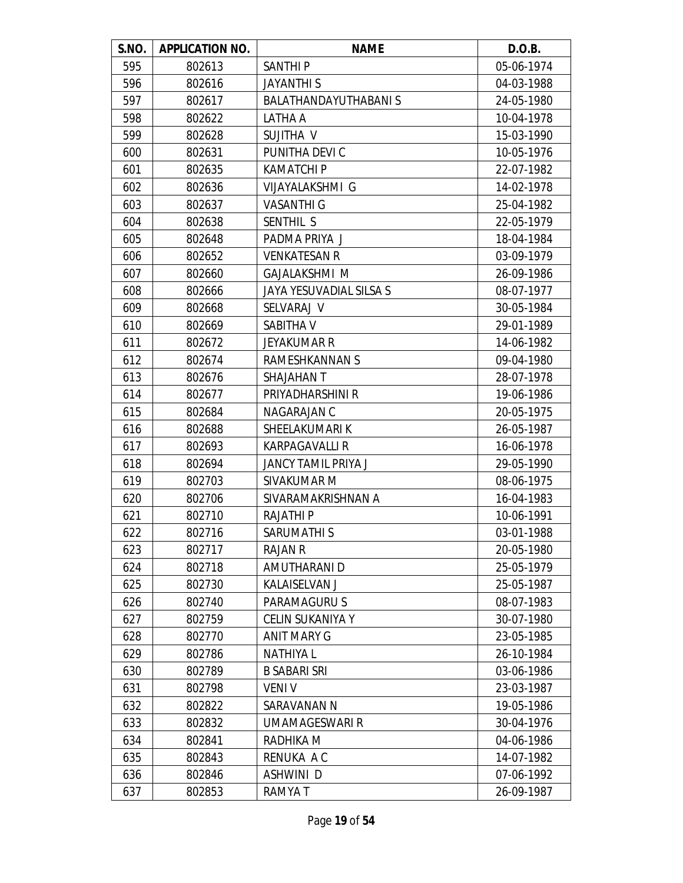| S.NO. | APPLICATION NO. | NAME | D.O.B. |
|---|---|---|---|
| 595 | 802613 | SANTHI P | 05-06-1974 |
| 596 | 802616 | JAYANTHI S | 04-03-1988 |
| 597 | 802617 | BALATHANDAYUTHABANI S | 24-05-1980 |
| 598 | 802622 | LATHA A | 10-04-1978 |
| 599 | 802628 | SUJITHA V | 15-03-1990 |
| 600 | 802631 | PUNITHA DEVI C | 10-05-1976 |
| 601 | 802635 | KAMATCHI P | 22-07-1982 |
| 602 | 802636 | VIJAYALAKSHMI G | 14-02-1978 |
| 603 | 802637 | VASANTHI G | 25-04-1982 |
| 604 | 802638 | SENTHIL S | 22-05-1979 |
| 605 | 802648 | PADMA PRIYA J | 18-04-1984 |
| 606 | 802652 | VENKATESAN R | 03-09-1979 |
| 607 | 802660 | GAJALAKSHMI M | 26-09-1986 |
| 608 | 802666 | JAYA YESUVADIAL SILSA S | 08-07-1977 |
| 609 | 802668 | SELVARAJ V | 30-05-1984 |
| 610 | 802669 | SABITHA V | 29-01-1989 |
| 611 | 802672 | JEYAKUMAR R | 14-06-1982 |
| 612 | 802674 | RAMESHKANNAN S | 09-04-1980 |
| 613 | 802676 | SHAJAHAN T | 28-07-1978 |
| 614 | 802677 | PRIYADHARSHINI R | 19-06-1986 |
| 615 | 802684 | NAGARAJAN C | 20-05-1975 |
| 616 | 802688 | SHEELAKUMARI K | 26-05-1987 |
| 617 | 802693 | KARPAGAVALLI R | 16-06-1978 |
| 618 | 802694 | JANCY TAMIL PRIYA J | 29-05-1990 |
| 619 | 802703 | SIVAKUMAR M | 08-06-1975 |
| 620 | 802706 | SIVARAMAKRISHNAN A | 16-04-1983 |
| 621 | 802710 | RAJATHI P | 10-06-1991 |
| 622 | 802716 | SARUMATHI S | 03-01-1988 |
| 623 | 802717 | RAJAN R | 20-05-1980 |
| 624 | 802718 | AMUTHARANI D | 25-05-1979 |
| 625 | 802730 | KALAISELVAN J | 25-05-1987 |
| 626 | 802740 | PARAMAGURU S | 08-07-1983 |
| 627 | 802759 | CELIN SUKANIYA Y | 30-07-1980 |
| 628 | 802770 | ANIT MARY G | 23-05-1985 |
| 629 | 802786 | NATHIYA L | 26-10-1984 |
| 630 | 802789 | B SABARI SRI | 03-06-1986 |
| 631 | 802798 | VENI V | 23-03-1987 |
| 632 | 802822 | SARAVANAN N | 19-05-1986 |
| 633 | 802832 | UMAMAGESWARI R | 30-04-1976 |
| 634 | 802841 | RADHIKA M | 04-06-1986 |
| 635 | 802843 | RENUKA A C | 14-07-1982 |
| 636 | 802846 | ASHWINI D | 07-06-1992 |
| 637 | 802853 | RAMYA T | 26-09-1987 |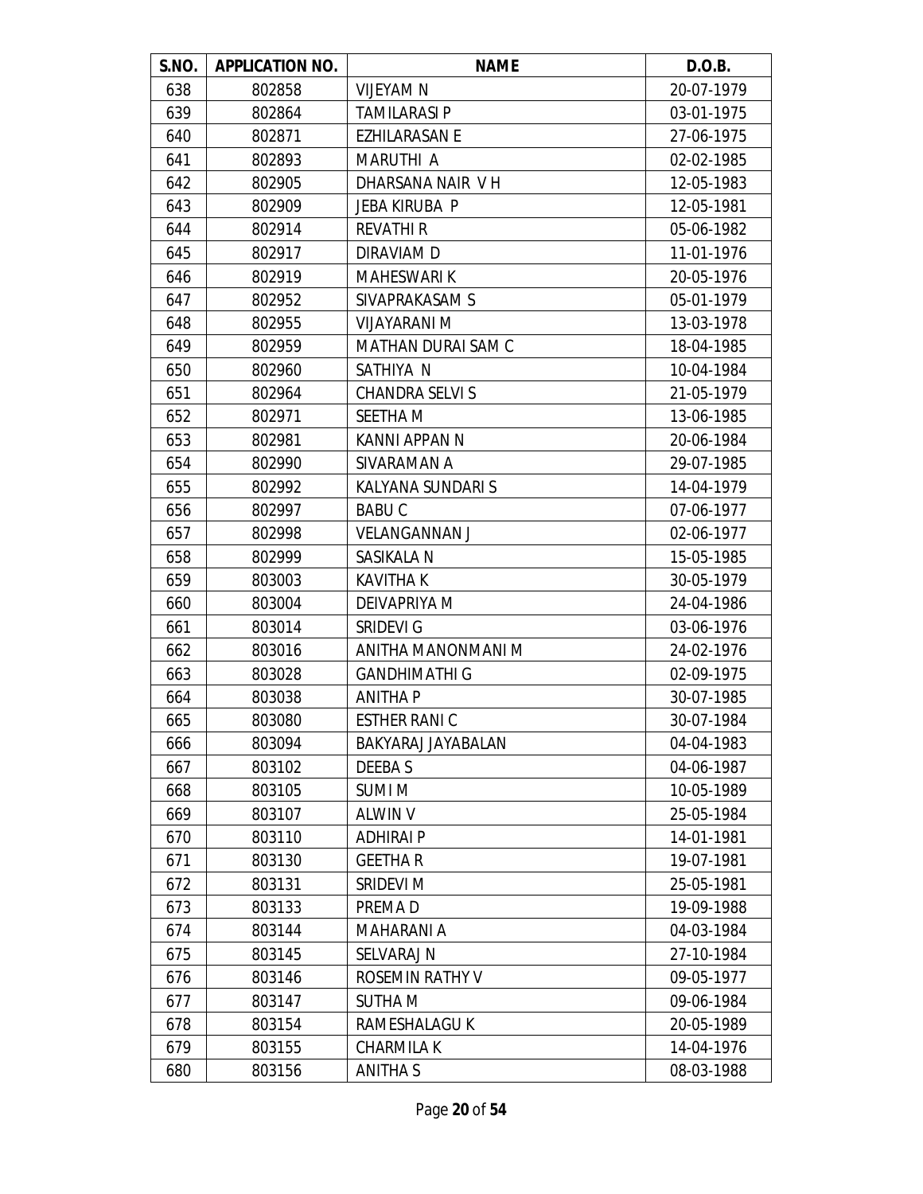| S.NO. | APPLICATION NO. | NAME | D.O.B. |
|---|---|---|---|
| 638 | 802858 | VIJEYAM N | 20-07-1979 |
| 639 | 802864 | TAMILARASI P | 03-01-1975 |
| 640 | 802871 | EZHILARASAN E | 27-06-1975 |
| 641 | 802893 | MARUTHI A | 02-02-1985 |
| 642 | 802905 | DHARSANA NAIR V H | 12-05-1983 |
| 643 | 802909 | JEBA KIRUBA P | 12-05-1981 |
| 644 | 802914 | REVATHI R | 05-06-1982 |
| 645 | 802917 | DIRAVIAM D | 11-01-1976 |
| 646 | 802919 | MAHESWARI K | 20-05-1976 |
| 647 | 802952 | SIVAPRAKASAM S | 05-01-1979 |
| 648 | 802955 | VIJAYARANI M | 13-03-1978 |
| 649 | 802959 | MATHAN DURAI SAM C | 18-04-1985 |
| 650 | 802960 | SATHIYA N | 10-04-1984 |
| 651 | 802964 | CHANDRA SELVI S | 21-05-1979 |
| 652 | 802971 | SEETHA M | 13-06-1985 |
| 653 | 802981 | KANNI APPAN N | 20-06-1984 |
| 654 | 802990 | SIVARAMAN A | 29-07-1985 |
| 655 | 802992 | KALYANA SUNDARI S | 14-04-1979 |
| 656 | 802997 | BABU C | 07-06-1977 |
| 657 | 802998 | VELANGANNAN J | 02-06-1977 |
| 658 | 802999 | SASIKALA N | 15-05-1985 |
| 659 | 803003 | KAVITHA K | 30-05-1979 |
| 660 | 803004 | DEIVAPRIYA M | 24-04-1986 |
| 661 | 803014 | SRIDEVI G | 03-06-1976 |
| 662 | 803016 | ANITHA MANONMANI M | 24-02-1976 |
| 663 | 803028 | GANDHIMATHI G | 02-09-1975 |
| 664 | 803038 | ANITHA P | 30-07-1985 |
| 665 | 803080 | ESTHER RANI C | 30-07-1984 |
| 666 | 803094 | BAKYARAJ JAYABALAN | 04-04-1983 |
| 667 | 803102 | DEEBA S | 04-06-1987 |
| 668 | 803105 | SUMI M | 10-05-1989 |
| 669 | 803107 | ALWIN V | 25-05-1984 |
| 670 | 803110 | ADHIRAI P | 14-01-1981 |
| 671 | 803130 | GEETHA R | 19-07-1981 |
| 672 | 803131 | SRIDEVI M | 25-05-1981 |
| 673 | 803133 | PREMA D | 19-09-1988 |
| 674 | 803144 | MAHARANI A | 04-03-1984 |
| 675 | 803145 | SELVARAJ N | 27-10-1984 |
| 676 | 803146 | ROSEMIN RATHY V | 09-05-1977 |
| 677 | 803147 | SUTHA M | 09-06-1984 |
| 678 | 803154 | RAMESHALAGU K | 20-05-1989 |
| 679 | 803155 | CHARMILA K | 14-04-1976 |
| 680 | 803156 | ANITHA S | 08-03-1988 |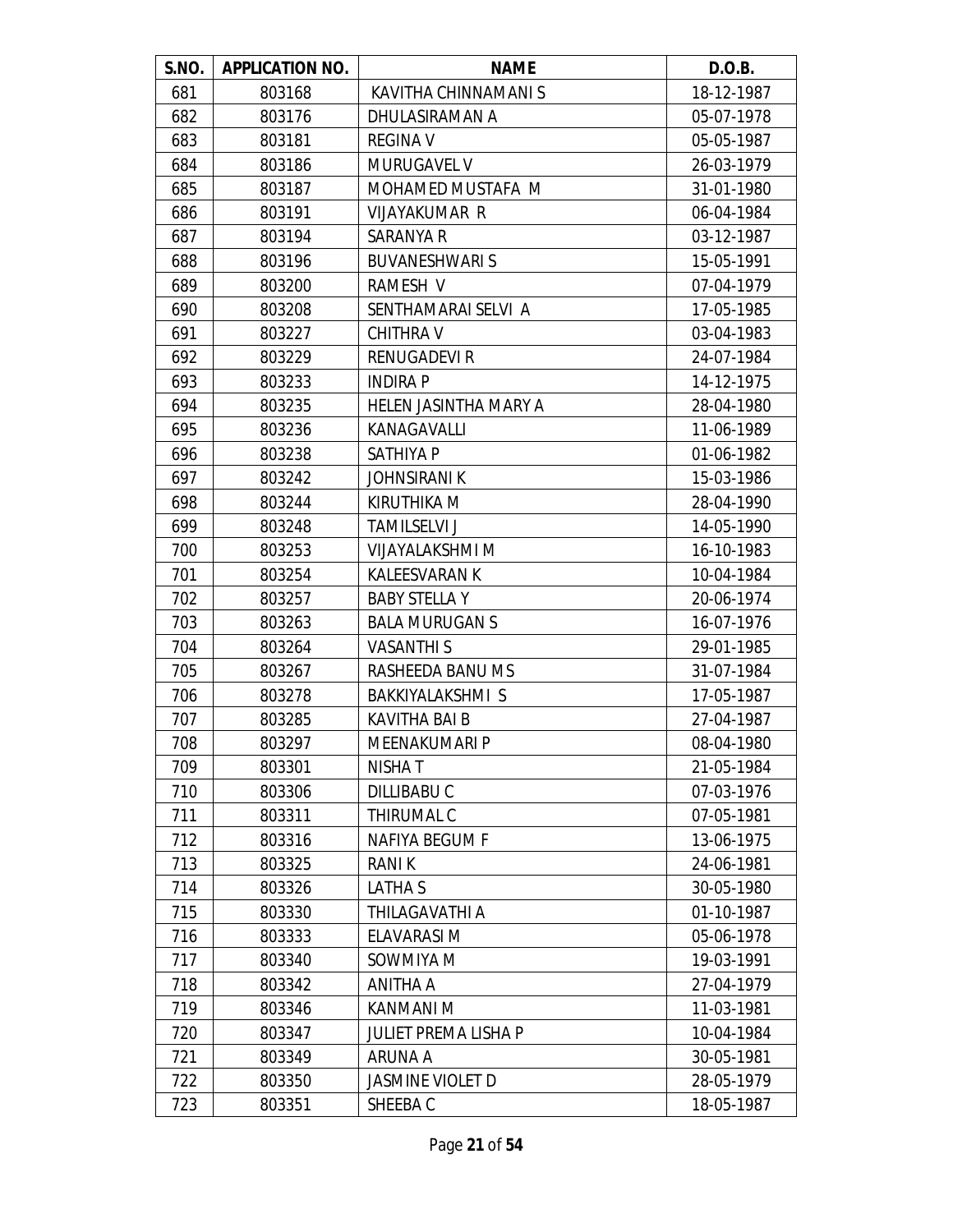| S.NO. | APPLICATION NO. | NAME | D.O.B. |
|---|---|---|---|
| 681 | 803168 | KAVITHA CHINNAMANI S | 18-12-1987 |
| 682 | 803176 | DHULASIRAMAN A | 05-07-1978 |
| 683 | 803181 | REGINA V | 05-05-1987 |
| 684 | 803186 | MURUGAVEL V | 26-03-1979 |
| 685 | 803187 | MOHAMED MUSTAFA M | 31-01-1980 |
| 686 | 803191 | VIJAYAKUMAR R | 06-04-1984 |
| 687 | 803194 | SARANYA R | 03-12-1987 |
| 688 | 803196 | BUVANESHWARI S | 15-05-1991 |
| 689 | 803200 | RAMESH V | 07-04-1979 |
| 690 | 803208 | SENTHAMARAI SELVI A | 17-05-1985 |
| 691 | 803227 | CHITHRA V | 03-04-1983 |
| 692 | 803229 | RENUGADEVI R | 24-07-1984 |
| 693 | 803233 | INDIRA P | 14-12-1975 |
| 694 | 803235 | HELEN JASINTHA MARY A | 28-04-1980 |
| 695 | 803236 | KANAGAVALLI | 11-06-1989 |
| 696 | 803238 | SATHIYA P | 01-06-1982 |
| 697 | 803242 | JOHNSIRANI K | 15-03-1986 |
| 698 | 803244 | KIRUTHIKA M | 28-04-1990 |
| 699 | 803248 | TAMILSELVI J | 14-05-1990 |
| 700 | 803253 | VIJAYALAKSHMI M | 16-10-1983 |
| 701 | 803254 | KALEESVARAN K | 10-04-1984 |
| 702 | 803257 | BABY STELLA Y | 20-06-1974 |
| 703 | 803263 | BALA MURUGAN S | 16-07-1976 |
| 704 | 803264 | VASANTHI S | 29-01-1985 |
| 705 | 803267 | RASHEEDA BANU M S | 31-07-1984 |
| 706 | 803278 | BAKKIYALAKSHMI S | 17-05-1987 |
| 707 | 803285 | KAVITHA BAI B | 27-04-1987 |
| 708 | 803297 | MEENAKUMARI P | 08-04-1980 |
| 709 | 803301 | NISHA T | 21-05-1984 |
| 710 | 803306 | DILLIBABU C | 07-03-1976 |
| 711 | 803311 | THIRUMAL C | 07-05-1981 |
| 712 | 803316 | NAFIYA BEGUM F | 13-06-1975 |
| 713 | 803325 | RANI K | 24-06-1981 |
| 714 | 803326 | LATHA S | 30-05-1980 |
| 715 | 803330 | THILAGAVATHI A | 01-10-1987 |
| 716 | 803333 | ELAVARASI M | 05-06-1978 |
| 717 | 803340 | SOWMIYA M | 19-03-1991 |
| 718 | 803342 | ANITHA A | 27-04-1979 |
| 719 | 803346 | KANMANI M | 11-03-1981 |
| 720 | 803347 | JULIET PREMA LISHA P | 10-04-1984 |
| 721 | 803349 | ARUNA A | 30-05-1981 |
| 722 | 803350 | JASMINE VIOLET D | 28-05-1979 |
| 723 | 803351 | SHEEBA C | 18-05-1987 |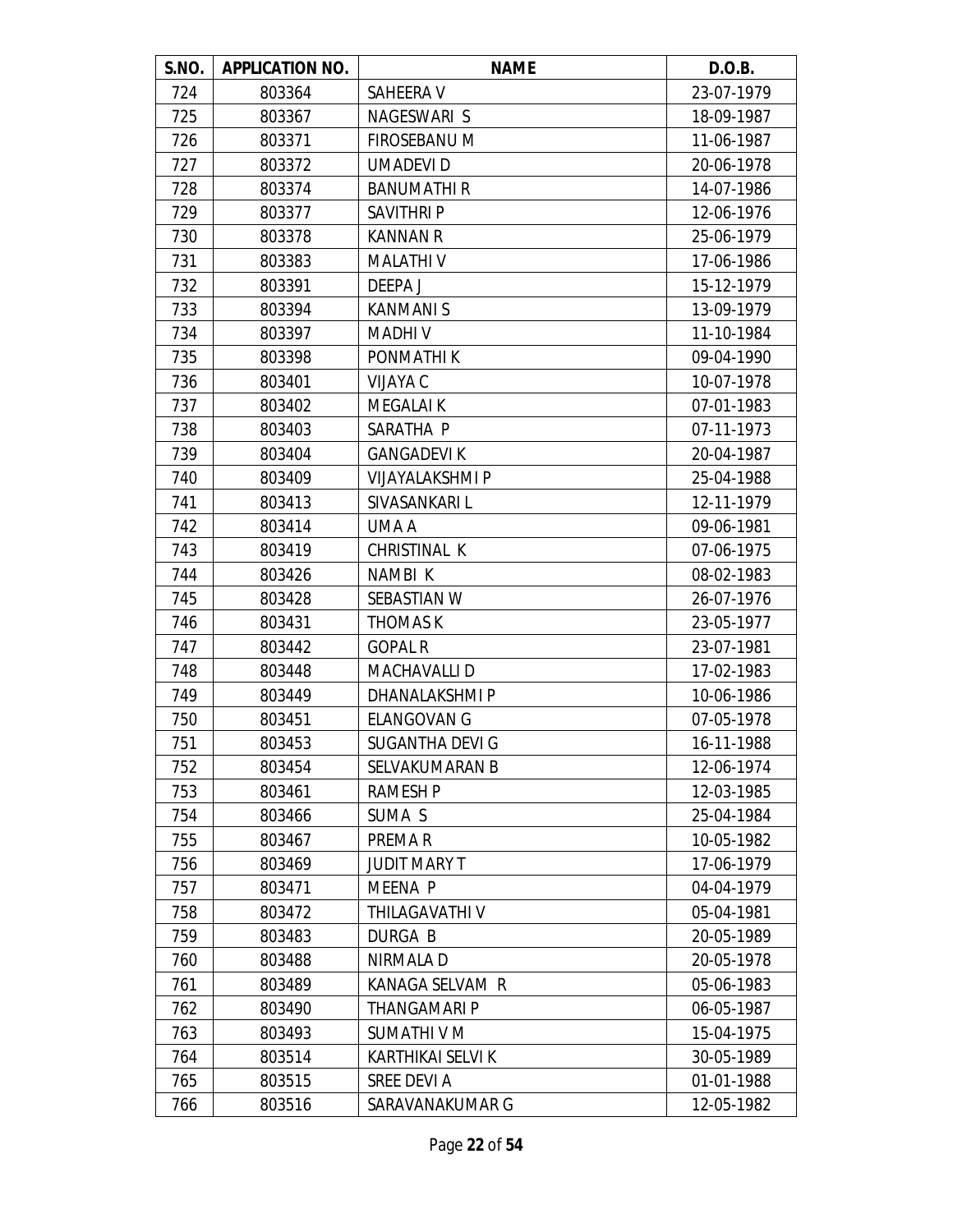| S.NO. | APPLICATION NO. | NAME | D.O.B. |
|---|---|---|---|
| 724 | 803364 | SAHEERA V | 23-07-1979 |
| 725 | 803367 | NAGESWARI S | 18-09-1987 |
| 726 | 803371 | FIROSEBANU M | 11-06-1987 |
| 727 | 803372 | UMADEVI D | 20-06-1978 |
| 728 | 803374 | BANUMATHI R | 14-07-1986 |
| 729 | 803377 | SAVITHRI P | 12-06-1976 |
| 730 | 803378 | KANNAN R | 25-06-1979 |
| 731 | 803383 | MALATHI V | 17-06-1986 |
| 732 | 803391 | DEEPA J | 15-12-1979 |
| 733 | 803394 | KANMANI S | 13-09-1979 |
| 734 | 803397 | MADHI V | 11-10-1984 |
| 735 | 803398 | PONMATHI K | 09-04-1990 |
| 736 | 803401 | VIJAYA C | 10-07-1978 |
| 737 | 803402 | MEGALAI K | 07-01-1983 |
| 738 | 803403 | SARATHA P | 07-11-1973 |
| 739 | 803404 | GANGADEVI K | 20-04-1987 |
| 740 | 803409 | VIJAYALAKSHMI P | 25-04-1988 |
| 741 | 803413 | SIVASANKARI L | 12-11-1979 |
| 742 | 803414 | UMA A | 09-06-1981 |
| 743 | 803419 | CHRISTINAL K | 07-06-1975 |
| 744 | 803426 | NAMBI K | 08-02-1983 |
| 745 | 803428 | SEBASTIAN W | 26-07-1976 |
| 746 | 803431 | THOMAS K | 23-05-1977 |
| 747 | 803442 | GOPAL R | 23-07-1981 |
| 748 | 803448 | MACHAVALLI D | 17-02-1983 |
| 749 | 803449 | DHANALAKSHMI P | 10-06-1986 |
| 750 | 803451 | ELANGOVAN G | 07-05-1978 |
| 751 | 803453 | SUGANTHA DEVI G | 16-11-1988 |
| 752 | 803454 | SELVAKUMARAN B | 12-06-1974 |
| 753 | 803461 | RAMESH P | 12-03-1985 |
| 754 | 803466 | SUMA S | 25-04-1984 |
| 755 | 803467 | PREMA R | 10-05-1982 |
| 756 | 803469 | JUDIT MARY T | 17-06-1979 |
| 757 | 803471 | MEENA P | 04-04-1979 |
| 758 | 803472 | THILAGAVATHI V | 05-04-1981 |
| 759 | 803483 | DURGA B | 20-05-1989 |
| 760 | 803488 | NIRMALA D | 20-05-1978 |
| 761 | 803489 | KANAGA SELVAM R | 05-06-1983 |
| 762 | 803490 | THANGAMARI P | 06-05-1987 |
| 763 | 803493 | SUMATHI V M | 15-04-1975 |
| 764 | 803514 | KARTHIKAI SELVI K | 30-05-1989 |
| 765 | 803515 | SREE DEVI A | 01-01-1988 |
| 766 | 803516 | SARAVANAKUMAR G | 12-05-1982 |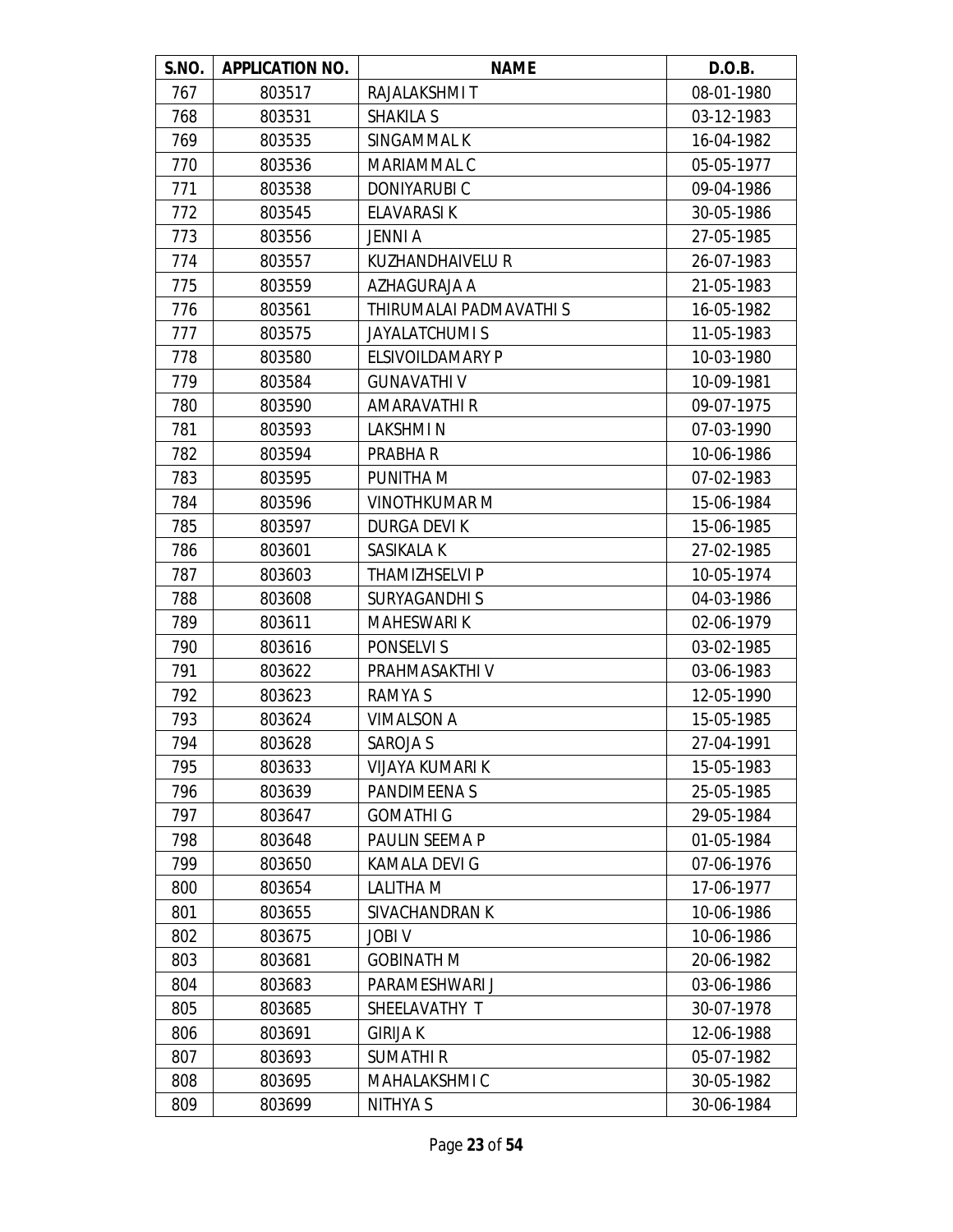| S.NO. | APPLICATION NO. | NAME | D.O.B. |
|---|---|---|---|
| 767 | 803517 | RAJALAKSHMI T | 08-01-1980 |
| 768 | 803531 | SHAKILA S | 03-12-1983 |
| 769 | 803535 | SINGAMMAL K | 16-04-1982 |
| 770 | 803536 | MARIAMMAL C | 05-05-1977 |
| 771 | 803538 | DONIYARUBI C | 09-04-1986 |
| 772 | 803545 | ELAVARASI K | 30-05-1986 |
| 773 | 803556 | JENNI A | 27-05-1985 |
| 774 | 803557 | KUZHANDHAIVELU R | 26-07-1983 |
| 775 | 803559 | AZHAGURAJA A | 21-05-1983 |
| 776 | 803561 | THIRUMALAI PADMAVATHI S | 16-05-1982 |
| 777 | 803575 | JAYALATCHUMI S | 11-05-1983 |
| 778 | 803580 | ELSIVOILDAMARY P | 10-03-1980 |
| 779 | 803584 | GUNAVATHI V | 10-09-1981 |
| 780 | 803590 | AMARAVATHI R | 09-07-1975 |
| 781 | 803593 | LAKSHMI N | 07-03-1990 |
| 782 | 803594 | PRABHA R | 10-06-1986 |
| 783 | 803595 | PUNITHA M | 07-02-1983 |
| 784 | 803596 | VINOTHKUMAR M | 15-06-1984 |
| 785 | 803597 | DURGA DEVI K | 15-06-1985 |
| 786 | 803601 | SASIKALA K | 27-02-1985 |
| 787 | 803603 | THAMIZHSELVI P | 10-05-1974 |
| 788 | 803608 | SURYAGANDHI S | 04-03-1986 |
| 789 | 803611 | MAHESWARI K | 02-06-1979 |
| 790 | 803616 | PONSELVI S | 03-02-1985 |
| 791 | 803622 | PRAHMASAKTHI V | 03-06-1983 |
| 792 | 803623 | RAMYA S | 12-05-1990 |
| 793 | 803624 | VIMALSON A | 15-05-1985 |
| 794 | 803628 | SAROJA S | 27-04-1991 |
| 795 | 803633 | VIJAYA KUMARI K | 15-05-1983 |
| 796 | 803639 | PANDIMEENA S | 25-05-1985 |
| 797 | 803647 | GOMATHI G | 29-05-1984 |
| 798 | 803648 | PAULIN SEEMA P | 01-05-1984 |
| 799 | 803650 | KAMALA DEVI G | 07-06-1976 |
| 800 | 803654 | LALITHA M | 17-06-1977 |
| 801 | 803655 | SIVACHANDRAN K | 10-06-1986 |
| 802 | 803675 | JOBI V | 10-06-1986 |
| 803 | 803681 | GOBINATH M | 20-06-1982 |
| 804 | 803683 | PARAMESHWARI J | 03-06-1986 |
| 805 | 803685 | SHEELAVATHY T | 30-07-1978 |
| 806 | 803691 | GIRIJA K | 12-06-1988 |
| 807 | 803693 | SUMATHI R | 05-07-1982 |
| 808 | 803695 | MAHALAKSHMI C | 30-05-1982 |
| 809 | 803699 | NITHYA S | 30-06-1984 |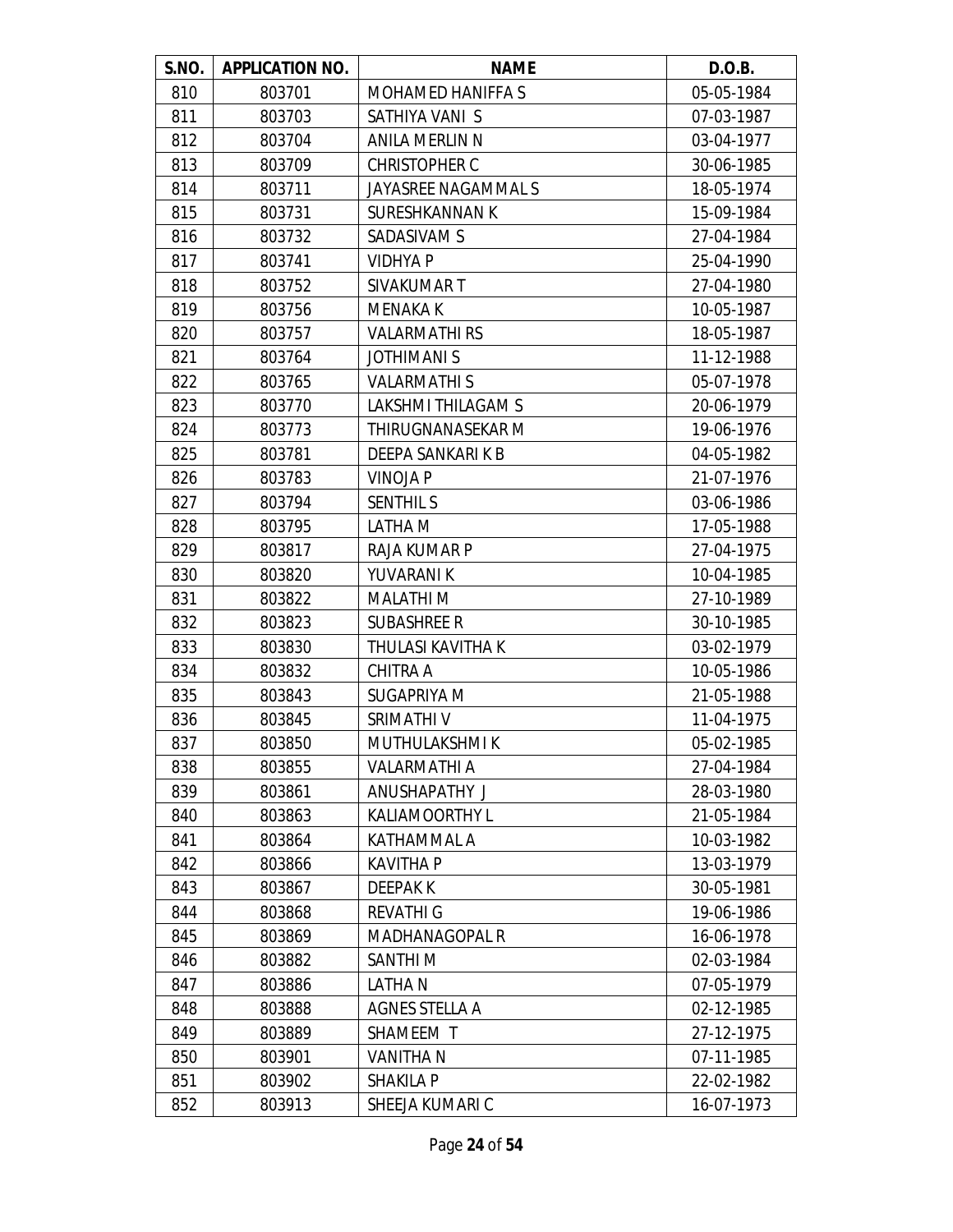| S.NO. | APPLICATION NO. | NAME | D.O.B. |
|---|---|---|---|
| 810 | 803701 | MOHAMED HANIFFA S | 05-05-1984 |
| 811 | 803703 | SATHIYA VANI S | 07-03-1987 |
| 812 | 803704 | ANILA MERLIN N | 03-04-1977 |
| 813 | 803709 | CHRISTOPHER C | 30-06-1985 |
| 814 | 803711 | JAYASREE NAGAMMAL S | 18-05-1974 |
| 815 | 803731 | SURESHKANNAN K | 15-09-1984 |
| 816 | 803732 | SADASIVAM S | 27-04-1984 |
| 817 | 803741 | VIDHYA P | 25-04-1990 |
| 818 | 803752 | SIVAKUMAR T | 27-04-1980 |
| 819 | 803756 | MENAKA K | 10-05-1987 |
| 820 | 803757 | VALARMATHI RS | 18-05-1987 |
| 821 | 803764 | JOTHIMANI S | 11-12-1988 |
| 822 | 803765 | VALARMATHI S | 05-07-1978 |
| 823 | 803770 | LAKSHMI THILAGAM S | 20-06-1979 |
| 824 | 803773 | THIRUGNANASEKAR M | 19-06-1976 |
| 825 | 803781 | DEEPA SANKARI K B | 04-05-1982 |
| 826 | 803783 | VINOJA P | 21-07-1976 |
| 827 | 803794 | SENTHIL S | 03-06-1986 |
| 828 | 803795 | LATHA M | 17-05-1988 |
| 829 | 803817 | RAJA KUMAR P | 27-04-1975 |
| 830 | 803820 | YUVARANI K | 10-04-1985 |
| 831 | 803822 | MALATHI M | 27-10-1989 |
| 832 | 803823 | SUBASHREE R | 30-10-1985 |
| 833 | 803830 | THULASI KAVITHA K | 03-02-1979 |
| 834 | 803832 | CHITRA A | 10-05-1986 |
| 835 | 803843 | SUGAPRIYA M | 21-05-1988 |
| 836 | 803845 | SRIMATHI V | 11-04-1975 |
| 837 | 803850 | MUTHULAKSHMI K | 05-02-1985 |
| 838 | 803855 | VALARMATHI A | 27-04-1984 |
| 839 | 803861 | ANUSHAPATHY J | 28-03-1980 |
| 840 | 803863 | KALIAMOORTHY L | 21-05-1984 |
| 841 | 803864 | KATHAMMAL A | 10-03-1982 |
| 842 | 803866 | KAVITHA P | 13-03-1979 |
| 843 | 803867 | DEEPAK K | 30-05-1981 |
| 844 | 803868 | REVATHI G | 19-06-1986 |
| 845 | 803869 | MADHANAGOPAL R | 16-06-1978 |
| 846 | 803882 | SANTHI M | 02-03-1984 |
| 847 | 803886 | LATHA N | 07-05-1979 |
| 848 | 803888 | AGNES STELLA A | 02-12-1985 |
| 849 | 803889 | SHAMEEM T | 27-12-1975 |
| 850 | 803901 | VANITHA N | 07-11-1985 |
| 851 | 803902 | SHAKILA P | 22-02-1982 |
| 852 | 803913 | SHEEJA KUMARI C | 16-07-1973 |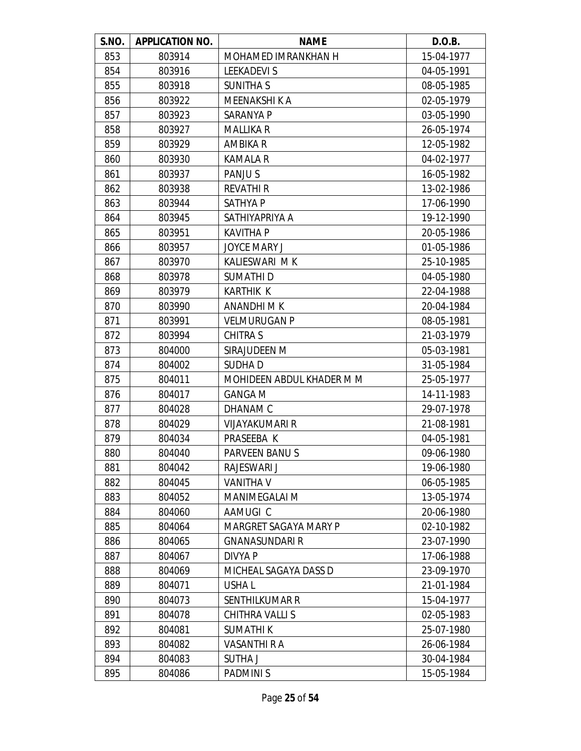| S.NO. | APPLICATION NO. | NAME | D.O.B. |
|---|---|---|---|
| 853 | 803914 | MOHAMED IMRANKHAN H | 15-04-1977 |
| 854 | 803916 | LEEKADEVI S | 04-05-1991 |
| 855 | 803918 | SUNITHA S | 08-05-1985 |
| 856 | 803922 | MEENAKSHI K A | 02-05-1979 |
| 857 | 803923 | SARANYA P | 03-05-1990 |
| 858 | 803927 | MALLIKA R | 26-05-1974 |
| 859 | 803929 | AMBIKA R | 12-05-1982 |
| 860 | 803930 | KAMALA R | 04-02-1977 |
| 861 | 803937 | PANJU S | 16-05-1982 |
| 862 | 803938 | REVATHI R | 13-02-1986 |
| 863 | 803944 | SATHYA P | 17-06-1990 |
| 864 | 803945 | SATHIYAPRIYA A | 19-12-1990 |
| 865 | 803951 | KAVITHA P | 20-05-1986 |
| 866 | 803957 | JOYCE MARY J | 01-05-1986 |
| 867 | 803970 | KALIESWARI M K | 25-10-1985 |
| 868 | 803978 | SUMATHI D | 04-05-1980 |
| 869 | 803979 | KARTHIK K | 22-04-1988 |
| 870 | 803990 | ANANDHI M K | 20-04-1984 |
| 871 | 803991 | VELMURUGAN P | 08-05-1981 |
| 872 | 803994 | CHITRA S | 21-03-1979 |
| 873 | 804000 | SIRAJUDEEN M | 05-03-1981 |
| 874 | 804002 | SUDHA D | 31-05-1984 |
| 875 | 804011 | MOHIDEEN ABDUL KHADER M M | 25-05-1977 |
| 876 | 804017 | GANGA M | 14-11-1983 |
| 877 | 804028 | DHANAM C | 29-07-1978 |
| 878 | 804029 | VIJAYAKUMARI R | 21-08-1981 |
| 879 | 804034 | PRASEEBA K | 04-05-1981 |
| 880 | 804040 | PARVEEN BANU S | 09-06-1980 |
| 881 | 804042 | RAJESWARI J | 19-06-1980 |
| 882 | 804045 | VANITHA V | 06-05-1985 |
| 883 | 804052 | MANIMEGALAI M | 13-05-1974 |
| 884 | 804060 | AAMUGI C | 20-06-1980 |
| 885 | 804064 | MARGRET SAGAYA MARY P | 02-10-1982 |
| 886 | 804065 | GNANASUNDARI R | 23-07-1990 |
| 887 | 804067 | DIVYA P | 17-06-1988 |
| 888 | 804069 | MICHEAL SAGAYA DASS D | 23-09-1970 |
| 889 | 804071 | USHA L | 21-01-1984 |
| 890 | 804073 | SENTHILKUMAR R | 15-04-1977 |
| 891 | 804078 | CHITHRA VALLI S | 02-05-1983 |
| 892 | 804081 | SUMATHI K | 25-07-1980 |
| 893 | 804082 | VASANTHI R A | 26-06-1984 |
| 894 | 804083 | SUTHA J | 30-04-1984 |
| 895 | 804086 | PADMINI S | 15-05-1984 |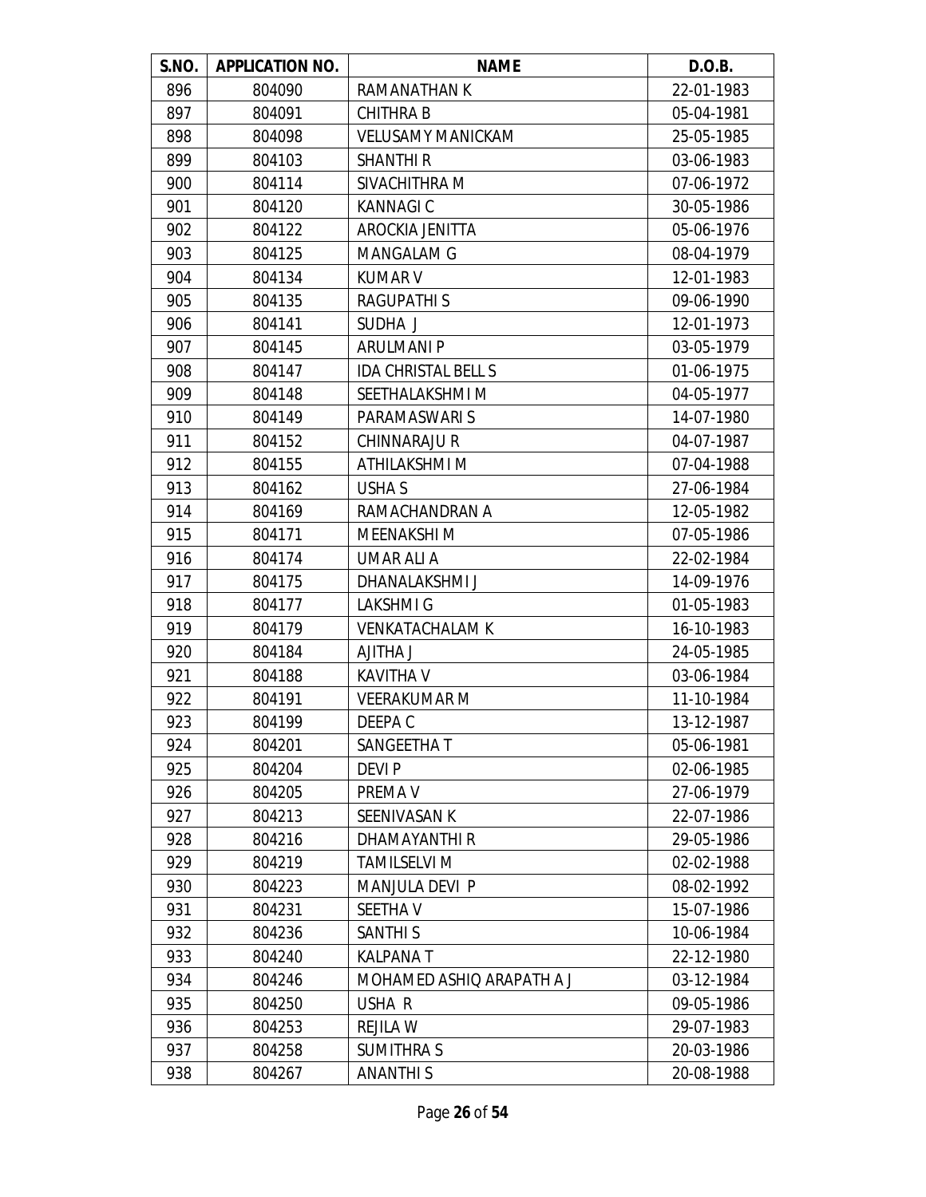| S.NO. | APPLICATION NO. | NAME | D.O.B. |
|---|---|---|---|
| 896 | 804090 | RAMANATHAN K | 22-01-1983 |
| 897 | 804091 | CHITHRA B | 05-04-1981 |
| 898 | 804098 | VELUSAMY MANICKAM | 25-05-1985 |
| 899 | 804103 | SHANTHI R | 03-06-1983 |
| 900 | 804114 | SIVACHITHRA M | 07-06-1972 |
| 901 | 804120 | KANNAGI C | 30-05-1986 |
| 902 | 804122 | AROCKIA JENITTA | 05-06-1976 |
| 903 | 804125 | MANGALAM G | 08-04-1979 |
| 904 | 804134 | KUMAR V | 12-01-1983 |
| 905 | 804135 | RAGUPATHI S | 09-06-1990 |
| 906 | 804141 | SUDHA J | 12-01-1973 |
| 907 | 804145 | ARULMANI P | 03-05-1979 |
| 908 | 804147 | IDA CHRISTAL BELL S | 01-06-1975 |
| 909 | 804148 | SEETHALAKSHMI M | 04-05-1977 |
| 910 | 804149 | PARAMASWARI S | 14-07-1980 |
| 911 | 804152 | CHINNARAJU R | 04-07-1987 |
| 912 | 804155 | ATHILAKSHMI M | 07-04-1988 |
| 913 | 804162 | USHA S | 27-06-1984 |
| 914 | 804169 | RAMACHANDRAN A | 12-05-1982 |
| 915 | 804171 | MEENAKSHI M | 07-05-1986 |
| 916 | 804174 | UMAR ALI A | 22-02-1984 |
| 917 | 804175 | DHANALAKSHMI J | 14-09-1976 |
| 918 | 804177 | LAKSHMI G | 01-05-1983 |
| 919 | 804179 | VENKATACHALAM K | 16-10-1983 |
| 920 | 804184 | AJITHA J | 24-05-1985 |
| 921 | 804188 | KAVITHA V | 03-06-1984 |
| 922 | 804191 | VEERAKUMAR M | 11-10-1984 |
| 923 | 804199 | DEEPA C | 13-12-1987 |
| 924 | 804201 | SANGEETHA T | 05-06-1981 |
| 925 | 804204 | DEVI P | 02-06-1985 |
| 926 | 804205 | PREMA V | 27-06-1979 |
| 927 | 804213 | SEENIVASAN K | 22-07-1986 |
| 928 | 804216 | DHAMAYANTHI R | 29-05-1986 |
| 929 | 804219 | TAMILSELVI M | 02-02-1988 |
| 930 | 804223 | MANJULA DEVI P | 08-02-1992 |
| 931 | 804231 | SEETHA V | 15-07-1986 |
| 932 | 804236 | SANTHI S | 10-06-1984 |
| 933 | 804240 | KALPANA T | 22-12-1980 |
| 934 | 804246 | MOHAMED ASHIQ ARAPATH A J | 03-12-1984 |
| 935 | 804250 | USHA R | 09-05-1986 |
| 936 | 804253 | REJILA W | 29-07-1983 |
| 937 | 804258 | SUMITHRA S | 20-03-1986 |
| 938 | 804267 | ANANTHI S | 20-08-1988 |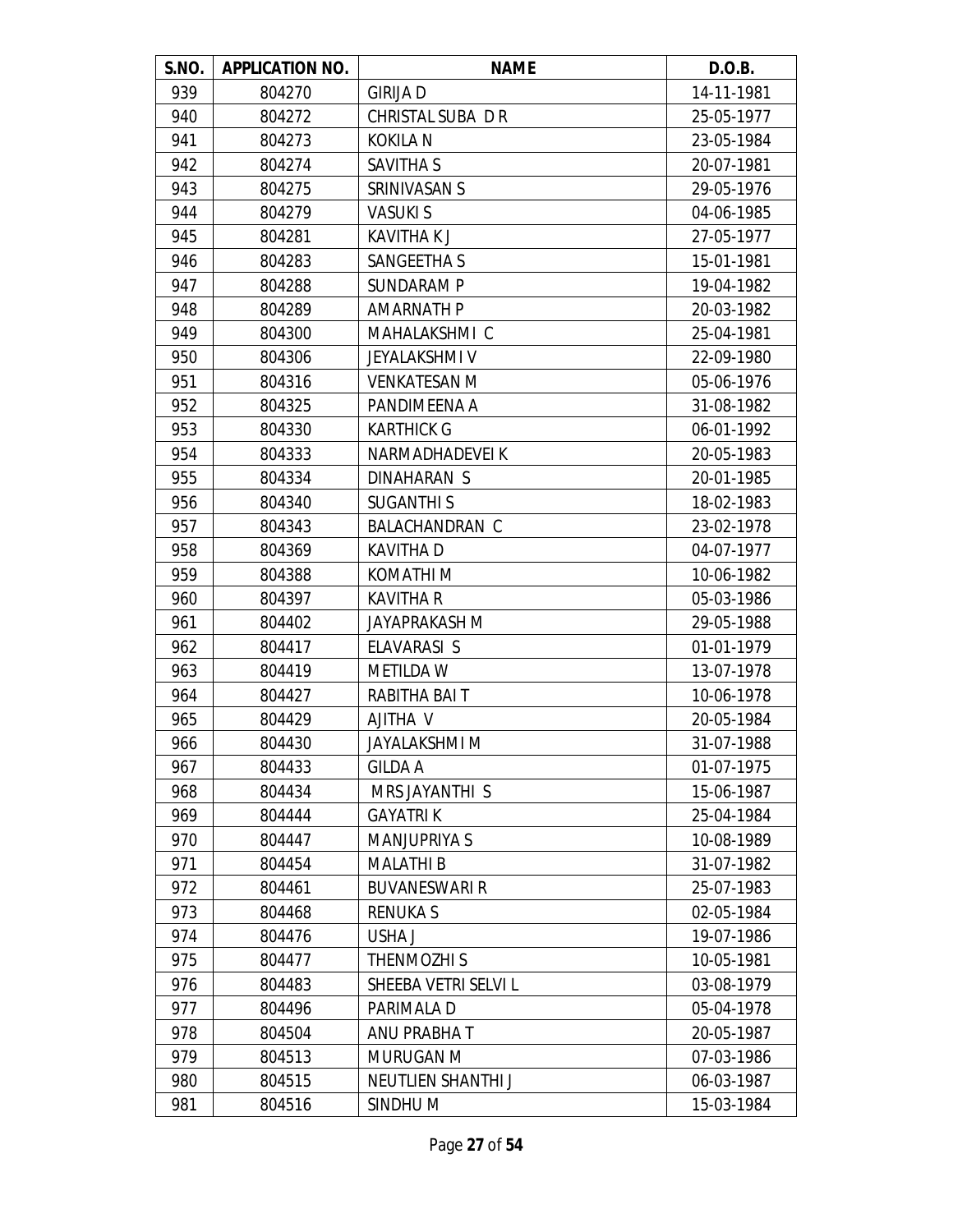| S.NO. | APPLICATION NO. | NAME | D.O.B. |
|---|---|---|---|
| 939 | 804270 | GIRIJA D | 14-11-1981 |
| 940 | 804272 | CHRISTAL SUBA D R | 25-05-1977 |
| 941 | 804273 | KOKILA N | 23-05-1984 |
| 942 | 804274 | SAVITHA S | 20-07-1981 |
| 943 | 804275 | SRINIVASAN S | 29-05-1976 |
| 944 | 804279 | VASUKI S | 04-06-1985 |
| 945 | 804281 | KAVITHA K J | 27-05-1977 |
| 946 | 804283 | SANGEETHA S | 15-01-1981 |
| 947 | 804288 | SUNDARAM P | 19-04-1982 |
| 948 | 804289 | AMARNATH P | 20-03-1982 |
| 949 | 804300 | MAHALAKSHMI C | 25-04-1981 |
| 950 | 804306 | JEYALAKSHMI V | 22-09-1980 |
| 951 | 804316 | VENKATESAN M | 05-06-1976 |
| 952 | 804325 | PANDIMEENA A | 31-08-1982 |
| 953 | 804330 | KARTHICK G | 06-01-1992 |
| 954 | 804333 | NARMADHADEVEI K | 20-05-1983 |
| 955 | 804334 | DINAHARAN S | 20-01-1985 |
| 956 | 804340 | SUGANTHI S | 18-02-1983 |
| 957 | 804343 | BALACHANDRAN C | 23-02-1978 |
| 958 | 804369 | KAVITHA D | 04-07-1977 |
| 959 | 804388 | KOMATHI M | 10-06-1982 |
| 960 | 804397 | KAVITHA R | 05-03-1986 |
| 961 | 804402 | JAYAPRAKASH M | 29-05-1988 |
| 962 | 804417 | ELAVARASI S | 01-01-1979 |
| 963 | 804419 | METILDA W | 13-07-1978 |
| 964 | 804427 | RABITHA BAI T | 10-06-1978 |
| 965 | 804429 | AJITHA V | 20-05-1984 |
| 966 | 804430 | JAYALAKSHMI M | 31-07-1988 |
| 967 | 804433 | GILDA A | 01-07-1975 |
| 968 | 804434 | MRS JAYANTHI S | 15-06-1987 |
| 969 | 804444 | GAYATRI K | 25-04-1984 |
| 970 | 804447 | MANJUPRIYA S | 10-08-1989 |
| 971 | 804454 | MALATHI B | 31-07-1982 |
| 972 | 804461 | BUVANESWARI R | 25-07-1983 |
| 973 | 804468 | RENUKA S | 02-05-1984 |
| 974 | 804476 | USHA J | 19-07-1986 |
| 975 | 804477 | THENMOZHI S | 10-05-1981 |
| 976 | 804483 | SHEEBA VETRI SELVI L | 03-08-1979 |
| 977 | 804496 | PARIMALA D | 05-04-1978 |
| 978 | 804504 | ANU PRABHA T | 20-05-1987 |
| 979 | 804513 | MURUGAN M | 07-03-1986 |
| 980 | 804515 | NEUTLIEN SHANTHI J | 06-03-1987 |
| 981 | 804516 | SINDHU M | 15-03-1984 |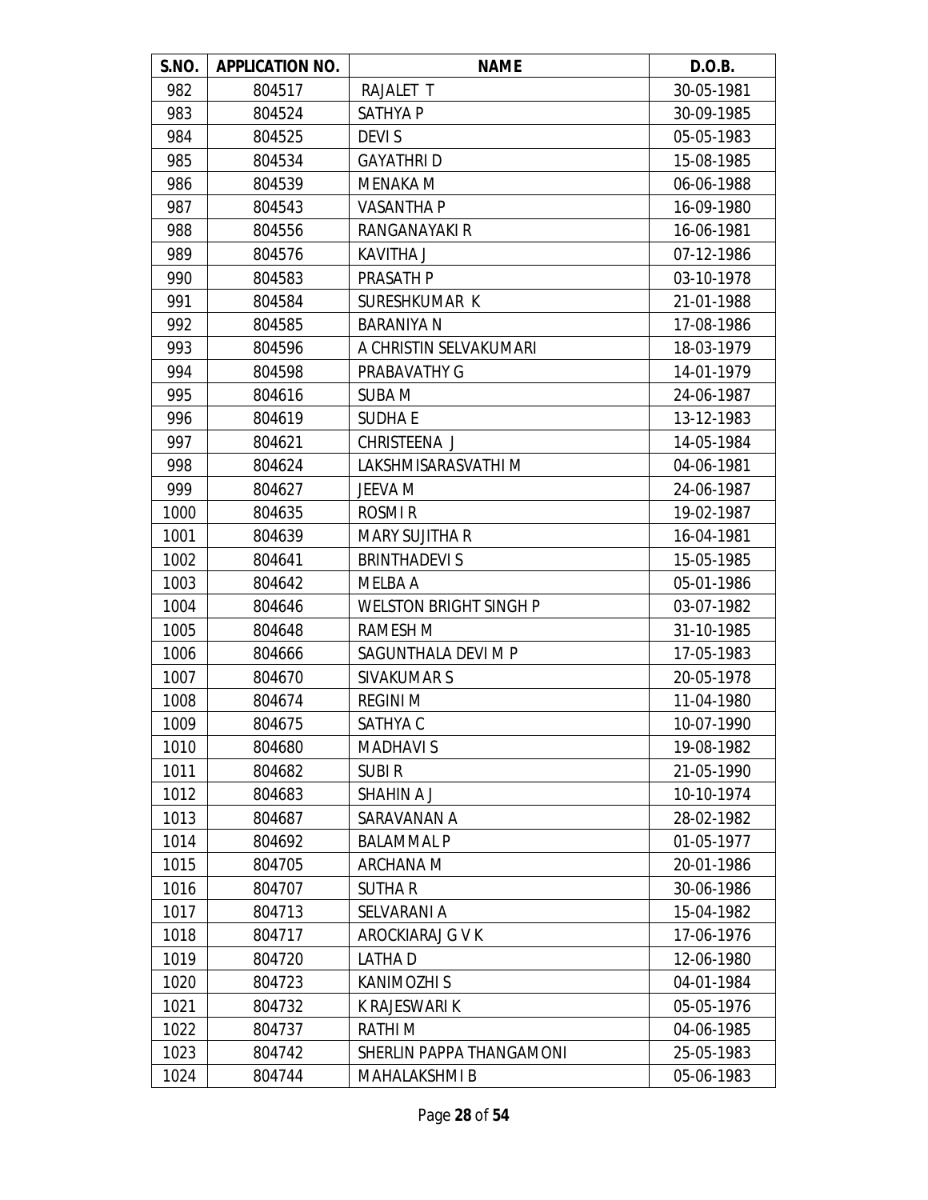| S.NO. | APPLICATION NO. | NAME | D.O.B. |
|---|---|---|---|
| 982 | 804517 | RAJALET T | 30-05-1981 |
| 983 | 804524 | SATHYA P | 30-09-1985 |
| 984 | 804525 | DEVI S | 05-05-1983 |
| 985 | 804534 | GAYATHRI D | 15-08-1985 |
| 986 | 804539 | MENAKA M | 06-06-1988 |
| 987 | 804543 | VASANTHA P | 16-09-1980 |
| 988 | 804556 | RANGANAYAKI R | 16-06-1981 |
| 989 | 804576 | KAVITHA J | 07-12-1986 |
| 990 | 804583 | PRASATH P | 03-10-1978 |
| 991 | 804584 | SURESHKUMAR K | 21-01-1988 |
| 992 | 804585 | BARANIYA N | 17-08-1986 |
| 993 | 804596 | A CHRISTIN SELVAKUMARI | 18-03-1979 |
| 994 | 804598 | PRABAVATHY G | 14-01-1979 |
| 995 | 804616 | SUBA M | 24-06-1987 |
| 996 | 804619 | SUDHA E | 13-12-1983 |
| 997 | 804621 | CHRISTEENA J | 14-05-1984 |
| 998 | 804624 | LAKSHMISARASVATHI M | 04-06-1981 |
| 999 | 804627 | JEEVA M | 24-06-1987 |
| 1000 | 804635 | ROSMI R | 19-02-1987 |
| 1001 | 804639 | MARY SUJITHA R | 16-04-1981 |
| 1002 | 804641 | BRINTHADEVI S | 15-05-1985 |
| 1003 | 804642 | MELBA A | 05-01-1986 |
| 1004 | 804646 | WELSTON BRIGHT SINGH P | 03-07-1982 |
| 1005 | 804648 | RAMESH M | 31-10-1985 |
| 1006 | 804666 | SAGUNTHALA DEVI M P | 17-05-1983 |
| 1007 | 804670 | SIVAKUMAR S | 20-05-1978 |
| 1008 | 804674 | REGINI M | 11-04-1980 |
| 1009 | 804675 | SATHYA C | 10-07-1990 |
| 1010 | 804680 | MADHAVI S | 19-08-1982 |
| 1011 | 804682 | SUBI R | 21-05-1990 |
| 1012 | 804683 | SHAHIN A J | 10-10-1974 |
| 1013 | 804687 | SARAVANAN A | 28-02-1982 |
| 1014 | 804692 | BALAMMAL P | 01-05-1977 |
| 1015 | 804705 | ARCHANA M | 20-01-1986 |
| 1016 | 804707 | SUTHA R | 30-06-1986 |
| 1017 | 804713 | SELVARANI A | 15-04-1982 |
| 1018 | 804717 | AROCKIARAJ G V K | 17-06-1976 |
| 1019 | 804720 | LATHA D | 12-06-1980 |
| 1020 | 804723 | KANIMOZHI S | 04-01-1984 |
| 1021 | 804732 | K RAJESWARI K | 05-05-1976 |
| 1022 | 804737 | RATHI M | 04-06-1985 |
| 1023 | 804742 | SHERLIN PAPPA THANGAMONI | 25-05-1983 |
| 1024 | 804744 | MAHALAKSHMI B | 05-06-1983 |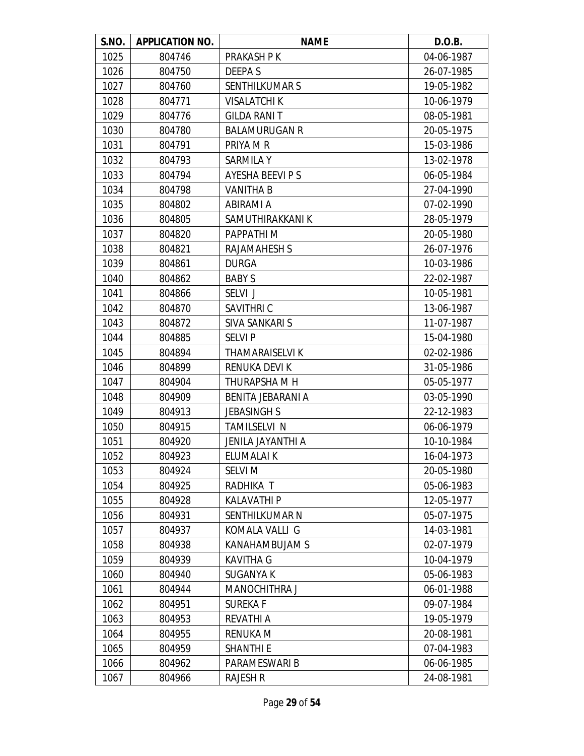| S.NO. | APPLICATION NO. | NAME | D.O.B. |
|---|---|---|---|
| 1025 | 804746 | PRAKASH P K | 04-06-1987 |
| 1026 | 804750 | DEEPA S | 26-07-1985 |
| 1027 | 804760 | SENTHILKUMAR S | 19-05-1982 |
| 1028 | 804771 | VISALATCHI K | 10-06-1979 |
| 1029 | 804776 | GILDA RANI T | 08-05-1981 |
| 1030 | 804780 | BALAMURUGAN R | 20-05-1975 |
| 1031 | 804791 | PRIYA M R | 15-03-1986 |
| 1032 | 804793 | SARMILA Y | 13-02-1978 |
| 1033 | 804794 | AYESHA BEEVI P S | 06-05-1984 |
| 1034 | 804798 | VANITHA B | 27-04-1990 |
| 1035 | 804802 | ABIRAMI A | 07-02-1990 |
| 1036 | 804805 | SAMUTHIRAKKANI K | 28-05-1979 |
| 1037 | 804820 | PAPPATHI M | 20-05-1980 |
| 1038 | 804821 | RAJAMAHESH S | 26-07-1976 |
| 1039 | 804861 | DURGA | 10-03-1986 |
| 1040 | 804862 | BABY S | 22-02-1987 |
| 1041 | 804866 | SELVI J | 10-05-1981 |
| 1042 | 804870 | SAVITHRI C | 13-06-1987 |
| 1043 | 804872 | SIVA SANKARI S | 11-07-1987 |
| 1044 | 804885 | SELVI P | 15-04-1980 |
| 1045 | 804894 | THAMARAISELVI K | 02-02-1986 |
| 1046 | 804899 | RENUKA DEVI K | 31-05-1986 |
| 1047 | 804904 | THURAPSHA M H | 05-05-1977 |
| 1048 | 804909 | BENITA JEBARANI A | 03-05-1990 |
| 1049 | 804913 | JEBASINGH S | 22-12-1983 |
| 1050 | 804915 | TAMILSELVI N | 06-06-1979 |
| 1051 | 804920 | JENILA JAYANTHI A | 10-10-1984 |
| 1052 | 804923 | ELUMALAI K | 16-04-1973 |
| 1053 | 804924 | SELVI M | 20-05-1980 |
| 1054 | 804925 | RADHIKA T | 05-06-1983 |
| 1055 | 804928 | KALAVATHI P | 12-05-1977 |
| 1056 | 804931 | SENTHILKUMAR N | 05-07-1975 |
| 1057 | 804937 | KOMALA VALLI G | 14-03-1981 |
| 1058 | 804938 | KANAHAMBUJAM S | 02-07-1979 |
| 1059 | 804939 | KAVITHA G | 10-04-1979 |
| 1060 | 804940 | SUGANYA K | 05-06-1983 |
| 1061 | 804944 | MANOCHITHRA J | 06-01-1988 |
| 1062 | 804951 | SUREKA F | 09-07-1984 |
| 1063 | 804953 | REVATHI A | 19-05-1979 |
| 1064 | 804955 | RENUKA M | 20-08-1981 |
| 1065 | 804959 | SHANTHI E | 07-04-1983 |
| 1066 | 804962 | PARAMESWARI B | 06-06-1985 |
| 1067 | 804966 | RAJESH R | 24-08-1981 |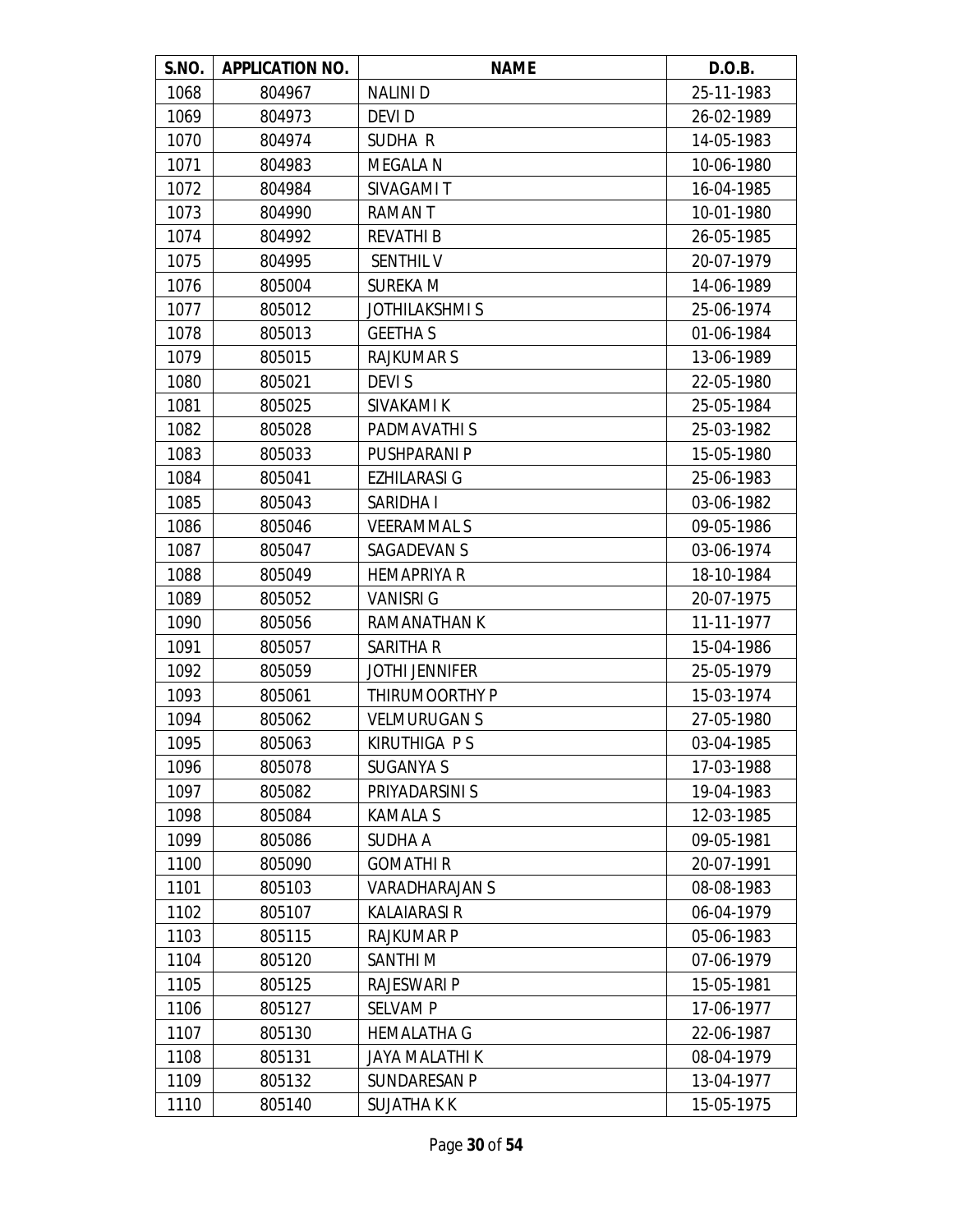| S.NO. | APPLICATION NO. | NAME | D.O.B. |
|---|---|---|---|
| 1068 | 804967 | NALINI D | 25-11-1983 |
| 1069 | 804973 | DEVI D | 26-02-1989 |
| 1070 | 804974 | SUDHA R | 14-05-1983 |
| 1071 | 804983 | MEGALA N | 10-06-1980 |
| 1072 | 804984 | SIVAGAMI T | 16-04-1985 |
| 1073 | 804990 | RAMAN T | 10-01-1980 |
| 1074 | 804992 | REVATHI B | 26-05-1985 |
| 1075 | 804995 | SENTHIL V | 20-07-1979 |
| 1076 | 805004 | SUREKA M | 14-06-1989 |
| 1077 | 805012 | JOTHILAKSHMI S | 25-06-1974 |
| 1078 | 805013 | GEETHA S | 01-06-1984 |
| 1079 | 805015 | RAJKUMAR S | 13-06-1989 |
| 1080 | 805021 | DEVI S | 22-05-1980 |
| 1081 | 805025 | SIVAKAMI K | 25-05-1984 |
| 1082 | 805028 | PADMAVATHI S | 25-03-1982 |
| 1083 | 805033 | PUSHPARANI P | 15-05-1980 |
| 1084 | 805041 | EZHILARASI G | 25-06-1983 |
| 1085 | 805043 | SARIDHA I | 03-06-1982 |
| 1086 | 805046 | VEERAMMAL S | 09-05-1986 |
| 1087 | 805047 | SAGADEVAN S | 03-06-1974 |
| 1088 | 805049 | HEMAPRIYA R | 18-10-1984 |
| 1089 | 805052 | VANISRI G | 20-07-1975 |
| 1090 | 805056 | RAMANATHAN K | 11-11-1977 |
| 1091 | 805057 | SARITHA R | 15-04-1986 |
| 1092 | 805059 | JOTHI JENNIFER | 25-05-1979 |
| 1093 | 805061 | THIRUMOORTHY P | 15-03-1974 |
| 1094 | 805062 | VELMURUGAN S | 27-05-1980 |
| 1095 | 805063 | KIRUTHIGA P S | 03-04-1985 |
| 1096 | 805078 | SUGANYA S | 17-03-1988 |
| 1097 | 805082 | PRIYADARSINI S | 19-04-1983 |
| 1098 | 805084 | KAMALA S | 12-03-1985 |
| 1099 | 805086 | SUDHA A | 09-05-1981 |
| 1100 | 805090 | GOMATHI R | 20-07-1991 |
| 1101 | 805103 | VARADHARAJAN S | 08-08-1983 |
| 1102 | 805107 | KALAIARASI R | 06-04-1979 |
| 1103 | 805115 | RAJKUMAR P | 05-06-1983 |
| 1104 | 805120 | SANTHI M | 07-06-1979 |
| 1105 | 805125 | RAJESWARI P | 15-05-1981 |
| 1106 | 805127 | SELVAM P | 17-06-1977 |
| 1107 | 805130 | HEMALATHA G | 22-06-1987 |
| 1108 | 805131 | JAYA MALATHI K | 08-04-1979 |
| 1109 | 805132 | SUNDARESAN P | 13-04-1977 |
| 1110 | 805140 | SUJATHA K K | 15-05-1975 |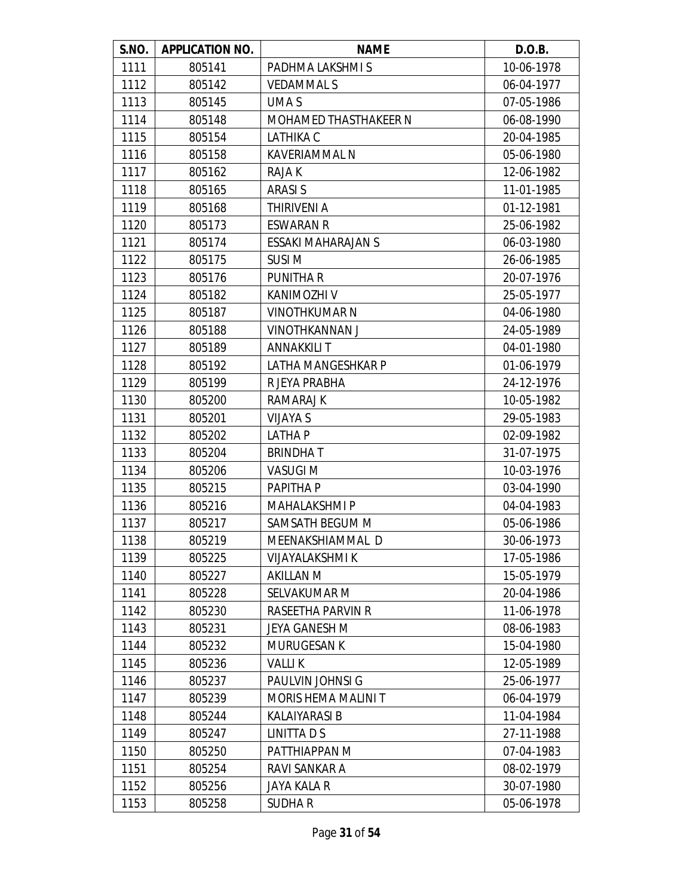| S.NO. | APPLICATION NO. | NAME | D.O.B. |
| --- | --- | --- | --- |
| 1111 | 805141 | PADHMA LAKSHMI S | 10-06-1978 |
| 1112 | 805142 | VEDAMMAL S | 06-04-1977 |
| 1113 | 805145 | UMA S | 07-05-1986 |
| 1114 | 805148 | MOHAMED THASTHAKEER N | 06-08-1990 |
| 1115 | 805154 | LATHIKA C | 20-04-1985 |
| 1116 | 805158 | KAVERIAMMAL N | 05-06-1980 |
| 1117 | 805162 | RAJA K | 12-06-1982 |
| 1118 | 805165 | ARASI S | 11-01-1985 |
| 1119 | 805168 | THIRIVENI A | 01-12-1981 |
| 1120 | 805173 | ESWARAN R | 25-06-1982 |
| 1121 | 805174 | ESSAKI MAHARAJAN S | 06-03-1980 |
| 1122 | 805175 | SUSI M | 26-06-1985 |
| 1123 | 805176 | PUNITHA R | 20-07-1976 |
| 1124 | 805182 | KANIMOZHI V | 25-05-1977 |
| 1125 | 805187 | VINOTHKUMAR N | 04-06-1980 |
| 1126 | 805188 | VINOTHKANNAN J | 24-05-1989 |
| 1127 | 805189 | ANNAKKILI T | 04-01-1980 |
| 1128 | 805192 | LATHA MANGESHKAR P | 01-06-1979 |
| 1129 | 805199 | R JEYA PRABHA | 24-12-1976 |
| 1130 | 805200 | RAMARAJ K | 10-05-1982 |
| 1131 | 805201 | VIJAYA S | 29-05-1983 |
| 1132 | 805202 | LATHA P | 02-09-1982 |
| 1133 | 805204 | BRINDHA T | 31-07-1975 |
| 1134 | 805206 | VASUGI M | 10-03-1976 |
| 1135 | 805215 | PAPITHA P | 03-04-1990 |
| 1136 | 805216 | MAHALAKSHMI P | 04-04-1983 |
| 1137 | 805217 | SAMSATH BEGUM M | 05-06-1986 |
| 1138 | 805219 | MEENAKSHIAMMAL D | 30-06-1973 |
| 1139 | 805225 | VIJAYALAKSHMI K | 17-05-1986 |
| 1140 | 805227 | AKILLAN M | 15-05-1979 |
| 1141 | 805228 | SELVAKUMAR M | 20-04-1986 |
| 1142 | 805230 | RASEETHA PARVIN R | 11-06-1978 |
| 1143 | 805231 | JEYA GANESH M | 08-06-1983 |
| 1144 | 805232 | MURUGESAN K | 15-04-1980 |
| 1145 | 805236 | VALLI K | 12-05-1989 |
| 1146 | 805237 | PAULVIN JOHNSI G | 25-06-1977 |
| 1147 | 805239 | MORIS HEMA MALINI T | 06-04-1979 |
| 1148 | 805244 | KALAIYARASI B | 11-04-1984 |
| 1149 | 805247 | LINITTA D S | 27-11-1988 |
| 1150 | 805250 | PATTHIAPPAN M | 07-04-1983 |
| 1151 | 805254 | RAVI SANKAR A | 08-02-1979 |
| 1152 | 805256 | JAYA KALA R | 30-07-1980 |
| 1153 | 805258 | SUDHA R | 05-06-1978 |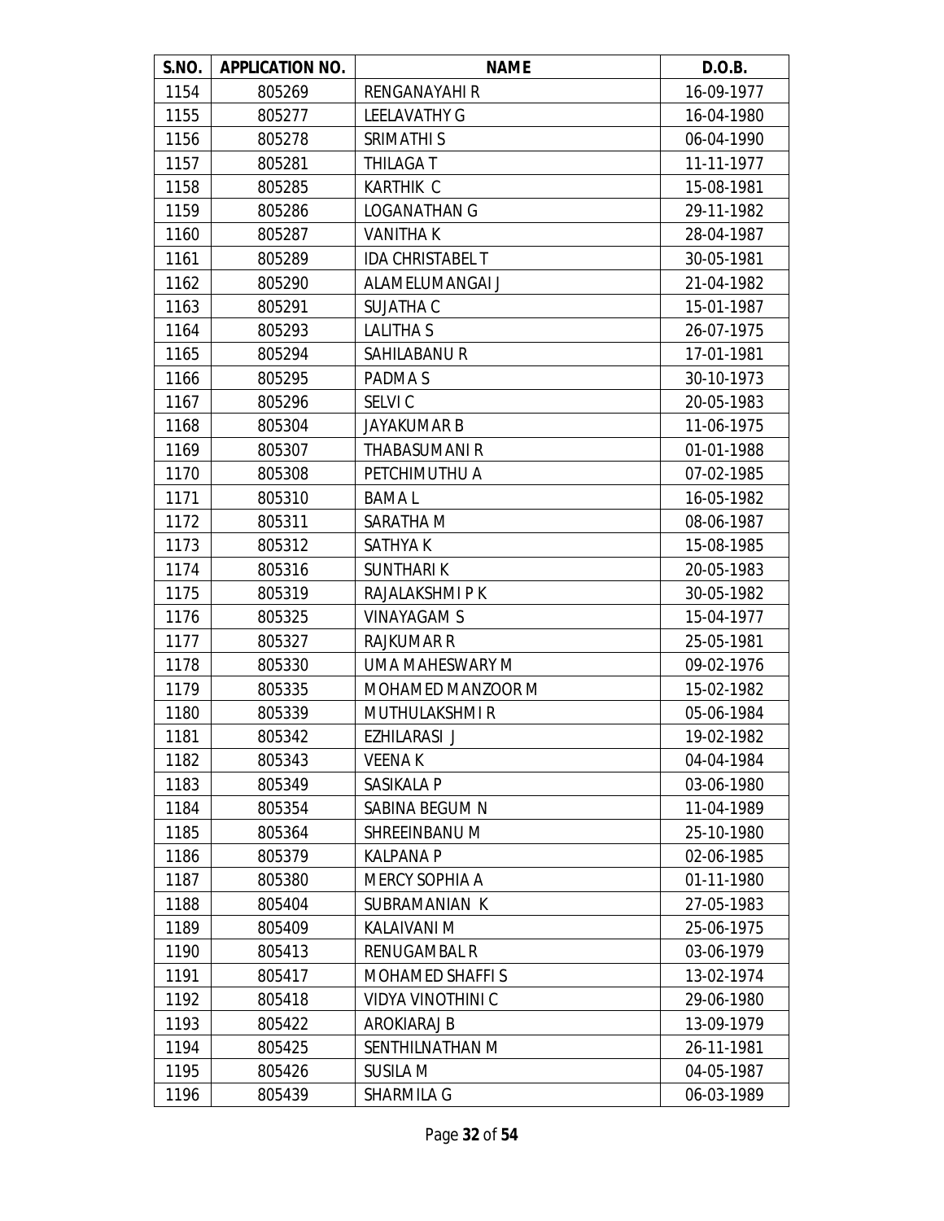| S.NO. | APPLICATION NO. | NAME | D.O.B. |
|---|---|---|---|
| 1154 | 805269 | RENGANAYAHI R | 16-09-1977 |
| 1155 | 805277 | LEELAVATHY G | 16-04-1980 |
| 1156 | 805278 | SRIMATHI S | 06-04-1990 |
| 1157 | 805281 | THILAGA T | 11-11-1977 |
| 1158 | 805285 | KARTHIK C | 15-08-1981 |
| 1159 | 805286 | LOGANATHAN G | 29-11-1982 |
| 1160 | 805287 | VANITHA K | 28-04-1987 |
| 1161 | 805289 | IDA CHRISTABEL T | 30-05-1981 |
| 1162 | 805290 | ALAMELUMANGAI J | 21-04-1982 |
| 1163 | 805291 | SUJATHA C | 15-01-1987 |
| 1164 | 805293 | LALITHA S | 26-07-1975 |
| 1165 | 805294 | SAHILABANU R | 17-01-1981 |
| 1166 | 805295 | PADMA S | 30-10-1973 |
| 1167 | 805296 | SELVI C | 20-05-1983 |
| 1168 | 805304 | JAYAKUMAR B | 11-06-1975 |
| 1169 | 805307 | THABASUMANI R | 01-01-1988 |
| 1170 | 805308 | PETCHIMUTHU A | 07-02-1985 |
| 1171 | 805310 | BAMA L | 16-05-1982 |
| 1172 | 805311 | SARATHA M | 08-06-1987 |
| 1173 | 805312 | SATHYA K | 15-08-1985 |
| 1174 | 805316 | SUNTHARI K | 20-05-1983 |
| 1175 | 805319 | RAJALAKSHMI P K | 30-05-1982 |
| 1176 | 805325 | VINAYAGAM S | 15-04-1977 |
| 1177 | 805327 | RAJKUMAR R | 25-05-1981 |
| 1178 | 805330 | UMA MAHESWARY M | 09-02-1976 |
| 1179 | 805335 | MOHAMED MANZOOR M | 15-02-1982 |
| 1180 | 805339 | MUTHULAKSHMI R | 05-06-1984 |
| 1181 | 805342 | EZHILARASI J | 19-02-1982 |
| 1182 | 805343 | VEENA K | 04-04-1984 |
| 1183 | 805349 | SASIKALA P | 03-06-1980 |
| 1184 | 805354 | SABINA BEGUM N | 11-04-1989 |
| 1185 | 805364 | SHREEINBANU M | 25-10-1980 |
| 1186 | 805379 | KALPANA P | 02-06-1985 |
| 1187 | 805380 | MERCY SOPHIA A | 01-11-1980 |
| 1188 | 805404 | SUBRAMANIAN K | 27-05-1983 |
| 1189 | 805409 | KALAIVANI M | 25-06-1975 |
| 1190 | 805413 | RENUGAMBAL R | 03-06-1979 |
| 1191 | 805417 | MOHAMED SHAFFI S | 13-02-1974 |
| 1192 | 805418 | VIDYA VINOTHINI C | 29-06-1980 |
| 1193 | 805422 | AROKIARAJ B | 13-09-1979 |
| 1194 | 805425 | SENTHILNATHAN M | 26-11-1981 |
| 1195 | 805426 | SUSILA M | 04-05-1987 |
| 1196 | 805439 | SHARMILA G | 06-03-1989 |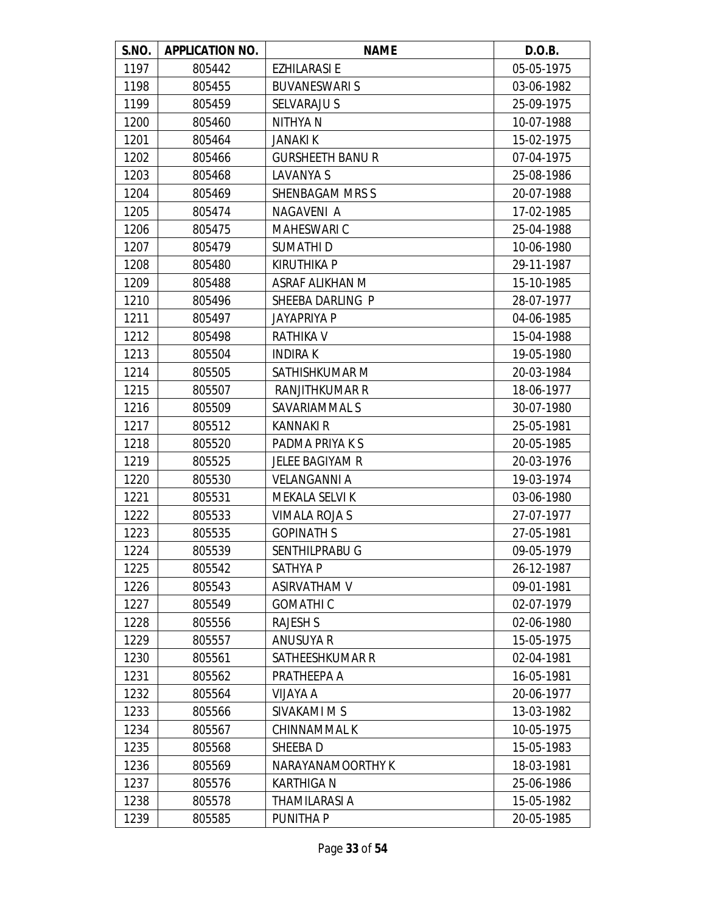| S.NO. | APPLICATION NO. | NAME | D.O.B. |
|---|---|---|---|
| 1197 | 805442 | EZHILARASI E | 05-05-1975 |
| 1198 | 805455 | BUVANESWARI S | 03-06-1982 |
| 1199 | 805459 | SELVARAJU S | 25-09-1975 |
| 1200 | 805460 | NITHYA N | 10-07-1988 |
| 1201 | 805464 | JANAKI K | 15-02-1975 |
| 1202 | 805466 | GURSHEETH BANU R | 07-04-1975 |
| 1203 | 805468 | LAVANYA S | 25-08-1986 |
| 1204 | 805469 | SHENBAGAM MRS S | 20-07-1988 |
| 1205 | 805474 | NAGAVENI A | 17-02-1985 |
| 1206 | 805475 | MAHESWARI C | 25-04-1988 |
| 1207 | 805479 | SUMATHI D | 10-06-1980 |
| 1208 | 805480 | KIRUTHIKA P | 29-11-1987 |
| 1209 | 805488 | ASRAF ALIKHAN M | 15-10-1985 |
| 1210 | 805496 | SHEEBA DARLING P | 28-07-1977 |
| 1211 | 805497 | JAYAPRIYA P | 04-06-1985 |
| 1212 | 805498 | RATHIKA V | 15-04-1988 |
| 1213 | 805504 | INDIRA K | 19-05-1980 |
| 1214 | 805505 | SATHISHKUMAR M | 20-03-1984 |
| 1215 | 805507 | RANJITHKUMAR R | 18-06-1977 |
| 1216 | 805509 | SAVARIAMMAL S | 30-07-1980 |
| 1217 | 805512 | KANNAKI R | 25-05-1981 |
| 1218 | 805520 | PADMA PRIYA K S | 20-05-1985 |
| 1219 | 805525 | JELEE BAGIYAM R | 20-03-1976 |
| 1220 | 805530 | VELANGANNI A | 19-03-1974 |
| 1221 | 805531 | MEKALA SELVI K | 03-06-1980 |
| 1222 | 805533 | VIMALA ROJA S | 27-07-1977 |
| 1223 | 805535 | GOPINATH S | 27-05-1981 |
| 1224 | 805539 | SENTHILPRABU G | 09-05-1979 |
| 1225 | 805542 | SATHYA P | 26-12-1987 |
| 1226 | 805543 | ASIRVATHAM V | 09-01-1981 |
| 1227 | 805549 | GOMATHI C | 02-07-1979 |
| 1228 | 805556 | RAJESH S | 02-06-1980 |
| 1229 | 805557 | ANUSUYA R | 15-05-1975 |
| 1230 | 805561 | SATHEESHKUMAR R | 02-04-1981 |
| 1231 | 805562 | PRATHEEPA A | 16-05-1981 |
| 1232 | 805564 | VIJAYA A | 20-06-1977 |
| 1233 | 805566 | SIVAKAMI M S | 13-03-1982 |
| 1234 | 805567 | CHINNAMMAL K | 10-05-1975 |
| 1235 | 805568 | SHEEBA D | 15-05-1983 |
| 1236 | 805569 | NARAYANAMOORTHY K | 18-03-1981 |
| 1237 | 805576 | KARTHIGA N | 25-06-1986 |
| 1238 | 805578 | THAMILARASI A | 15-05-1982 |
| 1239 | 805585 | PUNITHA P | 20-05-1985 |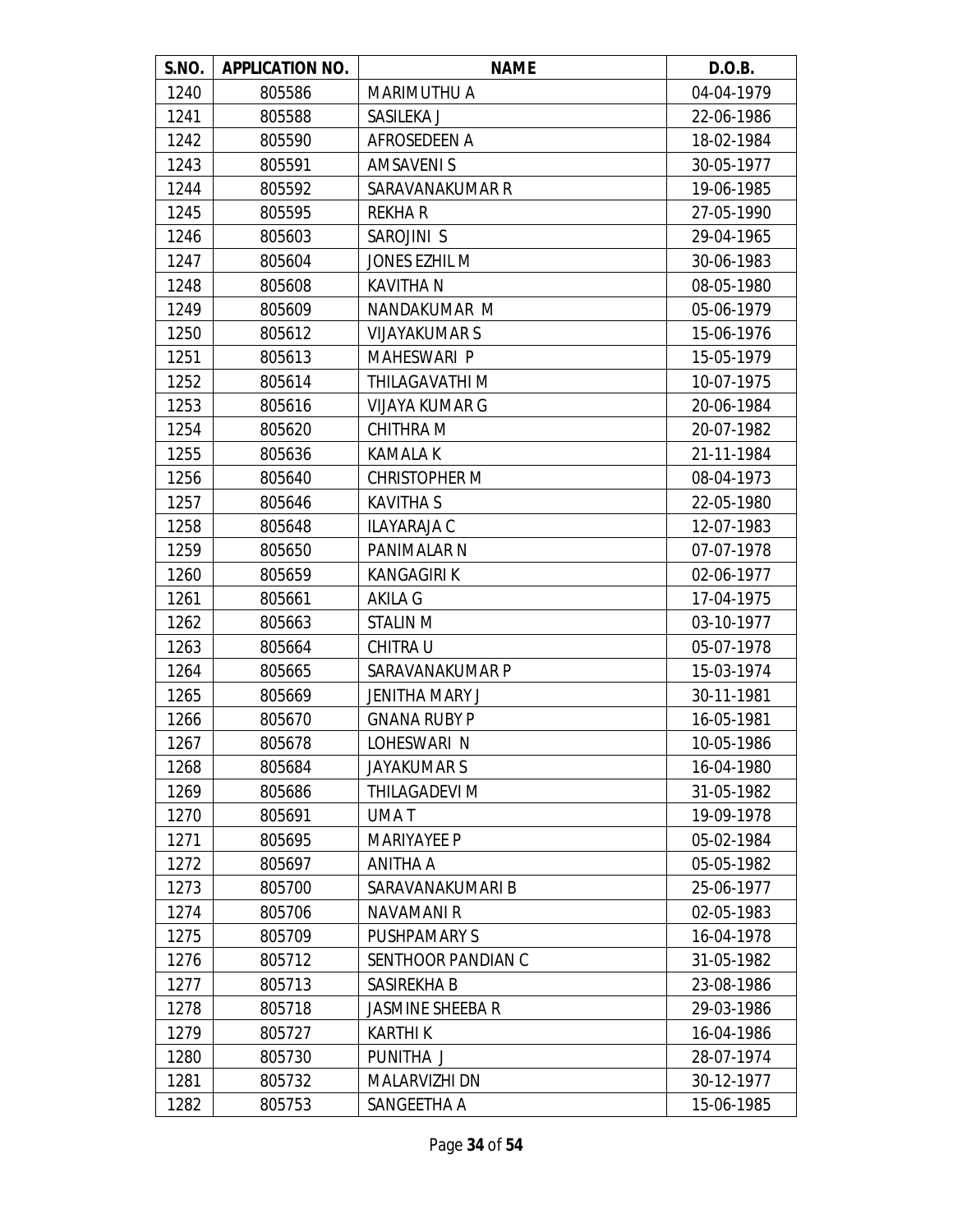| S.NO. | APPLICATION NO. | NAME | D.O.B. |
|---|---|---|---|
| 1240 | 805586 | MARIMUTHU A | 04-04-1979 |
| 1241 | 805588 | SASILEKA J | 22-06-1986 |
| 1242 | 805590 | AFROSEDEEN A | 18-02-1984 |
| 1243 | 805591 | AMSAVENI S | 30-05-1977 |
| 1244 | 805592 | SARAVANAKUMAR R | 19-06-1985 |
| 1245 | 805595 | REKHA R | 27-05-1990 |
| 1246 | 805603 | SAROJINI S | 29-04-1965 |
| 1247 | 805604 | JONES EZHIL M | 30-06-1983 |
| 1248 | 805608 | KAVITHA N | 08-05-1980 |
| 1249 | 805609 | NANDAKUMAR M | 05-06-1979 |
| 1250 | 805612 | VIJAYAKUMAR S | 15-06-1976 |
| 1251 | 805613 | MAHESWARI P | 15-05-1979 |
| 1252 | 805614 | THILAGAVATHI M | 10-07-1975 |
| 1253 | 805616 | VIJAYA KUMAR G | 20-06-1984 |
| 1254 | 805620 | CHITHRA M | 20-07-1982 |
| 1255 | 805636 | KAMALA K | 21-11-1984 |
| 1256 | 805640 | CHRISTOPHER M | 08-04-1973 |
| 1257 | 805646 | KAVITHA S | 22-05-1980 |
| 1258 | 805648 | ILAYARAJA C | 12-07-1983 |
| 1259 | 805650 | PANIMALAR N | 07-07-1978 |
| 1260 | 805659 | KANGAGIRI K | 02-06-1977 |
| 1261 | 805661 | AKILA G | 17-04-1975 |
| 1262 | 805663 | STALIN M | 03-10-1977 |
| 1263 | 805664 | CHITRA U | 05-07-1978 |
| 1264 | 805665 | SARAVANAKUMAR P | 15-03-1974 |
| 1265 | 805669 | JENITHA MARY J | 30-11-1981 |
| 1266 | 805670 | GNANA RUBY P | 16-05-1981 |
| 1267 | 805678 | LOHESWARI N | 10-05-1986 |
| 1268 | 805684 | JAYAKUMAR S | 16-04-1980 |
| 1269 | 805686 | THILAGADEVI M | 31-05-1982 |
| 1270 | 805691 | UMA T | 19-09-1978 |
| 1271 | 805695 | MARIYAYEE P | 05-02-1984 |
| 1272 | 805697 | ANITHA A | 05-05-1982 |
| 1273 | 805700 | SARAVANAKUMARI B | 25-06-1977 |
| 1274 | 805706 | NAVAMANI R | 02-05-1983 |
| 1275 | 805709 | PUSHPAMARY S | 16-04-1978 |
| 1276 | 805712 | SENTHOOR PANDIAN C | 31-05-1982 |
| 1277 | 805713 | SASIREKHA B | 23-08-1986 |
| 1278 | 805718 | JASMINE SHEEBA R | 29-03-1986 |
| 1279 | 805727 | KARTHI K | 16-04-1986 |
| 1280 | 805730 | PUNITHA J | 28-07-1974 |
| 1281 | 805732 | MALARVIZHI DN | 30-12-1977 |
| 1282 | 805753 | SANGEETHA A | 15-06-1985 |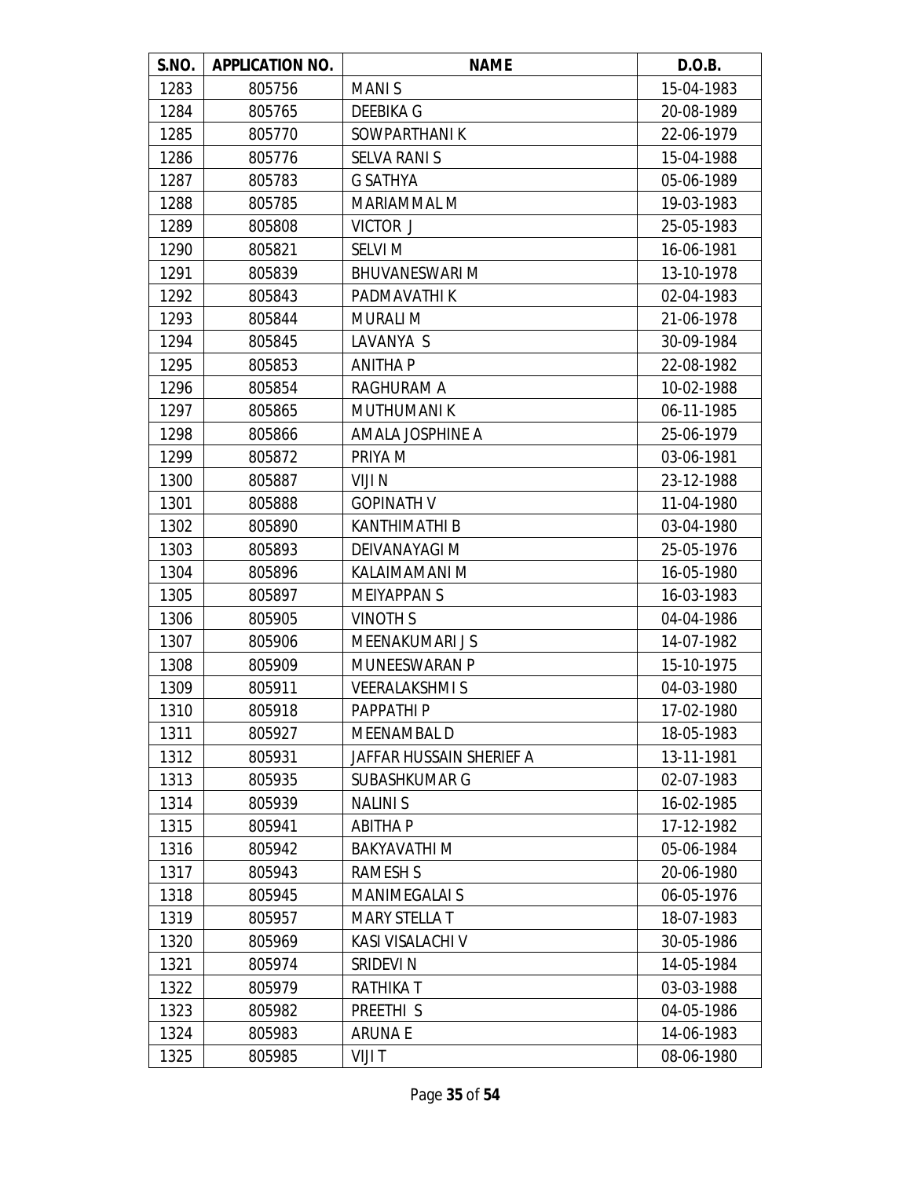| S.NO. | APPLICATION NO. | NAME | D.O.B. |
| --- | --- | --- | --- |
| 1283 | 805756 | MANI S | 15-04-1983 |
| 1284 | 805765 | DEEBIKA G | 20-08-1989 |
| 1285 | 805770 | SOWPARTHANI K | 22-06-1979 |
| 1286 | 805776 | SELVA RANI S | 15-04-1988 |
| 1287 | 805783 | G SATHYA | 05-06-1989 |
| 1288 | 805785 | MARIAMMAL M | 19-03-1983 |
| 1289 | 805808 | VICTOR J | 25-05-1983 |
| 1290 | 805821 | SELVI M | 16-06-1981 |
| 1291 | 805839 | BHUVANESWARI M | 13-10-1978 |
| 1292 | 805843 | PADMAVATHI K | 02-04-1983 |
| 1293 | 805844 | MURALI M | 21-06-1978 |
| 1294 | 805845 | LAVANYA S | 30-09-1984 |
| 1295 | 805853 | ANITHA P | 22-08-1982 |
| 1296 | 805854 | RAGHURAM A | 10-02-1988 |
| 1297 | 805865 | MUTHUMANI K | 06-11-1985 |
| 1298 | 805866 | AMALA JOSPHINE A | 25-06-1979 |
| 1299 | 805872 | PRIYA M | 03-06-1981 |
| 1300 | 805887 | VIJI N | 23-12-1988 |
| 1301 | 805888 | GOPINATH V | 11-04-1980 |
| 1302 | 805890 | KANTHIMATHI B | 03-04-1980 |
| 1303 | 805893 | DEIVANAYAGI M | 25-05-1976 |
| 1304 | 805896 | KALAIMAMANI M | 16-05-1980 |
| 1305 | 805897 | MEIYAPPAN S | 16-03-1983 |
| 1306 | 805905 | VINOTH S | 04-04-1986 |
| 1307 | 805906 | MEENAKUMARI J S | 14-07-1982 |
| 1308 | 805909 | MUNEESWARAN P | 15-10-1975 |
| 1309 | 805911 | VEERALAKSHMI S | 04-03-1980 |
| 1310 | 805918 | PAPPATHI P | 17-02-1980 |
| 1311 | 805927 | MEENAMBAL D | 18-05-1983 |
| 1312 | 805931 | JAFFAR HUSSAIN SHERIEF A | 13-11-1981 |
| 1313 | 805935 | SUBASHKUMAR G | 02-07-1983 |
| 1314 | 805939 | NALINI S | 16-02-1985 |
| 1315 | 805941 | ABITHA P | 17-12-1982 |
| 1316 | 805942 | BAKYAVATHI M | 05-06-1984 |
| 1317 | 805943 | RAMESH S | 20-06-1980 |
| 1318 | 805945 | MANIMEGALAI S | 06-05-1976 |
| 1319 | 805957 | MARY STELLA T | 18-07-1983 |
| 1320 | 805969 | KASI VISALACHI V | 30-05-1986 |
| 1321 | 805974 | SRIDEVI N | 14-05-1984 |
| 1322 | 805979 | RATHIKA T | 03-03-1988 |
| 1323 | 805982 | PREETHI S | 04-05-1986 |
| 1324 | 805983 | ARUNA E | 14-06-1983 |
| 1325 | 805985 | VIJI T | 08-06-1980 |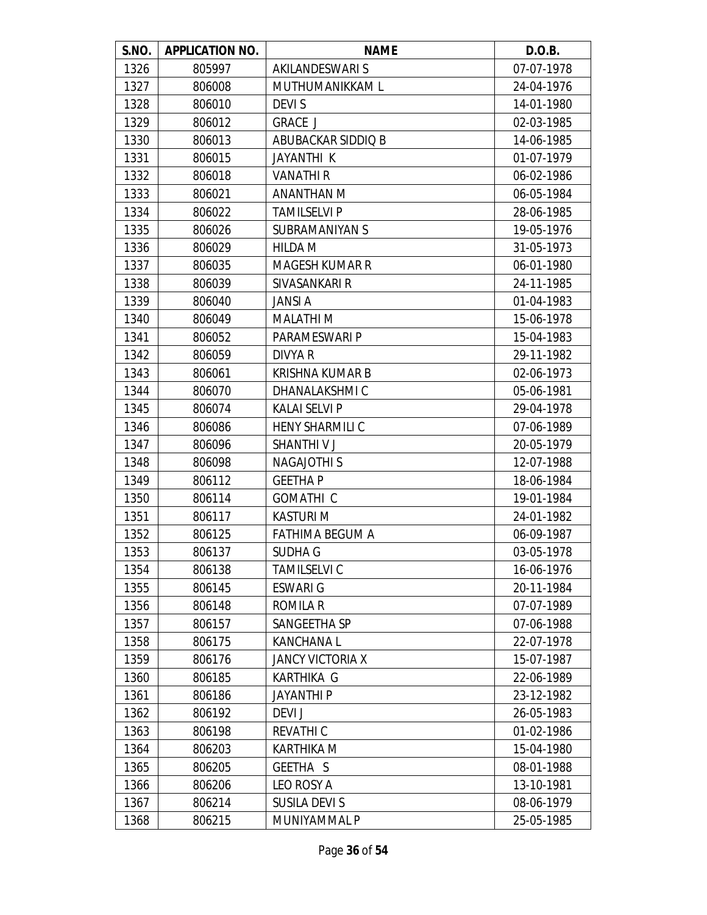| S.NO. | APPLICATION NO. | NAME | D.O.B. |
|---|---|---|---|
| 1326 | 805997 | AKILANDESWARI S | 07-07-1978 |
| 1327 | 806008 | MUTHUMANIKKAM L | 24-04-1976 |
| 1328 | 806010 | DEVI S | 14-01-1980 |
| 1329 | 806012 | GRACE J | 02-03-1985 |
| 1330 | 806013 | ABUBACKAR SIDDIQ B | 14-06-1985 |
| 1331 | 806015 | JAYANTHI K | 01-07-1979 |
| 1332 | 806018 | VANATHI R | 06-02-1986 |
| 1333 | 806021 | ANANTHAN M | 06-05-1984 |
| 1334 | 806022 | TAMILSELVI P | 28-06-1985 |
| 1335 | 806026 | SUBRAMANIYAN S | 19-05-1976 |
| 1336 | 806029 | HILDA M | 31-05-1973 |
| 1337 | 806035 | MAGESH KUMAR R | 06-01-1980 |
| 1338 | 806039 | SIVASANKARI R | 24-11-1985 |
| 1339 | 806040 | JANSI A | 01-04-1983 |
| 1340 | 806049 | MALATHI M | 15-06-1978 |
| 1341 | 806052 | PARAMESWARI P | 15-04-1983 |
| 1342 | 806059 | DIVYA R | 29-11-1982 |
| 1343 | 806061 | KRISHNA KUMAR B | 02-06-1973 |
| 1344 | 806070 | DHANALAKSHMI C | 05-06-1981 |
| 1345 | 806074 | KALAI SELVI P | 29-04-1978 |
| 1346 | 806086 | HENY SHARMILI C | 07-06-1989 |
| 1347 | 806096 | SHANTHI V J | 20-05-1979 |
| 1348 | 806098 | NAGAJOTHI S | 12-07-1988 |
| 1349 | 806112 | GEETHA P | 18-06-1984 |
| 1350 | 806114 | GOMATHI C | 19-01-1984 |
| 1351 | 806117 | KASTURI M | 24-01-1982 |
| 1352 | 806125 | FATHIMA BEGUM A | 06-09-1987 |
| 1353 | 806137 | SUDHA G | 03-05-1978 |
| 1354 | 806138 | TAMILSELVI C | 16-06-1976 |
| 1355 | 806145 | ESWARI G | 20-11-1984 |
| 1356 | 806148 | ROMILA R | 07-07-1989 |
| 1357 | 806157 | SANGEETHA SP | 07-06-1988 |
| 1358 | 806175 | KANCHANA L | 22-07-1978 |
| 1359 | 806176 | JANCY VICTORIA X | 15-07-1987 |
| 1360 | 806185 | KARTHIKA G | 22-06-1989 |
| 1361 | 806186 | JAYANTHI P | 23-12-1982 |
| 1362 | 806192 | DEVI J | 26-05-1983 |
| 1363 | 806198 | REVATHI C | 01-02-1986 |
| 1364 | 806203 | KARTHIKA M | 15-04-1980 |
| 1365 | 806205 | GEETHA S | 08-01-1988 |
| 1366 | 806206 | LEO ROSY A | 13-10-1981 |
| 1367 | 806214 | SUSILA DEVI S | 08-06-1979 |
| 1368 | 806215 | MUNIYAMMAL P | 25-05-1985 |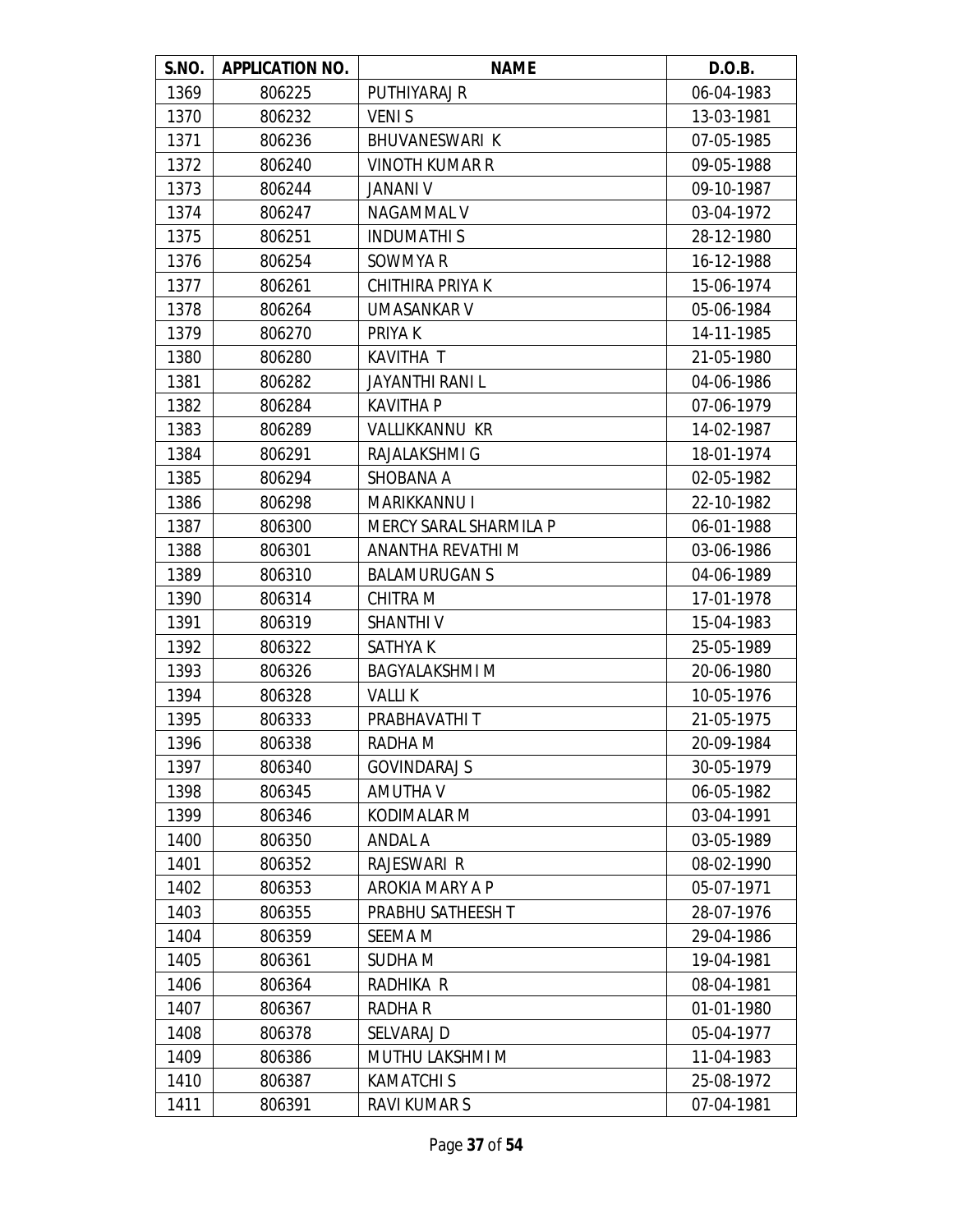| S.NO. | APPLICATION NO. | NAME | D.O.B. |
|---|---|---|---|
| 1369 | 806225 | PUTHIYARAJ R | 06-04-1983 |
| 1370 | 806232 | VENI S | 13-03-1981 |
| 1371 | 806236 | BHUVANESWARI K | 07-05-1985 |
| 1372 | 806240 | VINOTH KUMAR R | 09-05-1988 |
| 1373 | 806244 | JANANI V | 09-10-1987 |
| 1374 | 806247 | NAGAMMAL V | 03-04-1972 |
| 1375 | 806251 | INDUMATHI S | 28-12-1980 |
| 1376 | 806254 | SOWMYA R | 16-12-1988 |
| 1377 | 806261 | CHITHIRA PRIYA K | 15-06-1974 |
| 1378 | 806264 | UMASANKAR V | 05-06-1984 |
| 1379 | 806270 | PRIYA K | 14-11-1985 |
| 1380 | 806280 | KAVITHA T | 21-05-1980 |
| 1381 | 806282 | JAYANTHI RANI L | 04-06-1986 |
| 1382 | 806284 | KAVITHA P | 07-06-1979 |
| 1383 | 806289 | VALLIKKANNU KR | 14-02-1987 |
| 1384 | 806291 | RAJALAKSHMI G | 18-01-1974 |
| 1385 | 806294 | SHOBANA A | 02-05-1982 |
| 1386 | 806298 | MARIKKANNU I | 22-10-1982 |
| 1387 | 806300 | MERCY SARAL SHARMILA P | 06-01-1988 |
| 1388 | 806301 | ANANTHA REVATHI M | 03-06-1986 |
| 1389 | 806310 | BALAMURUGAN S | 04-06-1989 |
| 1390 | 806314 | CHITRA M | 17-01-1978 |
| 1391 | 806319 | SHANTHI V | 15-04-1983 |
| 1392 | 806322 | SATHYA K | 25-05-1989 |
| 1393 | 806326 | BAGYALAKSHMI M | 20-06-1980 |
| 1394 | 806328 | VALLI K | 10-05-1976 |
| 1395 | 806333 | PRABHAVATHI T | 21-05-1975 |
| 1396 | 806338 | RADHA M | 20-09-1984 |
| 1397 | 806340 | GOVINDARAJ S | 30-05-1979 |
| 1398 | 806345 | AMUTHA V | 06-05-1982 |
| 1399 | 806346 | KODIMALAR M | 03-04-1991 |
| 1400 | 806350 | ANDAL A | 03-05-1989 |
| 1401 | 806352 | RAJESWARI R | 08-02-1990 |
| 1402 | 806353 | AROKIA MARY A P | 05-07-1971 |
| 1403 | 806355 | PRABHU SATHEESH T | 28-07-1976 |
| 1404 | 806359 | SEEMA M | 29-04-1986 |
| 1405 | 806361 | SUDHA M | 19-04-1981 |
| 1406 | 806364 | RADHIKA R | 08-04-1981 |
| 1407 | 806367 | RADHA R | 01-01-1980 |
| 1408 | 806378 | SELVARAJ D | 05-04-1977 |
| 1409 | 806386 | MUTHU LAKSHMI M | 11-04-1983 |
| 1410 | 806387 | KAMATCHI S | 25-08-1972 |
| 1411 | 806391 | RAVI KUMAR S | 07-04-1981 |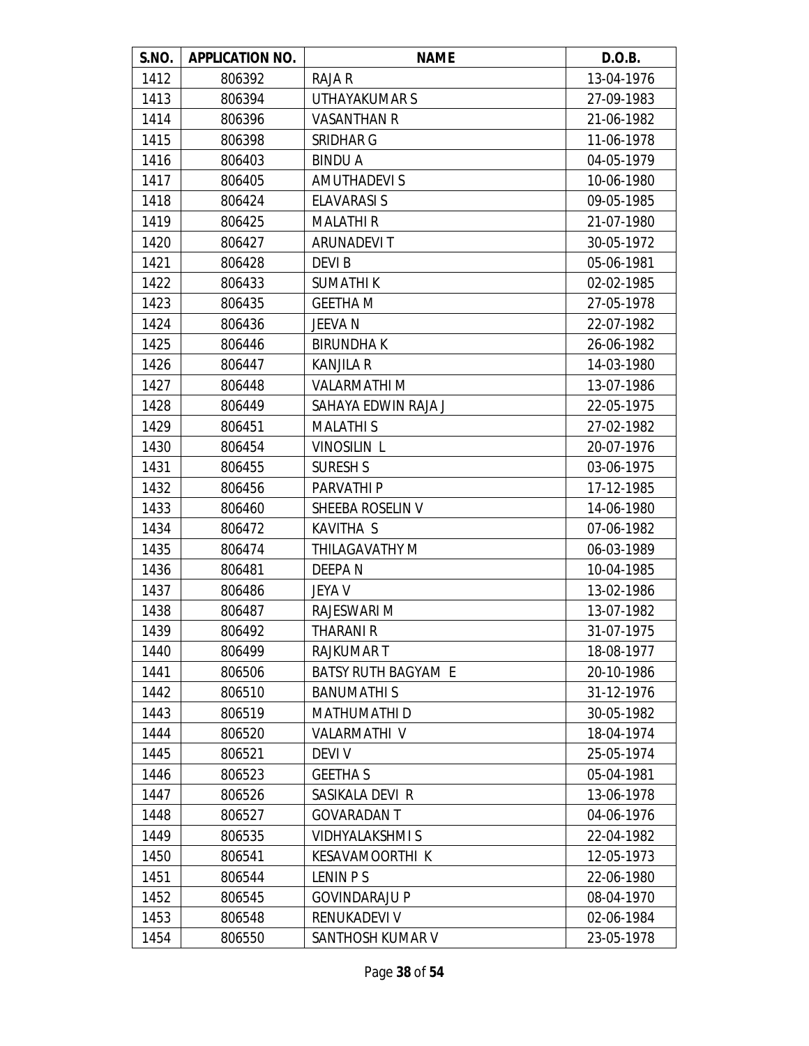| S.NO. | APPLICATION NO. | NAME | D.O.B. |
|---|---|---|---|
| 1412 | 806392 | RAJA R | 13-04-1976 |
| 1413 | 806394 | UTHAYAKUMAR S | 27-09-1983 |
| 1414 | 806396 | VASANTHAN R | 21-06-1982 |
| 1415 | 806398 | SRIDHAR G | 11-06-1978 |
| 1416 | 806403 | BINDU A | 04-05-1979 |
| 1417 | 806405 | AMUTHADEVI S | 10-06-1980 |
| 1418 | 806424 | ELAVARASI S | 09-05-1985 |
| 1419 | 806425 | MALATHI R | 21-07-1980 |
| 1420 | 806427 | ARUNADEVI T | 30-05-1972 |
| 1421 | 806428 | DEVI B | 05-06-1981 |
| 1422 | 806433 | SUMATHI K | 02-02-1985 |
| 1423 | 806435 | GEETHA M | 27-05-1978 |
| 1424 | 806436 | JEEVA N | 22-07-1982 |
| 1425 | 806446 | BIRUNDHA K | 26-06-1982 |
| 1426 | 806447 | KANJILA R | 14-03-1980 |
| 1427 | 806448 | VALARMATHI M | 13-07-1986 |
| 1428 | 806449 | SAHAYA EDWIN RAJA J | 22-05-1975 |
| 1429 | 806451 | MALATHI S | 27-02-1982 |
| 1430 | 806454 | VINOSILIN L | 20-07-1976 |
| 1431 | 806455 | SURESH S | 03-06-1975 |
| 1432 | 806456 | PARVATHI P | 17-12-1985 |
| 1433 | 806460 | SHEEBA ROSELIN V | 14-06-1980 |
| 1434 | 806472 | KAVITHA S | 07-06-1982 |
| 1435 | 806474 | THILAGAVATHY M | 06-03-1989 |
| 1436 | 806481 | DEEPA N | 10-04-1985 |
| 1437 | 806486 | JEYA V | 13-02-1986 |
| 1438 | 806487 | RAJESWARI M | 13-07-1982 |
| 1439 | 806492 | THARANI R | 31-07-1975 |
| 1440 | 806499 | RAJKUMAR T | 18-08-1977 |
| 1441 | 806506 | BATSY RUTH BAGYAM E | 20-10-1986 |
| 1442 | 806510 | BANUMATHI S | 31-12-1976 |
| 1443 | 806519 | MATHUMATHI D | 30-05-1982 |
| 1444 | 806520 | VALARMATHI V | 18-04-1974 |
| 1445 | 806521 | DEVI V | 25-05-1974 |
| 1446 | 806523 | GEETHA S | 05-04-1981 |
| 1447 | 806526 | SASIKALA DEVI R | 13-06-1978 |
| 1448 | 806527 | GOVARADAN T | 04-06-1976 |
| 1449 | 806535 | VIDHYALAKSHMI S | 22-04-1982 |
| 1450 | 806541 | KESAVAMOORTHI K | 12-05-1973 |
| 1451 | 806544 | LENIN P S | 22-06-1980 |
| 1452 | 806545 | GOVINDARAJU P | 08-04-1970 |
| 1453 | 806548 | RENUKADEVI V | 02-06-1984 |
| 1454 | 806550 | SANTHOSH KUMAR V | 23-05-1978 |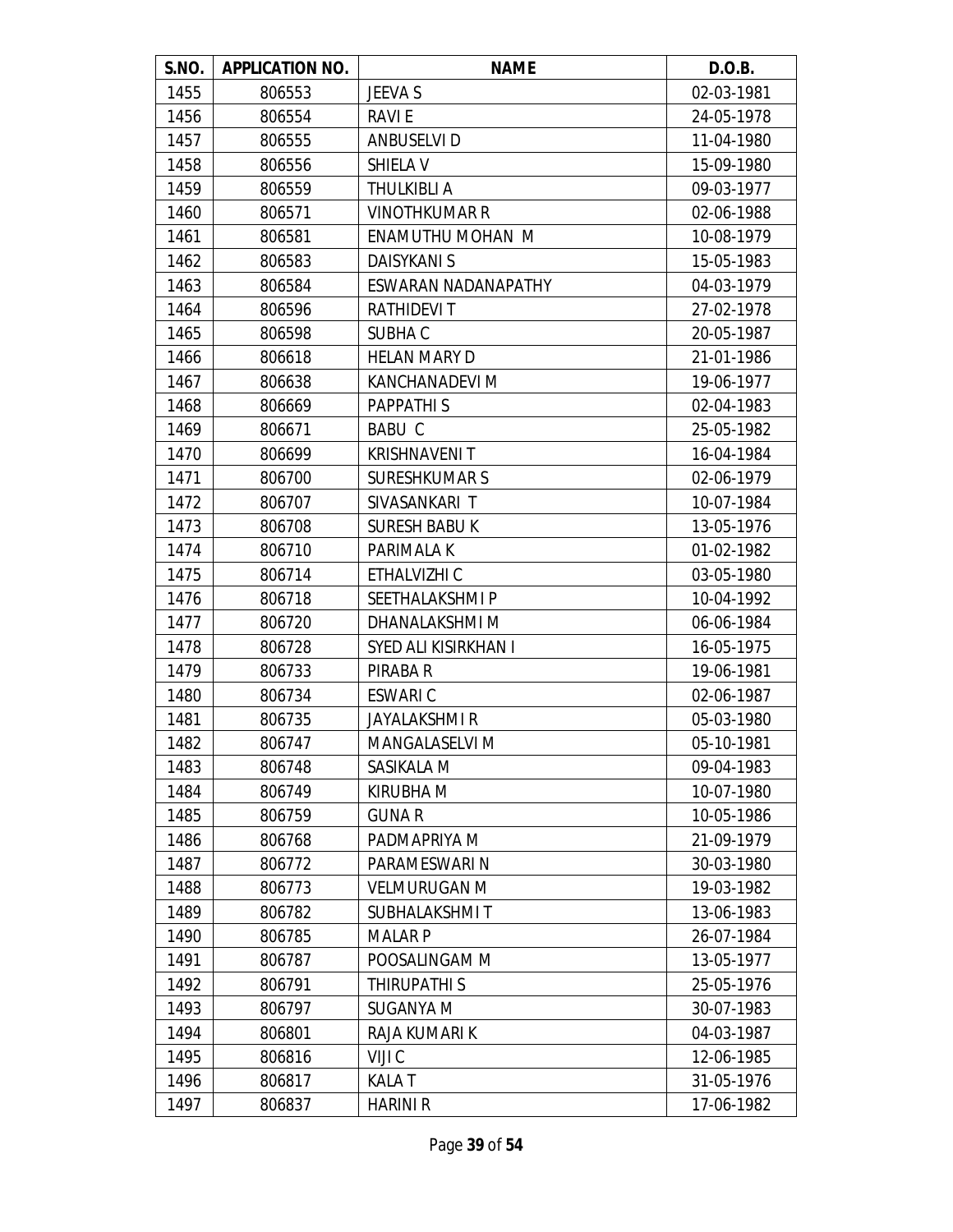| S.NO. | APPLICATION NO. | NAME | D.O.B. |
|---|---|---|---|
| 1455 | 806553 | JEEVA S | 02-03-1981 |
| 1456 | 806554 | RAVI E | 24-05-1978 |
| 1457 | 806555 | ANBUSELVI D | 11-04-1980 |
| 1458 | 806556 | SHIELA V | 15-09-1980 |
| 1459 | 806559 | THULKIBLI A | 09-03-1977 |
| 1460 | 806571 | VINOTHKUMAR R | 02-06-1988 |
| 1461 | 806581 | ENAMUTHU MOHAN M | 10-08-1979 |
| 1462 | 806583 | DAISYKANI S | 15-05-1983 |
| 1463 | 806584 | ESWARAN NADANAPATHY | 04-03-1979 |
| 1464 | 806596 | RATHIDEVI T | 27-02-1978 |
| 1465 | 806598 | SUBHA C | 20-05-1987 |
| 1466 | 806618 | HELAN MARY D | 21-01-1986 |
| 1467 | 806638 | KANCHANADEVI M | 19-06-1977 |
| 1468 | 806669 | PAPPATHI S | 02-04-1983 |
| 1469 | 806671 | BABU C | 25-05-1982 |
| 1470 | 806699 | KRISHNAVENI T | 16-04-1984 |
| 1471 | 806700 | SURESHKUMAR S | 02-06-1979 |
| 1472 | 806707 | SIVASANKARI T | 10-07-1984 |
| 1473 | 806708 | SURESH BABU K | 13-05-1976 |
| 1474 | 806710 | PARIMALA K | 01-02-1982 |
| 1475 | 806714 | ETHALVIZHI C | 03-05-1980 |
| 1476 | 806718 | SEETHALAKSHMI P | 10-04-1992 |
| 1477 | 806720 | DHANALAKSHMI M | 06-06-1984 |
| 1478 | 806728 | SYED ALI KISIRKHAN I | 16-05-1975 |
| 1479 | 806733 | PIRABA R | 19-06-1981 |
| 1480 | 806734 | ESWARI C | 02-06-1987 |
| 1481 | 806735 | JAYALAKSHMI R | 05-03-1980 |
| 1482 | 806747 | MANGALASELVI M | 05-10-1981 |
| 1483 | 806748 | SASIKALA M | 09-04-1983 |
| 1484 | 806749 | KIRUBHA M | 10-07-1980 |
| 1485 | 806759 | GUNA R | 10-05-1986 |
| 1486 | 806768 | PADMAPRIYA M | 21-09-1979 |
| 1487 | 806772 | PARAMESWARI N | 30-03-1980 |
| 1488 | 806773 | VELMURUGAN M | 19-03-1982 |
| 1489 | 806782 | SUBHALAKSHMI T | 13-06-1983 |
| 1490 | 806785 | MALAR P | 26-07-1984 |
| 1491 | 806787 | POOSALINGAM M | 13-05-1977 |
| 1492 | 806791 | THIRUPATHI S | 25-05-1976 |
| 1493 | 806797 | SUGANYA M | 30-07-1983 |
| 1494 | 806801 | RAJA KUMARI K | 04-03-1987 |
| 1495 | 806816 | VIJI C | 12-06-1985 |
| 1496 | 806817 | KALA T | 31-05-1976 |
| 1497 | 806837 | HARINI R | 17-06-1982 |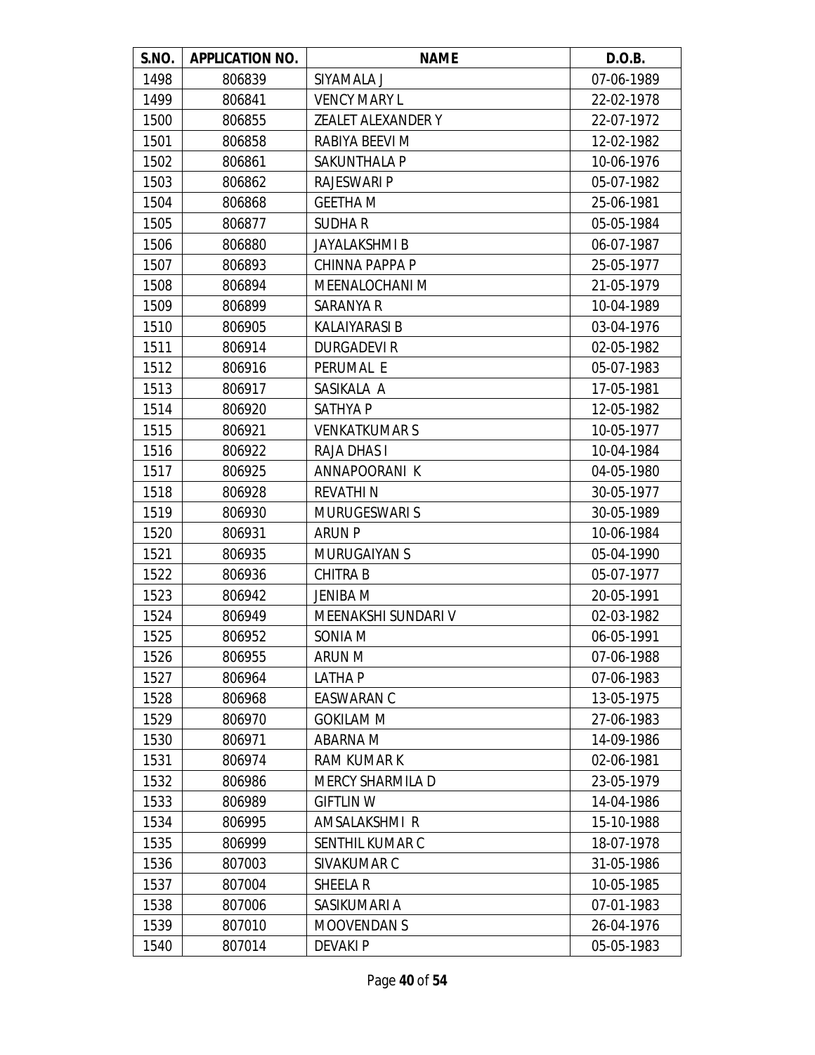| S.NO. | APPLICATION NO. | NAME | D.O.B. |
|---|---|---|---|
| 1498 | 806839 | SIYAMALA J | 07-06-1989 |
| 1499 | 806841 | VENCY MARY L | 22-02-1978 |
| 1500 | 806855 | ZEALET ALEXANDER Y | 22-07-1972 |
| 1501 | 806858 | RABIYA BEEVI M | 12-02-1982 |
| 1502 | 806861 | SAKUNTHALA P | 10-06-1976 |
| 1503 | 806862 | RAJESWARI P | 05-07-1982 |
| 1504 | 806868 | GEETHA M | 25-06-1981 |
| 1505 | 806877 | SUDHA R | 05-05-1984 |
| 1506 | 806880 | JAYALAKSHMI B | 06-07-1987 |
| 1507 | 806893 | CHINNA PAPPA P | 25-05-1977 |
| 1508 | 806894 | MEENALOCHANI M | 21-05-1979 |
| 1509 | 806899 | SARANYA R | 10-04-1989 |
| 1510 | 806905 | KALAIYARASI B | 03-04-1976 |
| 1511 | 806914 | DURGADEVI R | 02-05-1982 |
| 1512 | 806916 | PERUMAL E | 05-07-1983 |
| 1513 | 806917 | SASIKALA A | 17-05-1981 |
| 1514 | 806920 | SATHYA P | 12-05-1982 |
| 1515 | 806921 | VENKATKUMAR S | 10-05-1977 |
| 1516 | 806922 | RAJA DHAS I | 10-04-1984 |
| 1517 | 806925 | ANNAPOORANI K | 04-05-1980 |
| 1518 | 806928 | REVATHI N | 30-05-1977 |
| 1519 | 806930 | MURUGESWARI S | 30-05-1989 |
| 1520 | 806931 | ARUN P | 10-06-1984 |
| 1521 | 806935 | MURUGAIYAN S | 05-04-1990 |
| 1522 | 806936 | CHITRA B | 05-07-1977 |
| 1523 | 806942 | JENIBA M | 20-05-1991 |
| 1524 | 806949 | MEENAKSHI SUNDARI V | 02-03-1982 |
| 1525 | 806952 | SONIA M | 06-05-1991 |
| 1526 | 806955 | ARUN M | 07-06-1988 |
| 1527 | 806964 | LATHA P | 07-06-1983 |
| 1528 | 806968 | EASWARAN C | 13-05-1975 |
| 1529 | 806970 | GOKILAM M | 27-06-1983 |
| 1530 | 806971 | ABARNA M | 14-09-1986 |
| 1531 | 806974 | RAM KUMAR K | 02-06-1981 |
| 1532 | 806986 | MERCY SHARMILA D | 23-05-1979 |
| 1533 | 806989 | GIFTLIN W | 14-04-1986 |
| 1534 | 806995 | AMSALAKSHMI R | 15-10-1988 |
| 1535 | 806999 | SENTHIL KUMAR C | 18-07-1978 |
| 1536 | 807003 | SIVAKUMAR C | 31-05-1986 |
| 1537 | 807004 | SHEELA R | 10-05-1985 |
| 1538 | 807006 | SASIKUMARI A | 07-01-1983 |
| 1539 | 807010 | MOOVENDAN S | 26-04-1976 |
| 1540 | 807014 | DEVAKI P | 05-05-1983 |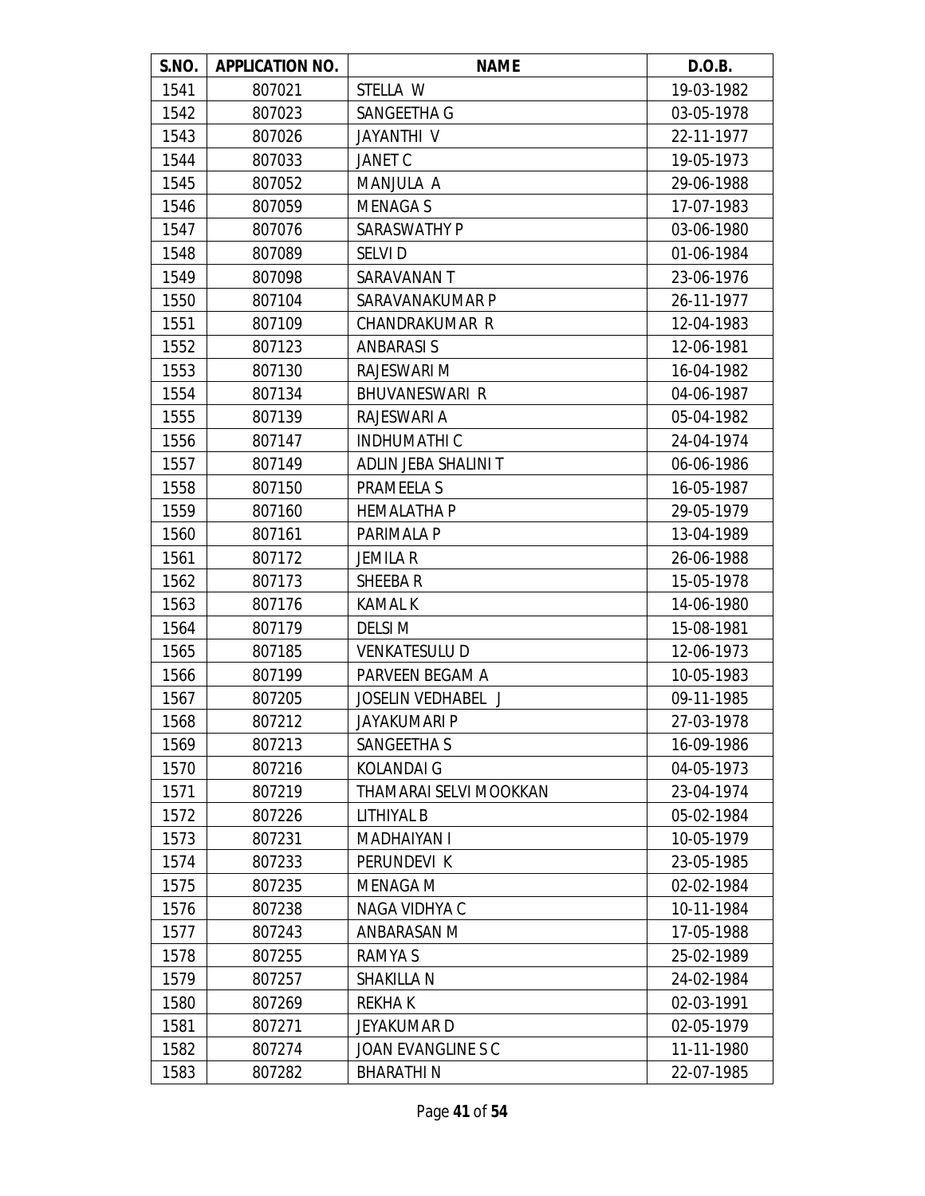| S.NO. | APPLICATION NO. | NAME | D.O.B. |
|---|---|---|---|
| 1541 | 807021 | STELLA W | 19-03-1982 |
| 1542 | 807023 | SANGEETHA G | 03-05-1978 |
| 1543 | 807026 | JAYANTHI V | 22-11-1977 |
| 1544 | 807033 | JANET C | 19-05-1973 |
| 1545 | 807052 | MANJULA A | 29-06-1988 |
| 1546 | 807059 | MENAGA S | 17-07-1983 |
| 1547 | 807076 | SARASWATHY P | 03-06-1980 |
| 1548 | 807089 | SELVI D | 01-06-1984 |
| 1549 | 807098 | SARAVANAN T | 23-06-1976 |
| 1550 | 807104 | SARAVANAKUMAR P | 26-11-1977 |
| 1551 | 807109 | CHANDRAKUMAR R | 12-04-1983 |
| 1552 | 807123 | ANBARASI S | 12-06-1981 |
| 1553 | 807130 | RAJESWARI M | 16-04-1982 |
| 1554 | 807134 | BHUVANESWARI R | 04-06-1987 |
| 1555 | 807139 | RAJESWARI A | 05-04-1982 |
| 1556 | 807147 | INDHUMATHI C | 24-04-1974 |
| 1557 | 807149 | ADLIN JEBA SHALINI T | 06-06-1986 |
| 1558 | 807150 | PRAMEELA S | 16-05-1987 |
| 1559 | 807160 | HEMALATHA P | 29-05-1979 |
| 1560 | 807161 | PARIMALA P | 13-04-1989 |
| 1561 | 807172 | JEMILA R | 26-06-1988 |
| 1562 | 807173 | SHEEBA R | 15-05-1978 |
| 1563 | 807176 | KAMAL K | 14-06-1980 |
| 1564 | 807179 | DELSI M | 15-08-1981 |
| 1565 | 807185 | VENKATESULU D | 12-06-1973 |
| 1566 | 807199 | PARVEEN BEGAM A | 10-05-1983 |
| 1567 | 807205 | JOSELIN VEDHABEL J | 09-11-1985 |
| 1568 | 807212 | JAYAKUMARI P | 27-03-1978 |
| 1569 | 807213 | SANGEETHA S | 16-09-1986 |
| 1570 | 807216 | KOLANDAI G | 04-05-1973 |
| 1571 | 807219 | THAMARAI SELVI MOOKKAN | 23-04-1974 |
| 1572 | 807226 | LITHIYAL B | 05-02-1984 |
| 1573 | 807231 | MADHAIYAN I | 10-05-1979 |
| 1574 | 807233 | PERUNDEVI K | 23-05-1985 |
| 1575 | 807235 | MENAGA M | 02-02-1984 |
| 1576 | 807238 | NAGA VIDHYA C | 10-11-1984 |
| 1577 | 807243 | ANBARASAN M | 17-05-1988 |
| 1578 | 807255 | RAMYA S | 25-02-1989 |
| 1579 | 807257 | SHAKILLA N | 24-02-1984 |
| 1580 | 807269 | REKHA K | 02-03-1991 |
| 1581 | 807271 | JEYAKUMAR D | 02-05-1979 |
| 1582 | 807274 | JOAN EVANGLINE S C | 11-11-1980 |
| 1583 | 807282 | BHARATHI N | 22-07-1985 |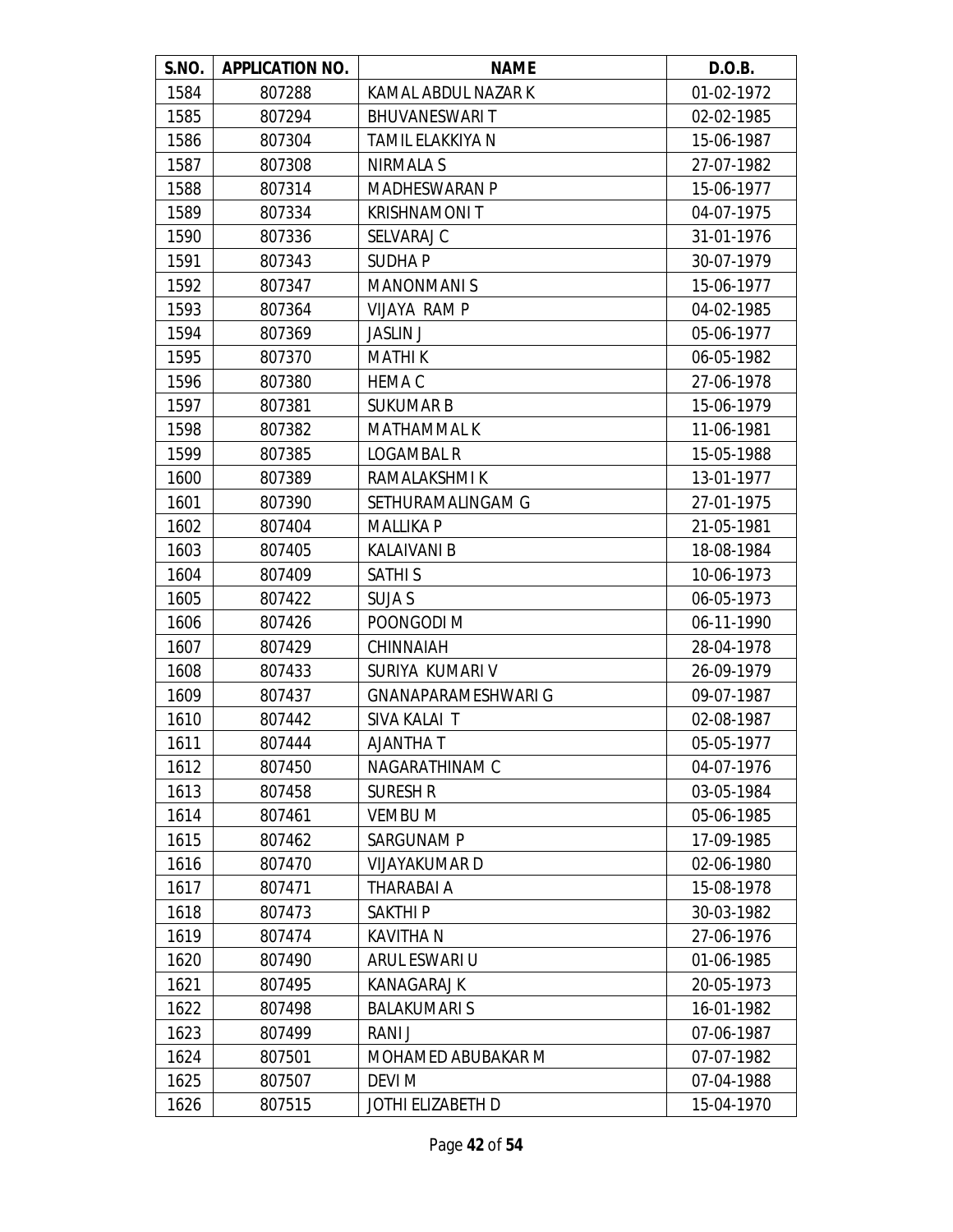| S.NO. | APPLICATION NO. | NAME | D.O.B. |
|---|---|---|---|
| 1584 | 807288 | KAMAL ABDUL NAZAR K | 01-02-1972 |
| 1585 | 807294 | BHUVANESWARI T | 02-02-1985 |
| 1586 | 807304 | TAMIL ELAKKIYA N | 15-06-1987 |
| 1587 | 807308 | NIRMALA S | 27-07-1982 |
| 1588 | 807314 | MADHESWARAN P | 15-06-1977 |
| 1589 | 807334 | KRISHNAMONI T | 04-07-1975 |
| 1590 | 807336 | SELVARAJ C | 31-01-1976 |
| 1591 | 807343 | SUDHA P | 30-07-1979 |
| 1592 | 807347 | MANONMANI S | 15-06-1977 |
| 1593 | 807364 | VIJAYA RAM P | 04-02-1985 |
| 1594 | 807369 | JASLIN J | 05-06-1977 |
| 1595 | 807370 | MATHI K | 06-05-1982 |
| 1596 | 807380 | HEMA C | 27-06-1978 |
| 1597 | 807381 | SUKUMAR B | 15-06-1979 |
| 1598 | 807382 | MATHAMMAL K | 11-06-1981 |
| 1599 | 807385 | LOGAMBAL R | 15-05-1988 |
| 1600 | 807389 | RAMALAKSHMI K | 13-01-1977 |
| 1601 | 807390 | SETHURAMALINGAM G | 27-01-1975 |
| 1602 | 807404 | MALLIKA P | 21-05-1981 |
| 1603 | 807405 | KALAIVANI B | 18-08-1984 |
| 1604 | 807409 | SATHI S | 10-06-1973 |
| 1605 | 807422 | SUJA S | 06-05-1973 |
| 1606 | 807426 | POONGODI M | 06-11-1990 |
| 1607 | 807429 | CHINNAIAH | 28-04-1978 |
| 1608 | 807433 | SURIYA KUMARI V | 26-09-1979 |
| 1609 | 807437 | GNANAPARAMESHWARI G | 09-07-1987 |
| 1610 | 807442 | SIVA KALAI T | 02-08-1987 |
| 1611 | 807444 | AJANTHA T | 05-05-1977 |
| 1612 | 807450 | NAGARATHINAM C | 04-07-1976 |
| 1613 | 807458 | SURESH R | 03-05-1984 |
| 1614 | 807461 | VEMBU M | 05-06-1985 |
| 1615 | 807462 | SARGUNAM P | 17-09-1985 |
| 1616 | 807470 | VIJAYAKUMAR D | 02-06-1980 |
| 1617 | 807471 | THARABAI A | 15-08-1978 |
| 1618 | 807473 | SAKTHI P | 30-03-1982 |
| 1619 | 807474 | KAVITHA N | 27-06-1976 |
| 1620 | 807490 | ARUL ESWARI U | 01-06-1985 |
| 1621 | 807495 | KANAGARAJ K | 20-05-1973 |
| 1622 | 807498 | BALAKUMARI S | 16-01-1982 |
| 1623 | 807499 | RANI J | 07-06-1987 |
| 1624 | 807501 | MOHAMED ABUBAKAR M | 07-07-1982 |
| 1625 | 807507 | DEVI M | 07-04-1988 |
| 1626 | 807515 | JOTHI ELIZABETH D | 15-04-1970 |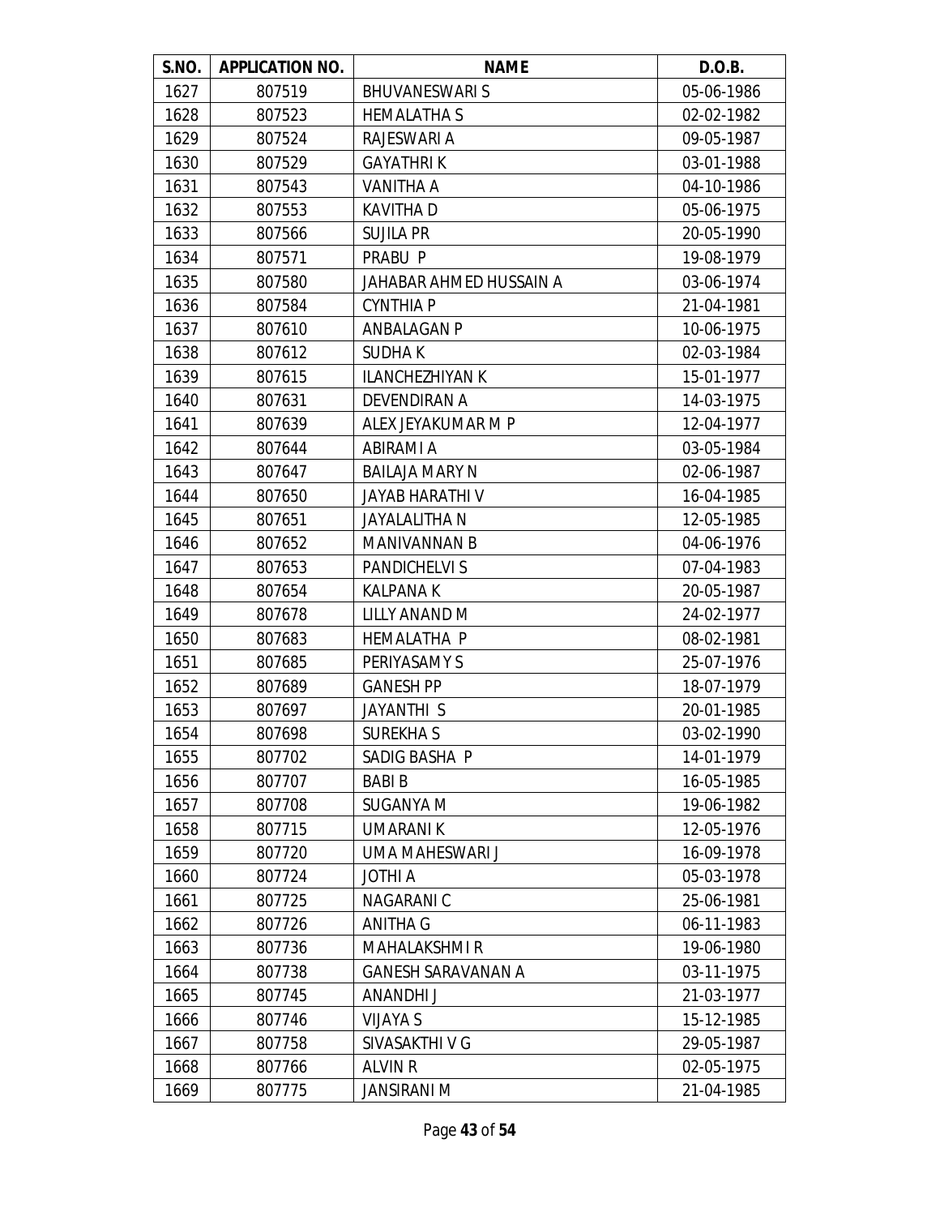| S.NO. | APPLICATION NO. | NAME | D.O.B. |
|---|---|---|---|
| 1627 | 807519 | BHUVANESWARI S | 05-06-1986 |
| 1628 | 807523 | HEMALATHA S | 02-02-1982 |
| 1629 | 807524 | RAJESWARI A | 09-05-1987 |
| 1630 | 807529 | GAYATHRI K | 03-01-1988 |
| 1631 | 807543 | VANITHA A | 04-10-1986 |
| 1632 | 807553 | KAVITHA D | 05-06-1975 |
| 1633 | 807566 | SUJILA PR | 20-05-1990 |
| 1634 | 807571 | PRABU P | 19-08-1979 |
| 1635 | 807580 | JAHABAR AHMED HUSSAIN A | 03-06-1974 |
| 1636 | 807584 | CYNTHIA P | 21-04-1981 |
| 1637 | 807610 | ANBALAGAN P | 10-06-1975 |
| 1638 | 807612 | SUDHA K | 02-03-1984 |
| 1639 | 807615 | ILANCHEZHIYAN K | 15-01-1977 |
| 1640 | 807631 | DEVENDIRAN A | 14-03-1975 |
| 1641 | 807639 | ALEX JEYAKUMAR M P | 12-04-1977 |
| 1642 | 807644 | ABIRAMI A | 03-05-1984 |
| 1643 | 807647 | BAILAJA MARY N | 02-06-1987 |
| 1644 | 807650 | JAYAB HARATHI V | 16-04-1985 |
| 1645 | 807651 | JAYALALITHA N | 12-05-1985 |
| 1646 | 807652 | MANIVANNAN B | 04-06-1976 |
| 1647 | 807653 | PANDICHELVI S | 07-04-1983 |
| 1648 | 807654 | KALPANA K | 20-05-1987 |
| 1649 | 807678 | LILLY ANAND M | 24-02-1977 |
| 1650 | 807683 | HEMALATHA P | 08-02-1981 |
| 1651 | 807685 | PERIYASAMY S | 25-07-1976 |
| 1652 | 807689 | GANESH PP | 18-07-1979 |
| 1653 | 807697 | JAYANTHI S | 20-01-1985 |
| 1654 | 807698 | SUREKHA S | 03-02-1990 |
| 1655 | 807702 | SADIG BASHA P | 14-01-1979 |
| 1656 | 807707 | BABI B | 16-05-1985 |
| 1657 | 807708 | SUGANYA M | 19-06-1982 |
| 1658 | 807715 | UMARANI K | 12-05-1976 |
| 1659 | 807720 | UMA MAHESWARI J | 16-09-1978 |
| 1660 | 807724 | JOTHI A | 05-03-1978 |
| 1661 | 807725 | NAGARANI C | 25-06-1981 |
| 1662 | 807726 | ANITHA G | 06-11-1983 |
| 1663 | 807736 | MAHALAKSHMI R | 19-06-1980 |
| 1664 | 807738 | GANESH SARAVANAN A | 03-11-1975 |
| 1665 | 807745 | ANANDHI J | 21-03-1977 |
| 1666 | 807746 | VIJAYA S | 15-12-1985 |
| 1667 | 807758 | SIVASAKTHI V G | 29-05-1987 |
| 1668 | 807766 | ALVIN R | 02-05-1975 |
| 1669 | 807775 | JANSIRANI M | 21-04-1985 |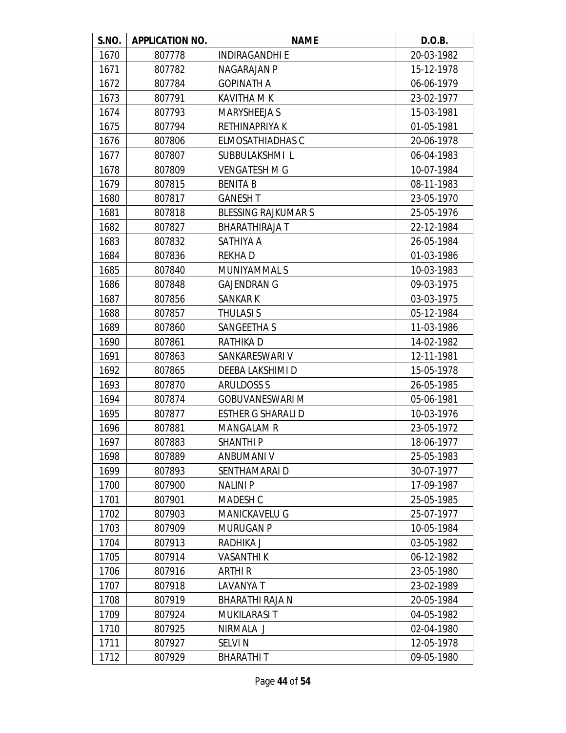| S.NO. | APPLICATION NO. | NAME | D.O.B. |
| --- | --- | --- | --- |
| 1670 | 807778 | INDIRAGANDHI E | 20-03-1982 |
| 1671 | 807782 | NAGARAJAN P | 15-12-1978 |
| 1672 | 807784 | GOPINATH A | 06-06-1979 |
| 1673 | 807791 | KAVITHA M K | 23-02-1977 |
| 1674 | 807793 | MARYSHEEJA S | 15-03-1981 |
| 1675 | 807794 | RETHINAPRIYA K | 01-05-1981 |
| 1676 | 807806 | ELMOSATHIADHAS C | 20-06-1978 |
| 1677 | 807807 | SUBBULAKSHMI L | 06-04-1983 |
| 1678 | 807809 | VENGATESH M G | 10-07-1984 |
| 1679 | 807815 | BENITA B | 08-11-1983 |
| 1680 | 807817 | GANESH T | 23-05-1970 |
| 1681 | 807818 | BLESSING RAJKUMAR S | 25-05-1976 |
| 1682 | 807827 | BHARATHIRAJA T | 22-12-1984 |
| 1683 | 807832 | SATHIYA A | 26-05-1984 |
| 1684 | 807836 | REKHA D | 01-03-1986 |
| 1685 | 807840 | MUNIYAMMAL S | 10-03-1983 |
| 1686 | 807848 | GAJENDRAN G | 09-03-1975 |
| 1687 | 807856 | SANKAR K | 03-03-1975 |
| 1688 | 807857 | THULASI S | 05-12-1984 |
| 1689 | 807860 | SANGEETHA S | 11-03-1986 |
| 1690 | 807861 | RATHIKA D | 14-02-1982 |
| 1691 | 807863 | SANKARESWARI V | 12-11-1981 |
| 1692 | 807865 | DEEBA LAKSHIMI D | 15-05-1978 |
| 1693 | 807870 | ARULDOSS S | 26-05-1985 |
| 1694 | 807874 | GOBUVANESWARI M | 05-06-1981 |
| 1695 | 807877 | ESTHER G SHARALI D | 10-03-1976 |
| 1696 | 807881 | MANGALAM R | 23-05-1972 |
| 1697 | 807883 | SHANTHI P | 18-06-1977 |
| 1698 | 807889 | ANBUMANI V | 25-05-1983 |
| 1699 | 807893 | SENTHAMARAI D | 30-07-1977 |
| 1700 | 807900 | NALINI P | 17-09-1987 |
| 1701 | 807901 | MADESH C | 25-05-1985 |
| 1702 | 807903 | MANICKAVELU G | 25-07-1977 |
| 1703 | 807909 | MURUGAN P | 10-05-1984 |
| 1704 | 807913 | RADHIKA J | 03-05-1982 |
| 1705 | 807914 | VASANTHI K | 06-12-1982 |
| 1706 | 807916 | ARTHI R | 23-05-1980 |
| 1707 | 807918 | LAVANYA T | 23-02-1989 |
| 1708 | 807919 | BHARATHI RAJA N | 20-05-1984 |
| 1709 | 807924 | MUKILARASI T | 04-05-1982 |
| 1710 | 807925 | NIRMALA J | 02-04-1980 |
| 1711 | 807927 | SELVI N | 12-05-1978 |
| 1712 | 807929 | BHARATHI T | 09-05-1980 |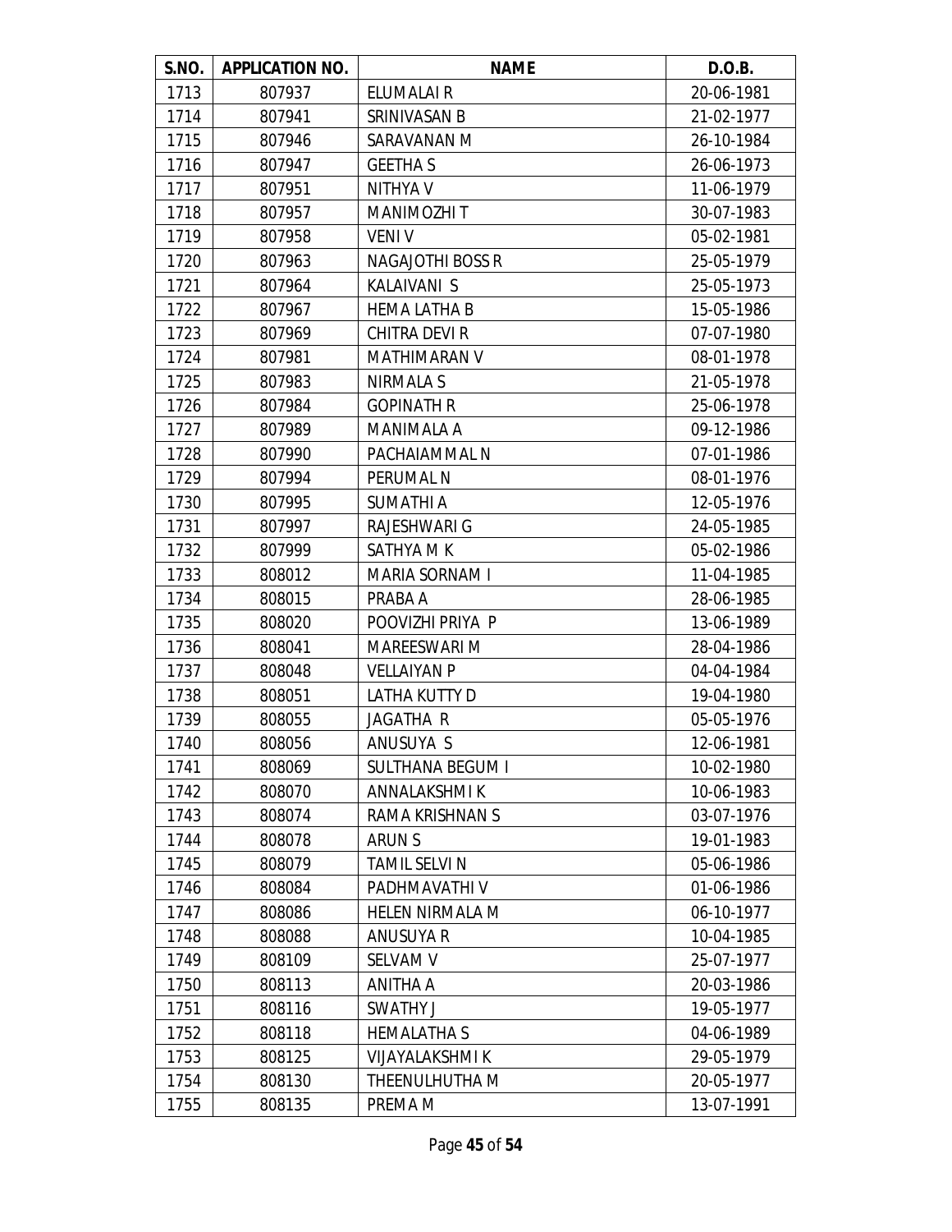| S.NO. | APPLICATION NO. | NAME | D.O.B. |
|---|---|---|---|
| 1713 | 807937 | ELUMALAI R | 20-06-1981 |
| 1714 | 807941 | SRINIVASAN B | 21-02-1977 |
| 1715 | 807946 | SARAVANAN M | 26-10-1984 |
| 1716 | 807947 | GEETHA S | 26-06-1973 |
| 1717 | 807951 | NITHYA V | 11-06-1979 |
| 1718 | 807957 | MANIMOZHI T | 30-07-1983 |
| 1719 | 807958 | VENI V | 05-02-1981 |
| 1720 | 807963 | NAGAJOTHI BOSS R | 25-05-1979 |
| 1721 | 807964 | KALAIVANI S | 25-05-1973 |
| 1722 | 807967 | HEMA LATHA B | 15-05-1986 |
| 1723 | 807969 | CHITRA DEVI R | 07-07-1980 |
| 1724 | 807981 | MATHIMARAN V | 08-01-1978 |
| 1725 | 807983 | NIRMALA S | 21-05-1978 |
| 1726 | 807984 | GOPINATH R | 25-06-1978 |
| 1727 | 807989 | MANIMALA A | 09-12-1986 |
| 1728 | 807990 | PACHAIAMMAL N | 07-01-1986 |
| 1729 | 807994 | PERUMAL N | 08-01-1976 |
| 1730 | 807995 | SUMATHI A | 12-05-1976 |
| 1731 | 807997 | RAJESHWARI G | 24-05-1985 |
| 1732 | 807999 | SATHYA M K | 05-02-1986 |
| 1733 | 808012 | MARIA SORNAM I | 11-04-1985 |
| 1734 | 808015 | PRABA A | 28-06-1985 |
| 1735 | 808020 | POOVIZHI PRIYA P | 13-06-1989 |
| 1736 | 808041 | MAREESWARI M | 28-04-1986 |
| 1737 | 808048 | VELLAIYAN P | 04-04-1984 |
| 1738 | 808051 | LATHA KUTTY D | 19-04-1980 |
| 1739 | 808055 | JAGATHA R | 05-05-1976 |
| 1740 | 808056 | ANUSUYA S | 12-06-1981 |
| 1741 | 808069 | SULTHANA BEGUM I | 10-02-1980 |
| 1742 | 808070 | ANNALAKSHMI K | 10-06-1983 |
| 1743 | 808074 | RAMA KRISHNAN S | 03-07-1976 |
| 1744 | 808078 | ARUN S | 19-01-1983 |
| 1745 | 808079 | TAMIL SELVI N | 05-06-1986 |
| 1746 | 808084 | PADHMAVATHI V | 01-06-1986 |
| 1747 | 808086 | HELEN NIRMALA M | 06-10-1977 |
| 1748 | 808088 | ANUSUYA R | 10-04-1985 |
| 1749 | 808109 | SELVAM V | 25-07-1977 |
| 1750 | 808113 | ANITHA A | 20-03-1986 |
| 1751 | 808116 | SWATHY J | 19-05-1977 |
| 1752 | 808118 | HEMALATHA S | 04-06-1989 |
| 1753 | 808125 | VIJAYALAKSHMI K | 29-05-1979 |
| 1754 | 808130 | THEENULHUTHA M | 20-05-1977 |
| 1755 | 808135 | PREMA M | 13-07-1991 |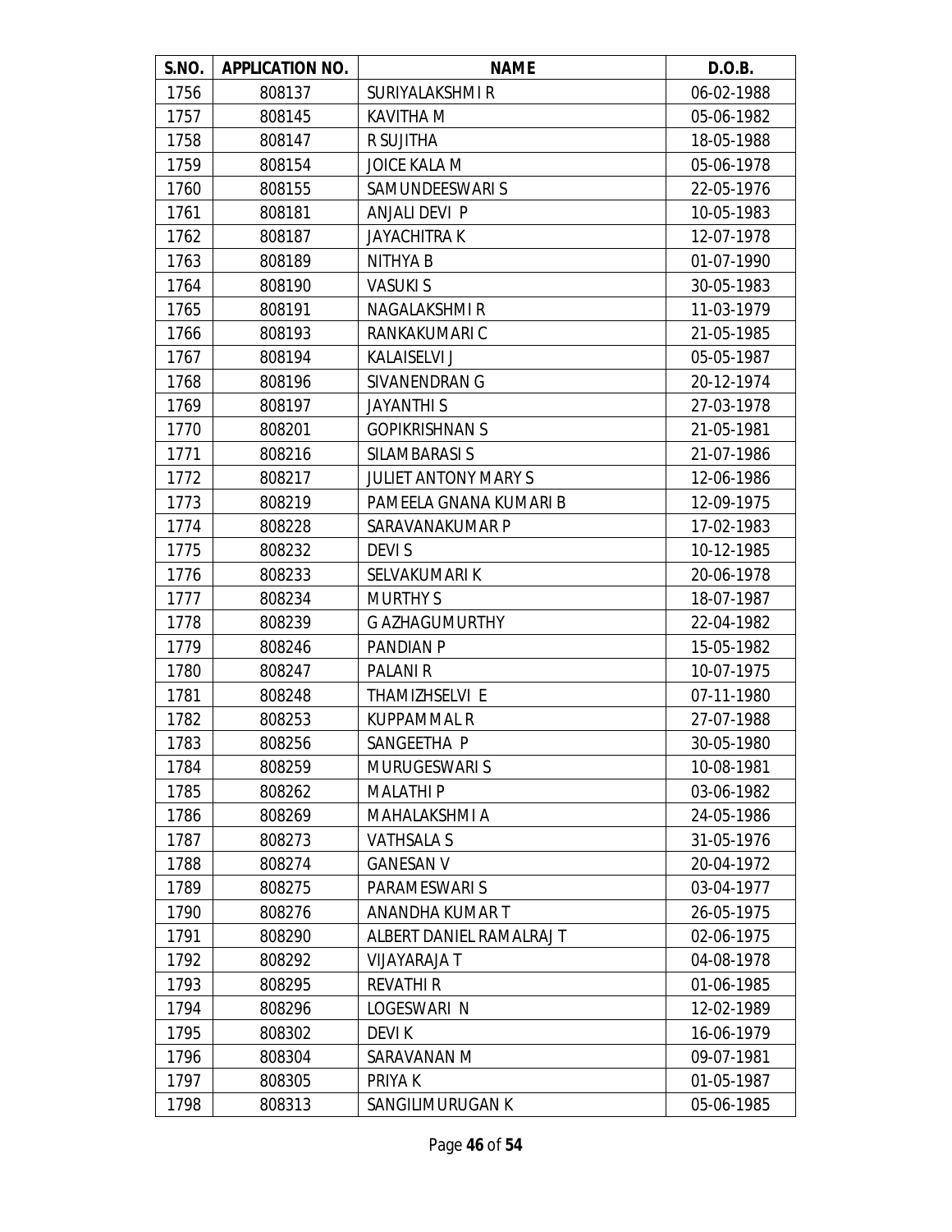| S.NO. | APPLICATION NO. | NAME | D.O.B. |
|---|---|---|---|
| 1756 | 808137 | SURIYALAKSHMI R | 06-02-1988 |
| 1757 | 808145 | KAVITHA M | 05-06-1982 |
| 1758 | 808147 | R SUJITHA | 18-05-1988 |
| 1759 | 808154 | JOICE KALA M | 05-06-1978 |
| 1760 | 808155 | SAMUNDEESWARI S | 22-05-1976 |
| 1761 | 808181 | ANJALI DEVI P | 10-05-1983 |
| 1762 | 808187 | JAYACHITRA K | 12-07-1978 |
| 1763 | 808189 | NITHYA B | 01-07-1990 |
| 1764 | 808190 | VASUKI S | 30-05-1983 |
| 1765 | 808191 | NAGALAKSHMI R | 11-03-1979 |
| 1766 | 808193 | RANKAKUMARI C | 21-05-1985 |
| 1767 | 808194 | KALAISELVI J | 05-05-1987 |
| 1768 | 808196 | SIVANENDRAN G | 20-12-1974 |
| 1769 | 808197 | JAYANTHI S | 27-03-1978 |
| 1770 | 808201 | GOPIKRISHNAN S | 21-05-1981 |
| 1771 | 808216 | SILAMBARASI S | 21-07-1986 |
| 1772 | 808217 | JULIET ANTONY MARY S | 12-06-1986 |
| 1773 | 808219 | PAMEELA GNANA KUMARI B | 12-09-1975 |
| 1774 | 808228 | SARAVANAKUMAR P | 17-02-1983 |
| 1775 | 808232 | DEVI S | 10-12-1985 |
| 1776 | 808233 | SELVAKUMARI K | 20-06-1978 |
| 1777 | 808234 | MURTHY S | 18-07-1987 |
| 1778 | 808239 | G AZHAGUMURTHY | 22-04-1982 |
| 1779 | 808246 | PANDIAN P | 15-05-1982 |
| 1780 | 808247 | PALANI R | 10-07-1975 |
| 1781 | 808248 | THAMIZHSELVI E | 07-11-1980 |
| 1782 | 808253 | KUPPAMMAL R | 27-07-1988 |
| 1783 | 808256 | SANGEETHA P | 30-05-1980 |
| 1784 | 808259 | MURUGESWARI S | 10-08-1981 |
| 1785 | 808262 | MALATHI P | 03-06-1982 |
| 1786 | 808269 | MAHALAKSHMI A | 24-05-1986 |
| 1787 | 808273 | VATHSALA S | 31-05-1976 |
| 1788 | 808274 | GANESAN V | 20-04-1972 |
| 1789 | 808275 | PARAMESWARI S | 03-04-1977 |
| 1790 | 808276 | ANANDHA KUMAR T | 26-05-1975 |
| 1791 | 808290 | ALBERT DANIEL RAMALRAJ T | 02-06-1975 |
| 1792 | 808292 | VIJAYARAJA T | 04-08-1978 |
| 1793 | 808295 | REVATHI R | 01-06-1985 |
| 1794 | 808296 | LOGESWARI N | 12-02-1989 |
| 1795 | 808302 | DEVI K | 16-06-1979 |
| 1796 | 808304 | SARAVANAN M | 09-07-1981 |
| 1797 | 808305 | PRIYA K | 01-05-1987 |
| 1798 | 808313 | SANGILIMURUGAN K | 05-06-1985 |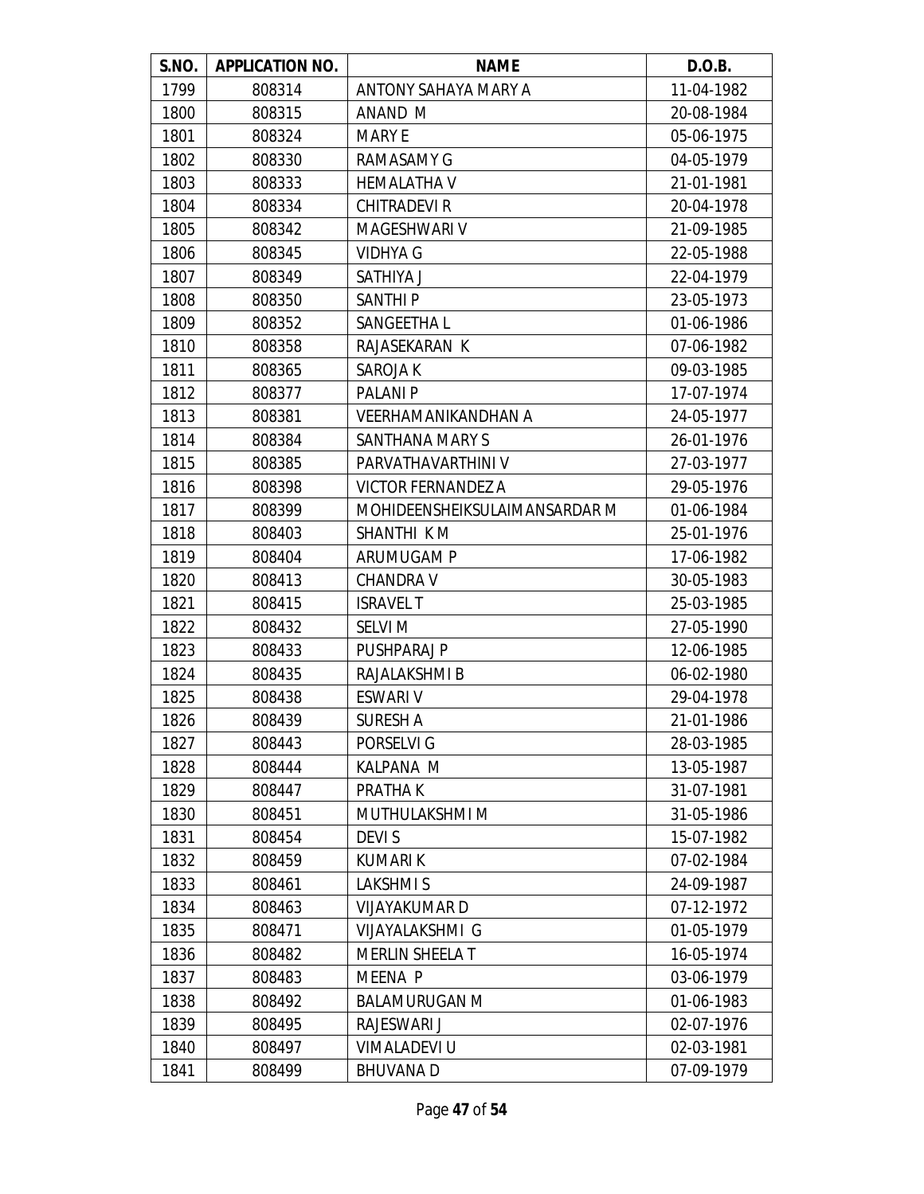| S.NO. | APPLICATION NO. | NAME | D.O.B. |
|---|---|---|---|
| 1799 | 808314 | ANTONY SAHAYA MARY A | 11-04-1982 |
| 1800 | 808315 | ANAND M | 20-08-1984 |
| 1801 | 808324 | MARY E | 05-06-1975 |
| 1802 | 808330 | RAMASAMY G | 04-05-1979 |
| 1803 | 808333 | HEMALATHA V | 21-01-1981 |
| 1804 | 808334 | CHITRADEVI R | 20-04-1978 |
| 1805 | 808342 | MAGESHWARI V | 21-09-1985 |
| 1806 | 808345 | VIDHYA G | 22-05-1988 |
| 1807 | 808349 | SATHIYA J | 22-04-1979 |
| 1808 | 808350 | SANTHI P | 23-05-1973 |
| 1809 | 808352 | SANGEETHA L | 01-06-1986 |
| 1810 | 808358 | RAJASEKARAN K | 07-06-1982 |
| 1811 | 808365 | SAROJA K | 09-03-1985 |
| 1812 | 808377 | PALANI P | 17-07-1974 |
| 1813 | 808381 | VEERHAMANIKANDHAN A | 24-05-1977 |
| 1814 | 808384 | SANTHANA MARY S | 26-01-1976 |
| 1815 | 808385 | PARVATHAVARTHINI V | 27-03-1977 |
| 1816 | 808398 | VICTOR FERNANDEZ A | 29-05-1976 |
| 1817 | 808399 | MOHIDEENSHEIKSULAIMANSARDAR M | 01-06-1984 |
| 1818 | 808403 | SHANTHI K M | 25-01-1976 |
| 1819 | 808404 | ARUMUGAM P | 17-06-1982 |
| 1820 | 808413 | CHANDRA V | 30-05-1983 |
| 1821 | 808415 | ISRAVEL T | 25-03-1985 |
| 1822 | 808432 | SELVI M | 27-05-1990 |
| 1823 | 808433 | PUSHPARAJ P | 12-06-1985 |
| 1824 | 808435 | RAJALAKSHMI B | 06-02-1980 |
| 1825 | 808438 | ESWARI V | 29-04-1978 |
| 1826 | 808439 | SURESH A | 21-01-1986 |
| 1827 | 808443 | PORSELVI G | 28-03-1985 |
| 1828 | 808444 | KALPANA M | 13-05-1987 |
| 1829 | 808447 | PRATHA K | 31-07-1981 |
| 1830 | 808451 | MUTHULAKSHMI M | 31-05-1986 |
| 1831 | 808454 | DEVI S | 15-07-1982 |
| 1832 | 808459 | KUMARI K | 07-02-1984 |
| 1833 | 808461 | LAKSHMI S | 24-09-1987 |
| 1834 | 808463 | VIJAYAKUMAR D | 07-12-1972 |
| 1835 | 808471 | VIJAYALAKSHMI G | 01-05-1979 |
| 1836 | 808482 | MERLIN SHEELA T | 16-05-1974 |
| 1837 | 808483 | MEENA P | 03-06-1979 |
| 1838 | 808492 | BALAMURUGAN M | 01-06-1983 |
| 1839 | 808495 | RAJESWARI J | 02-07-1976 |
| 1840 | 808497 | VIMALADEVI U | 02-03-1981 |
| 1841 | 808499 | BHUVANA D | 07-09-1979 |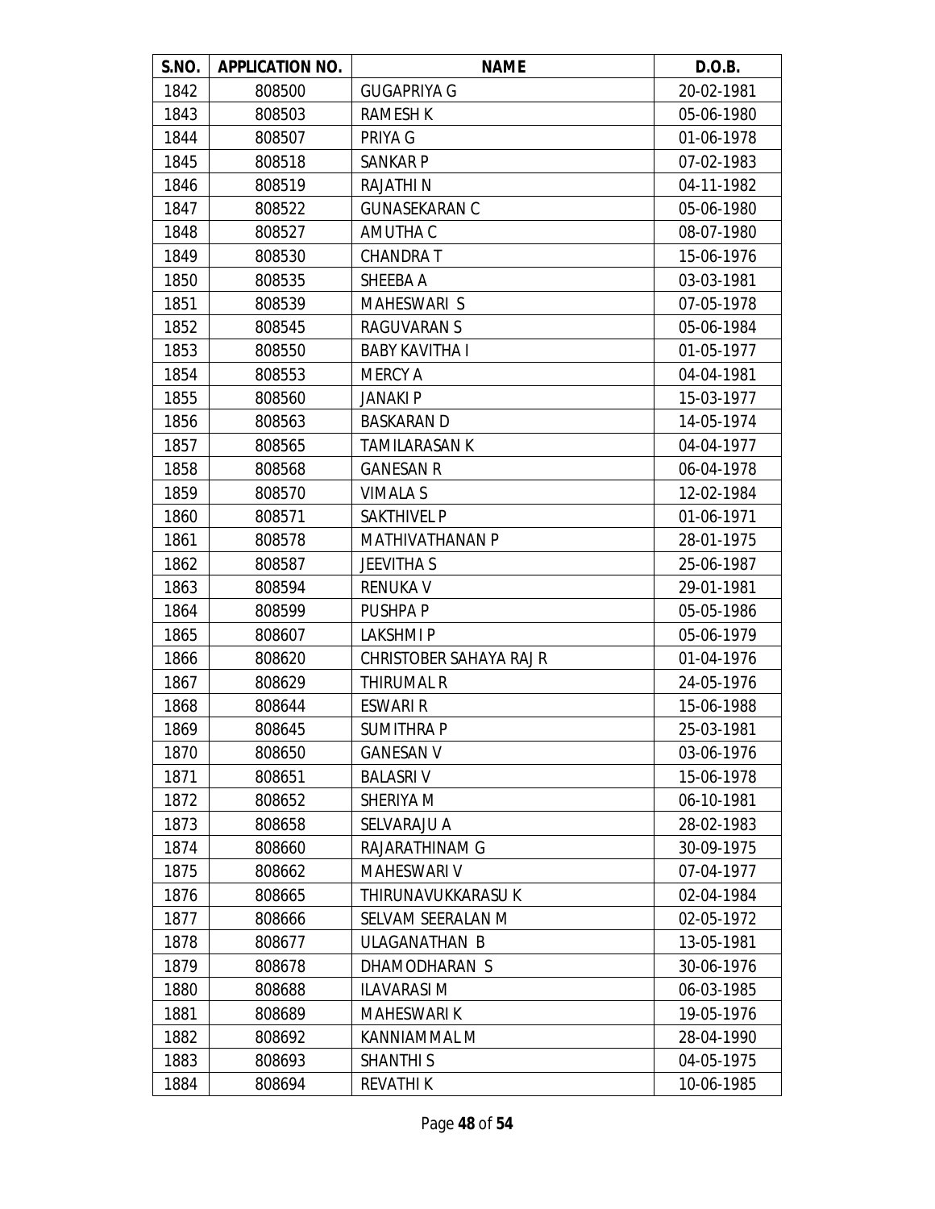| S.NO. | APPLICATION NO. | NAME | D.O.B. |
|---|---|---|---|
| 1842 | 808500 | GUGAPRIYA G | 20-02-1981 |
| 1843 | 808503 | RAMESH K | 05-06-1980 |
| 1844 | 808507 | PRIYA G | 01-06-1978 |
| 1845 | 808518 | SANKAR P | 07-02-1983 |
| 1846 | 808519 | RAJATHI N | 04-11-1982 |
| 1847 | 808522 | GUNASEKARAN C | 05-06-1980 |
| 1848 | 808527 | AMUTHA C | 08-07-1980 |
| 1849 | 808530 | CHANDRA T | 15-06-1976 |
| 1850 | 808535 | SHEEBA A | 03-03-1981 |
| 1851 | 808539 | MAHESWARI S | 07-05-1978 |
| 1852 | 808545 | RAGUVARAN S | 05-06-1984 |
| 1853 | 808550 | BABY KAVITHA I | 01-05-1977 |
| 1854 | 808553 | MERCY A | 04-04-1981 |
| 1855 | 808560 | JANAKI P | 15-03-1977 |
| 1856 | 808563 | BASKARAN D | 14-05-1974 |
| 1857 | 808565 | TAMILARASAN K | 04-04-1977 |
| 1858 | 808568 | GANESAN R | 06-04-1978 |
| 1859 | 808570 | VIMALA S | 12-02-1984 |
| 1860 | 808571 | SAKTHIVEL P | 01-06-1971 |
| 1861 | 808578 | MATHIVATHANAN P | 28-01-1975 |
| 1862 | 808587 | JEEVITHA S | 25-06-1987 |
| 1863 | 808594 | RENUKA V | 29-01-1981 |
| 1864 | 808599 | PUSHPA P | 05-05-1986 |
| 1865 | 808607 | LAKSHMI P | 05-06-1979 |
| 1866 | 808620 | CHRISTOBER SAHAYA RAJ R | 01-04-1976 |
| 1867 | 808629 | THIRUMAL R | 24-05-1976 |
| 1868 | 808644 | ESWARI R | 15-06-1988 |
| 1869 | 808645 | SUMITHRA P | 25-03-1981 |
| 1870 | 808650 | GANESAN V | 03-06-1976 |
| 1871 | 808651 | BALASRI V | 15-06-1978 |
| 1872 | 808652 | SHERIYA M | 06-10-1981 |
| 1873 | 808658 | SELVARAJU A | 28-02-1983 |
| 1874 | 808660 | RAJARATHINAM G | 30-09-1975 |
| 1875 | 808662 | MAHESWARI V | 07-04-1977 |
| 1876 | 808665 | THIRUNAVUKKARASU K | 02-04-1984 |
| 1877 | 808666 | SELVAM SEERALAN M | 02-05-1972 |
| 1878 | 808677 | ULAGANATHAN B | 13-05-1981 |
| 1879 | 808678 | DHAMODHARAN S | 30-06-1976 |
| 1880 | 808688 | ILAVARASI M | 06-03-1985 |
| 1881 | 808689 | MAHESWARI K | 19-05-1976 |
| 1882 | 808692 | KANNIAMMAL M | 28-04-1990 |
| 1883 | 808693 | SHANTHI S | 04-05-1975 |
| 1884 | 808694 | REVATHI K | 10-06-1985 |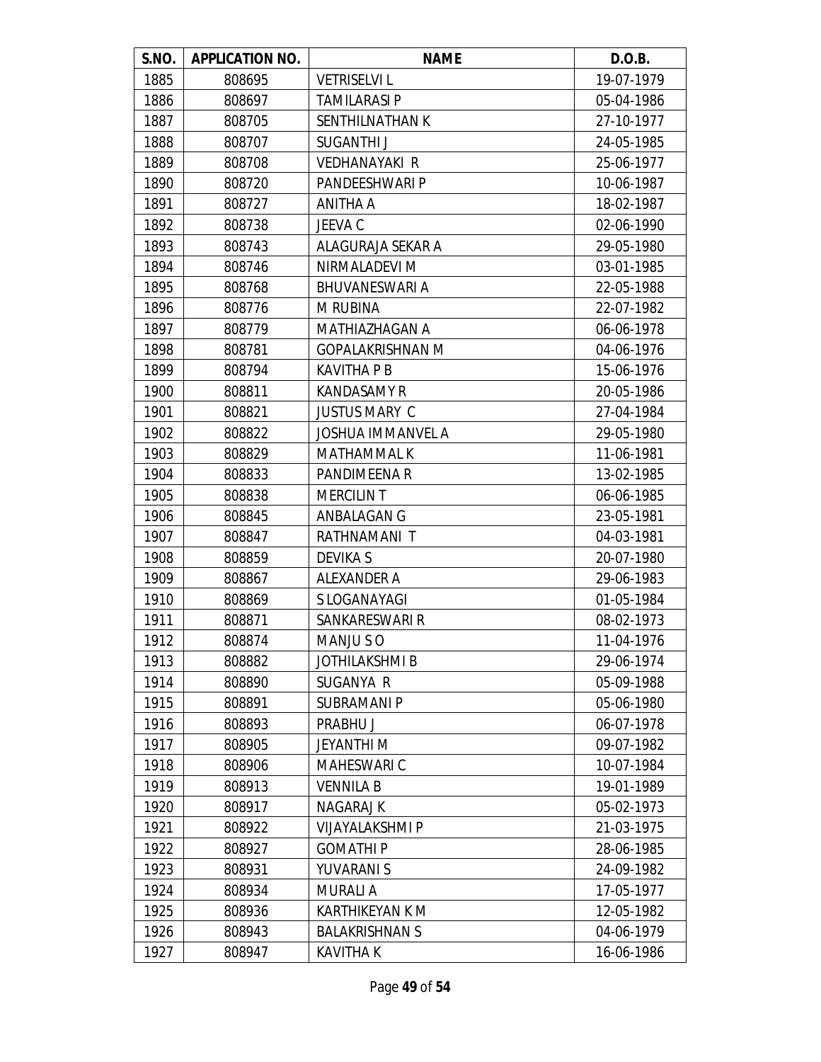| S.NO. | APPLICATION NO. | NAME | D.O.B. |
|---|---|---|---|
| 1885 | 808695 | VETRISELVI L | 19-07-1979 |
| 1886 | 808697 | TAMILARASI P | 05-04-1986 |
| 1887 | 808705 | SENTHILNATHAN K | 27-10-1977 |
| 1888 | 808707 | SUGANTHI J | 24-05-1985 |
| 1889 | 808708 | VEDHANAYAKI R | 25-06-1977 |
| 1890 | 808720 | PANDEESHWARI P | 10-06-1987 |
| 1891 | 808727 | ANITHA A | 18-02-1987 |
| 1892 | 808738 | JEEVA C | 02-06-1990 |
| 1893 | 808743 | ALAGURAJA SEKAR A | 29-05-1980 |
| 1894 | 808746 | NIRMALADEVI M | 03-01-1985 |
| 1895 | 808768 | BHUVANESWARI A | 22-05-1988 |
| 1896 | 808776 | M RUBINA | 22-07-1982 |
| 1897 | 808779 | MATHIAZHAGAN A | 06-06-1978 |
| 1898 | 808781 | GOPALAKRISHNAN M | 04-06-1976 |
| 1899 | 808794 | KAVITHA P B | 15-06-1976 |
| 1900 | 808811 | KANDASAMY R | 20-05-1986 |
| 1901 | 808821 | JUSTUS MARY C | 27-04-1984 |
| 1902 | 808822 | JOSHUA IMMANVEL A | 29-05-1980 |
| 1903 | 808829 | MATHAMMAL K | 11-06-1981 |
| 1904 | 808833 | PANDIMEENA R | 13-02-1985 |
| 1905 | 808838 | MERCILIN T | 06-06-1985 |
| 1906 | 808845 | ANBALAGAN G | 23-05-1981 |
| 1907 | 808847 | RATHNAMANI T | 04-03-1981 |
| 1908 | 808859 | DEVIKA S | 20-07-1980 |
| 1909 | 808867 | ALEXANDER A | 29-06-1983 |
| 1910 | 808869 | S LOGANAYAGI | 01-05-1984 |
| 1911 | 808871 | SANKARESWARI R | 08-02-1973 |
| 1912 | 808874 | MANJU S O | 11-04-1976 |
| 1913 | 808882 | JOTHILAKSHMI B | 29-06-1974 |
| 1914 | 808890 | SUGANYA R | 05-09-1988 |
| 1915 | 808891 | SUBRAMANI P | 05-06-1980 |
| 1916 | 808893 | PRABHU J | 06-07-1978 |
| 1917 | 808905 | JEYANTHI M | 09-07-1982 |
| 1918 | 808906 | MAHESWARI C | 10-07-1984 |
| 1919 | 808913 | VENNILA B | 19-01-1989 |
| 1920 | 808917 | NAGARAJ K | 05-02-1973 |
| 1921 | 808922 | VIJAYALAKSHMI P | 21-03-1975 |
| 1922 | 808927 | GOMATHI P | 28-06-1985 |
| 1923 | 808931 | YUVARANI S | 24-09-1982 |
| 1924 | 808934 | MURALI A | 17-05-1977 |
| 1925 | 808936 | KARTHIKEYAN K M | 12-05-1982 |
| 1926 | 808943 | BALAKRISHNAN S | 04-06-1979 |
| 1927 | 808947 | KAVITHA K | 16-06-1986 |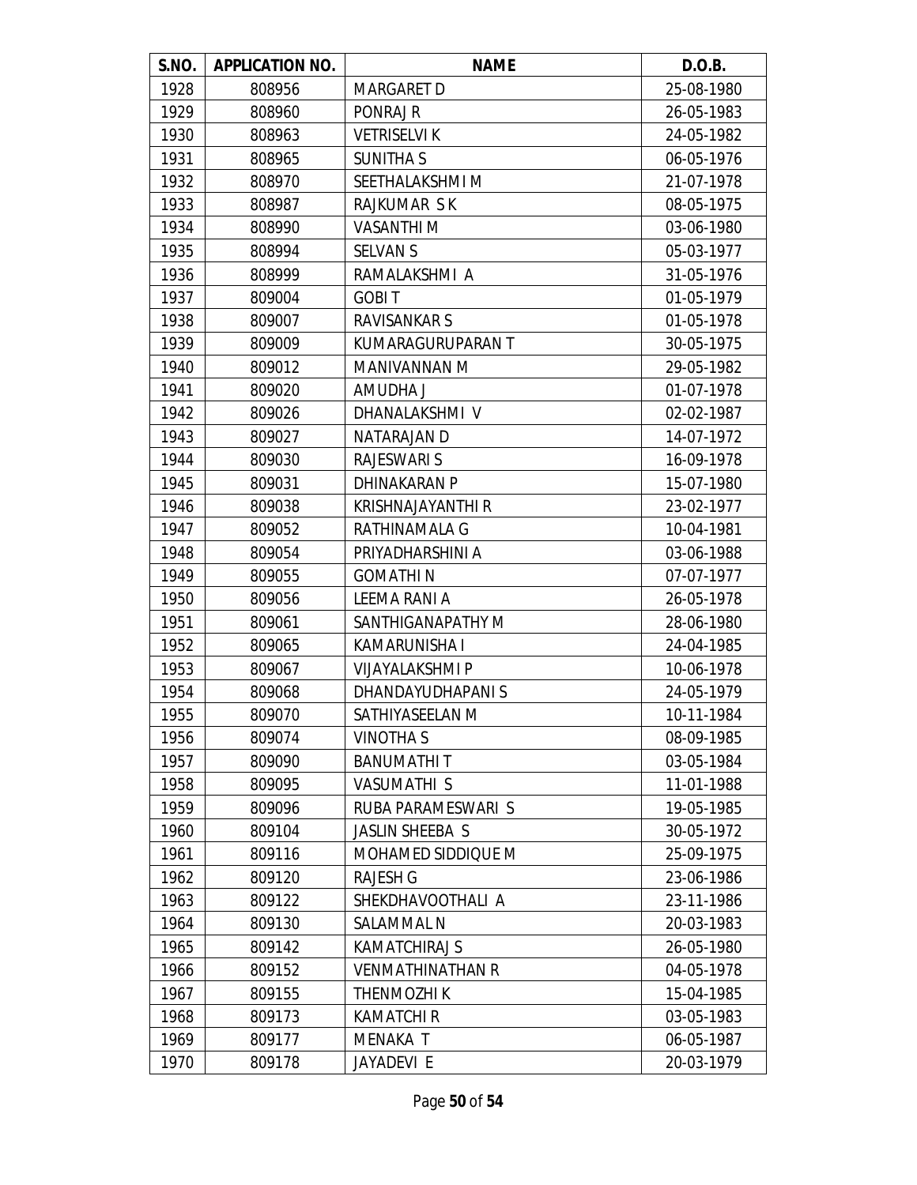| S.NO. | APPLICATION NO. | NAME | D.O.B. |
|---|---|---|---|
| 1928 | 808956 | MARGARET D | 25-08-1980 |
| 1929 | 808960 | PONRAJ R | 26-05-1983 |
| 1930 | 808963 | VETRISELVI K | 24-05-1982 |
| 1931 | 808965 | SUNITHA S | 06-05-1976 |
| 1932 | 808970 | SEETHALAKSHMI M | 21-07-1978 |
| 1933 | 808987 | RAJKUMAR S K | 08-05-1975 |
| 1934 | 808990 | VASANTHI M | 03-06-1980 |
| 1935 | 808994 | SELVAN S | 05-03-1977 |
| 1936 | 808999 | RAMALAKSHMI A | 31-05-1976 |
| 1937 | 809004 | GOBI T | 01-05-1979 |
| 1938 | 809007 | RAVISANKAR S | 01-05-1978 |
| 1939 | 809009 | KUMARAGURUPARAN T | 30-05-1975 |
| 1940 | 809012 | MANIVANNAN M | 29-05-1982 |
| 1941 | 809020 | AMUDHA J | 01-07-1978 |
| 1942 | 809026 | DHANALAKSHMI V | 02-02-1987 |
| 1943 | 809027 | NATARAJAN D | 14-07-1972 |
| 1944 | 809030 | RAJESWARI S | 16-09-1978 |
| 1945 | 809031 | DHINAKARAN P | 15-07-1980 |
| 1946 | 809038 | KRISHNAJAYANTHI R | 23-02-1977 |
| 1947 | 809052 | RATHINAMALA G | 10-04-1981 |
| 1948 | 809054 | PRIYADHARSHINI A | 03-06-1988 |
| 1949 | 809055 | GOMATHI N | 07-07-1977 |
| 1950 | 809056 | LEEMA RANI A | 26-05-1978 |
| 1951 | 809061 | SANTHIGANAPATHY M | 28-06-1980 |
| 1952 | 809065 | KAMARUNISHA I | 24-04-1985 |
| 1953 | 809067 | VIJAYALAKSHMI P | 10-06-1978 |
| 1954 | 809068 | DHANDAYUDHAPANI S | 24-05-1979 |
| 1955 | 809070 | SATHIYASEELAN M | 10-11-1984 |
| 1956 | 809074 | VINOTHA S | 08-09-1985 |
| 1957 | 809090 | BANUMATHI T | 03-05-1984 |
| 1958 | 809095 | VASUMATHI S | 11-01-1988 |
| 1959 | 809096 | RUBA PARAMESWARI S | 19-05-1985 |
| 1960 | 809104 | JASLIN SHEEBA S | 30-05-1972 |
| 1961 | 809116 | MOHAMED SIDDIQUE M | 25-09-1975 |
| 1962 | 809120 | RAJESH G | 23-06-1986 |
| 1963 | 809122 | SHEKDHAVOOTHALI A | 23-11-1986 |
| 1964 | 809130 | SALAMMAL N | 20-03-1983 |
| 1965 | 809142 | KAMATCHIRAJ S | 26-05-1980 |
| 1966 | 809152 | VENMATHINATHAN R | 04-05-1978 |
| 1967 | 809155 | THENMOZHI K | 15-04-1985 |
| 1968 | 809173 | KAMATCHI R | 03-05-1983 |
| 1969 | 809177 | MENAKA T | 06-05-1987 |
| 1970 | 809178 | JAYADEVI E | 20-03-1979 |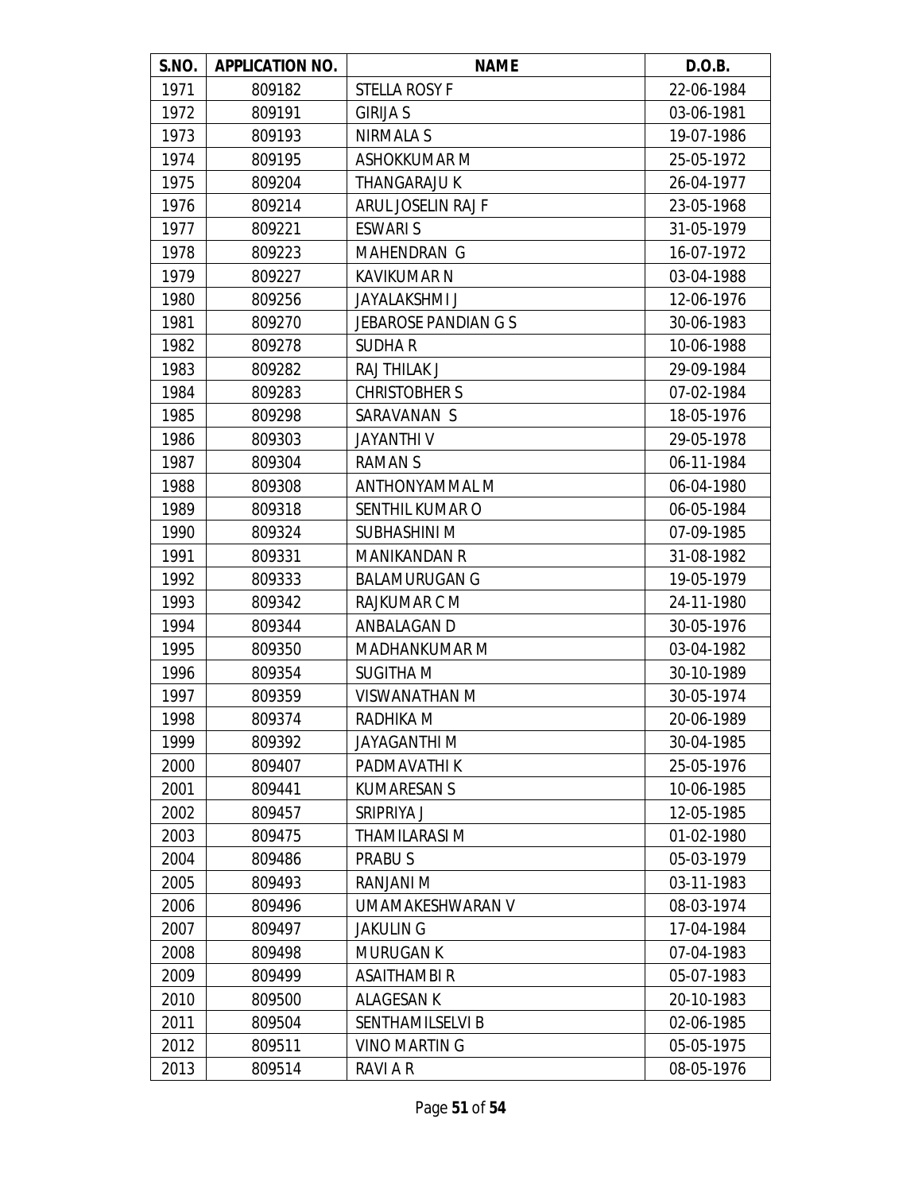| S.NO. | APPLICATION NO. | NAME | D.O.B. |
| --- | --- | --- | --- |
| 1971 | 809182 | STELLA ROSY F | 22-06-1984 |
| 1972 | 809191 | GIRIJA S | 03-06-1981 |
| 1973 | 809193 | NIRMALA S | 19-07-1986 |
| 1974 | 809195 | ASHOKKUMAR M | 25-05-1972 |
| 1975 | 809204 | THANGARAJU K | 26-04-1977 |
| 1976 | 809214 | ARUL JOSELIN RAJ F | 23-05-1968 |
| 1977 | 809221 | ESWARI S | 31-05-1979 |
| 1978 | 809223 | MAHENDRAN G | 16-07-1972 |
| 1979 | 809227 | KAVIKUMAR N | 03-04-1988 |
| 1980 | 809256 | JAYALAKSHMI J | 12-06-1976 |
| 1981 | 809270 | JEBAROSE PANDIAN G S | 30-06-1983 |
| 1982 | 809278 | SUDHA R | 10-06-1988 |
| 1983 | 809282 | RAJ THILAK J | 29-09-1984 |
| 1984 | 809283 | CHRISTOBHER S | 07-02-1984 |
| 1985 | 809298 | SARAVANAN S | 18-05-1976 |
| 1986 | 809303 | JAYANTHI V | 29-05-1978 |
| 1987 | 809304 | RAMAN S | 06-11-1984 |
| 1988 | 809308 | ANTHONYAMMAL M | 06-04-1980 |
| 1989 | 809318 | SENTHIL KUMAR O | 06-05-1984 |
| 1990 | 809324 | SUBHASHINI M | 07-09-1985 |
| 1991 | 809331 | MANIKANDAN R | 31-08-1982 |
| 1992 | 809333 | BALAMURUGAN G | 19-05-1979 |
| 1993 | 809342 | RAJKUMAR C M | 24-11-1980 |
| 1994 | 809344 | ANBALAGAN D | 30-05-1976 |
| 1995 | 809350 | MADHANKUMAR M | 03-04-1982 |
| 1996 | 809354 | SUGITHA M | 30-10-1989 |
| 1997 | 809359 | VISWANATHAN M | 30-05-1974 |
| 1998 | 809374 | RADHIKA M | 20-06-1989 |
| 1999 | 809392 | JAYAGANTHI M | 30-04-1985 |
| 2000 | 809407 | PADMAVATHI K | 25-05-1976 |
| 2001 | 809441 | KUMARESAN S | 10-06-1985 |
| 2002 | 809457 | SRIPRIYA J | 12-05-1985 |
| 2003 | 809475 | THAMILARASI M | 01-02-1980 |
| 2004 | 809486 | PRABU S | 05-03-1979 |
| 2005 | 809493 | RANJANI M | 03-11-1983 |
| 2006 | 809496 | UMAMAKESHWARAN V | 08-03-1974 |
| 2007 | 809497 | JAKULIN G | 17-04-1984 |
| 2008 | 809498 | MURUGAN K | 07-04-1983 |
| 2009 | 809499 | ASAITHAMBI R | 05-07-1983 |
| 2010 | 809500 | ALAGESAN K | 20-10-1983 |
| 2011 | 809504 | SENTHAMILSELVI B | 02-06-1985 |
| 2012 | 809511 | VINO MARTIN G | 05-05-1975 |
| 2013 | 809514 | RAVI A R | 08-05-1976 |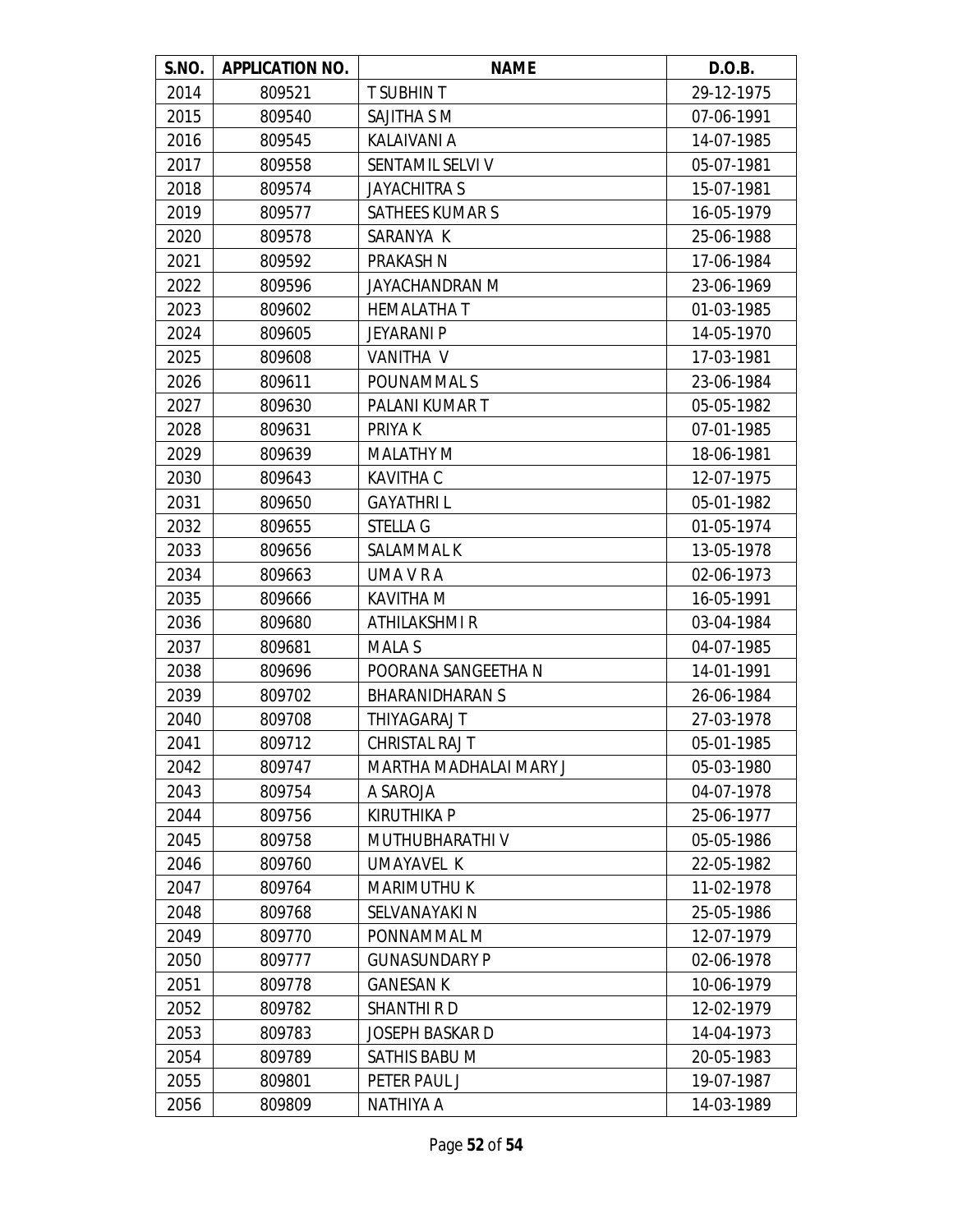| S.NO. | APPLICATION NO. | NAME | D.O.B. |
|---|---|---|---|
| 2014 | 809521 | T SUBHIN T | 29-12-1975 |
| 2015 | 809540 | SAJITHA S M | 07-06-1991 |
| 2016 | 809545 | KALAIVANI A | 14-07-1985 |
| 2017 | 809558 | SENTAMIL SELVI V | 05-07-1981 |
| 2018 | 809574 | JAYACHITRA S | 15-07-1981 |
| 2019 | 809577 | SATHEES KUMAR S | 16-05-1979 |
| 2020 | 809578 | SARANYA K | 25-06-1988 |
| 2021 | 809592 | PRAKASH N | 17-06-1984 |
| 2022 | 809596 | JAYACHANDRAN M | 23-06-1969 |
| 2023 | 809602 | HEMALATHA T | 01-03-1985 |
| 2024 | 809605 | JEYARANI P | 14-05-1970 |
| 2025 | 809608 | VANITHA V | 17-03-1981 |
| 2026 | 809611 | POUNAMMAL S | 23-06-1984 |
| 2027 | 809630 | PALANI KUMAR T | 05-05-1982 |
| 2028 | 809631 | PRIYA K | 07-01-1985 |
| 2029 | 809639 | MALATHY M | 18-06-1981 |
| 2030 | 809643 | KAVITHA C | 12-07-1975 |
| 2031 | 809650 | GAYATHRI L | 05-01-1982 |
| 2032 | 809655 | STELLA G | 01-05-1974 |
| 2033 | 809656 | SALAMMAL K | 13-05-1978 |
| 2034 | 809663 | UMA V R A | 02-06-1973 |
| 2035 | 809666 | KAVITHA M | 16-05-1991 |
| 2036 | 809680 | ATHILAKSHMI R | 03-04-1984 |
| 2037 | 809681 | MALA S | 04-07-1985 |
| 2038 | 809696 | POORANA SANGEETHA N | 14-01-1991 |
| 2039 | 809702 | BHARANIDHARAN S | 26-06-1984 |
| 2040 | 809708 | THIYAGARAJ T | 27-03-1978 |
| 2041 | 809712 | CHRISTAL RAJ T | 05-01-1985 |
| 2042 | 809747 | MARTHA MADHALAI MARY J | 05-03-1980 |
| 2043 | 809754 | A SAROJA | 04-07-1978 |
| 2044 | 809756 | KIRUTHIKA P | 25-06-1977 |
| 2045 | 809758 | MUTHUBHARATHI V | 05-05-1986 |
| 2046 | 809760 | UMAYAVEL K | 22-05-1982 |
| 2047 | 809764 | MARIMUTHU K | 11-02-1978 |
| 2048 | 809768 | SELVANAYAKI N | 25-05-1986 |
| 2049 | 809770 | PONNAMMAL M | 12-07-1979 |
| 2050 | 809777 | GUNASUNDARY P | 02-06-1978 |
| 2051 | 809778 | GANESAN K | 10-06-1979 |
| 2052 | 809782 | SHANTHI R D | 12-02-1979 |
| 2053 | 809783 | JOSEPH BASKAR D | 14-04-1973 |
| 2054 | 809789 | SATHIS BABU M | 20-05-1983 |
| 2055 | 809801 | PETER PAUL J | 19-07-1987 |
| 2056 | 809809 | NATHIYA A | 14-03-1989 |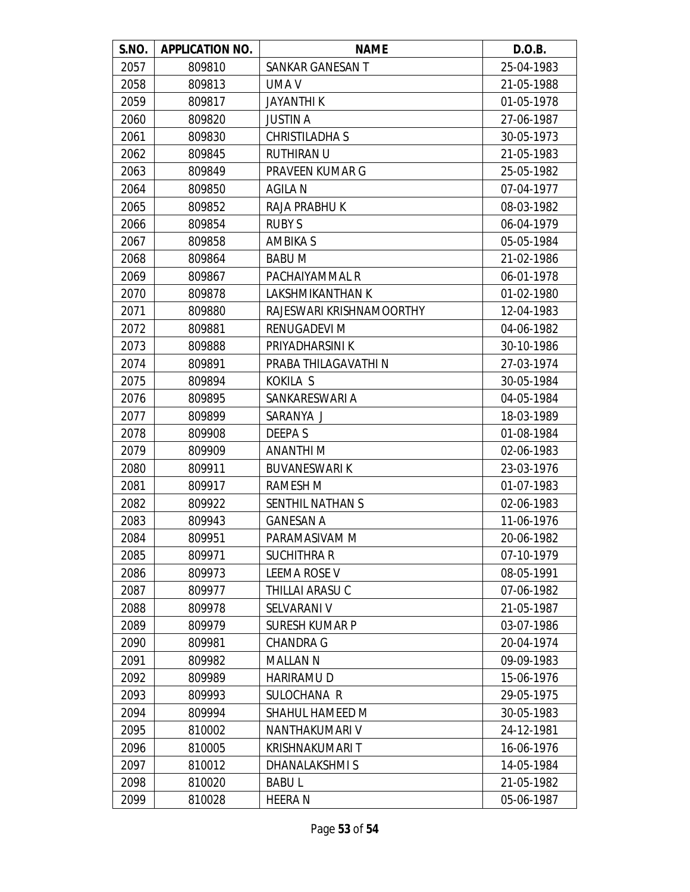| S.NO. | APPLICATION NO. | NAME | D.O.B. |
|---|---|---|---|
| 2057 | 809810 | SANKAR GANESAN T | 25-04-1983 |
| 2058 | 809813 | UMA V | 21-05-1988 |
| 2059 | 809817 | JAYANTHI K | 01-05-1978 |
| 2060 | 809820 | JUSTIN A | 27-06-1987 |
| 2061 | 809830 | CHRISTILADHA S | 30-05-1973 |
| 2062 | 809845 | RUTHIRAN U | 21-05-1983 |
| 2063 | 809849 | PRAVEEN KUMAR G | 25-05-1982 |
| 2064 | 809850 | AGILA N | 07-04-1977 |
| 2065 | 809852 | RAJA PRABHU K | 08-03-1982 |
| 2066 | 809854 | RUBY S | 06-04-1979 |
| 2067 | 809858 | AMBIKA S | 05-05-1984 |
| 2068 | 809864 | BABU M | 21-02-1986 |
| 2069 | 809867 | PACHAIYAMMAL R | 06-01-1978 |
| 2070 | 809878 | LAKSHMIKANTHAN K | 01-02-1980 |
| 2071 | 809880 | RAJESWARI KRISHNAMOORTHY | 12-04-1983 |
| 2072 | 809881 | RENUGADEVI M | 04-06-1982 |
| 2073 | 809888 | PRIYADHARSINI K | 30-10-1986 |
| 2074 | 809891 | PRABA THILAGAVATHI N | 27-03-1974 |
| 2075 | 809894 | KOKILA S | 30-05-1984 |
| 2076 | 809895 | SANKARESWARI A | 04-05-1984 |
| 2077 | 809899 | SARANYA J | 18-03-1989 |
| 2078 | 809908 | DEEPA S | 01-08-1984 |
| 2079 | 809909 | ANANTHI M | 02-06-1983 |
| 2080 | 809911 | BUVANESWARI K | 23-03-1976 |
| 2081 | 809917 | RAMESH M | 01-07-1983 |
| 2082 | 809922 | SENTHIL NATHAN S | 02-06-1983 |
| 2083 | 809943 | GANESAN A | 11-06-1976 |
| 2084 | 809951 | PARAMASIVAM M | 20-06-1982 |
| 2085 | 809971 | SUCHITHRA R | 07-10-1979 |
| 2086 | 809973 | LEEMA ROSE V | 08-05-1991 |
| 2087 | 809977 | THILLAI ARASU C | 07-06-1982 |
| 2088 | 809978 | SELVARANI V | 21-05-1987 |
| 2089 | 809979 | SURESH KUMAR P | 03-07-1986 |
| 2090 | 809981 | CHANDRA G | 20-04-1974 |
| 2091 | 809982 | MALLAN N | 09-09-1983 |
| 2092 | 809989 | HARIRAMU D | 15-06-1976 |
| 2093 | 809993 | SULOCHANA R | 29-05-1975 |
| 2094 | 809994 | SHAHUL HAMEED M | 30-05-1983 |
| 2095 | 810002 | NANTHAKUMARI V | 24-12-1981 |
| 2096 | 810005 | KRISHNAKUMARI T | 16-06-1976 |
| 2097 | 810012 | DHANALAKSHMI S | 14-05-1984 |
| 2098 | 810020 | BABU L | 21-05-1982 |
| 2099 | 810028 | HEERA N | 05-06-1987 |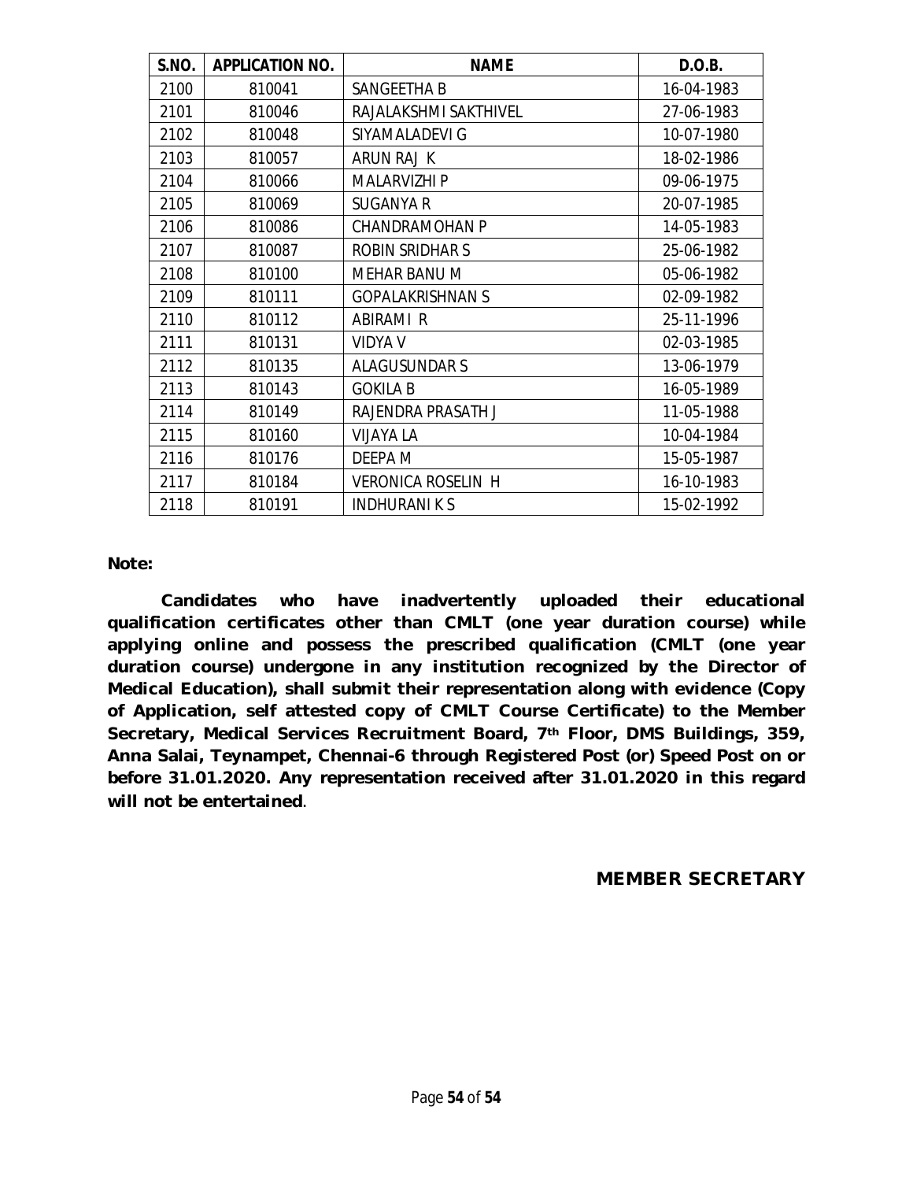| S.NO. | APPLICATION NO. | NAME | D.O.B. |
|---|---|---|---|
| 2100 | 810041 | SANGEETHA B | 16-04-1983 |
| 2101 | 810046 | RAJALAKSHMI SAKTHIVEL | 27-06-1983 |
| 2102 | 810048 | SIYAMALADEVI G | 10-07-1980 |
| 2103 | 810057 | ARUN RAJ K | 18-02-1986 |
| 2104 | 810066 | MALARVIZHI P | 09-06-1975 |
| 2105 | 810069 | SUGANYA R | 20-07-1985 |
| 2106 | 810086 | CHANDRAMOHAN P | 14-05-1983 |
| 2107 | 810087 | ROBIN SRIDHAR S | 25-06-1982 |
| 2108 | 810100 | MEHAR BANU M | 05-06-1982 |
| 2109 | 810111 | GOPALAKRISHNAN S | 02-09-1982 |
| 2110 | 810112 | ABIRAMI R | 25-11-1996 |
| 2111 | 810131 | VIDYA V | 02-03-1985 |
| 2112 | 810135 | ALAGUSUNDAR S | 13-06-1979 |
| 2113 | 810143 | GOKILA B | 16-05-1989 |
| 2114 | 810149 | RAJENDRA PRASATH J | 11-05-1988 |
| 2115 | 810160 | VIJAYA LA | 10-04-1984 |
| 2116 | 810176 | DEEPA M | 15-05-1987 |
| 2117 | 810184 | VERONICA ROSELIN H | 16-10-1983 |
| 2118 | 810191 | INDHURANI K S | 15-02-1992 |

**Note:**

**Candidates who have inadvertently uploaded their educational qualification certificates other than CMLT (one year duration course) while applying online and possess the prescribed qualification (CMLT (one year duration course) undergone in any institution recognized by the Director of Medical Education), shall submit their representation along with evidence (Copy of Application, self attested copy of CMLT Course Certificate) to the Member Secretary, Medical Services Recruitment Board, 7th Floor, DMS Buildings, 359, Anna Salai, Teynampet, Chennai-6 through Registered Post (or) Speed Post on or before 31.01.2020. Any representation received after 31.01.2020 in this regard will not be entertained**.

**MEMBER SECRETARY**